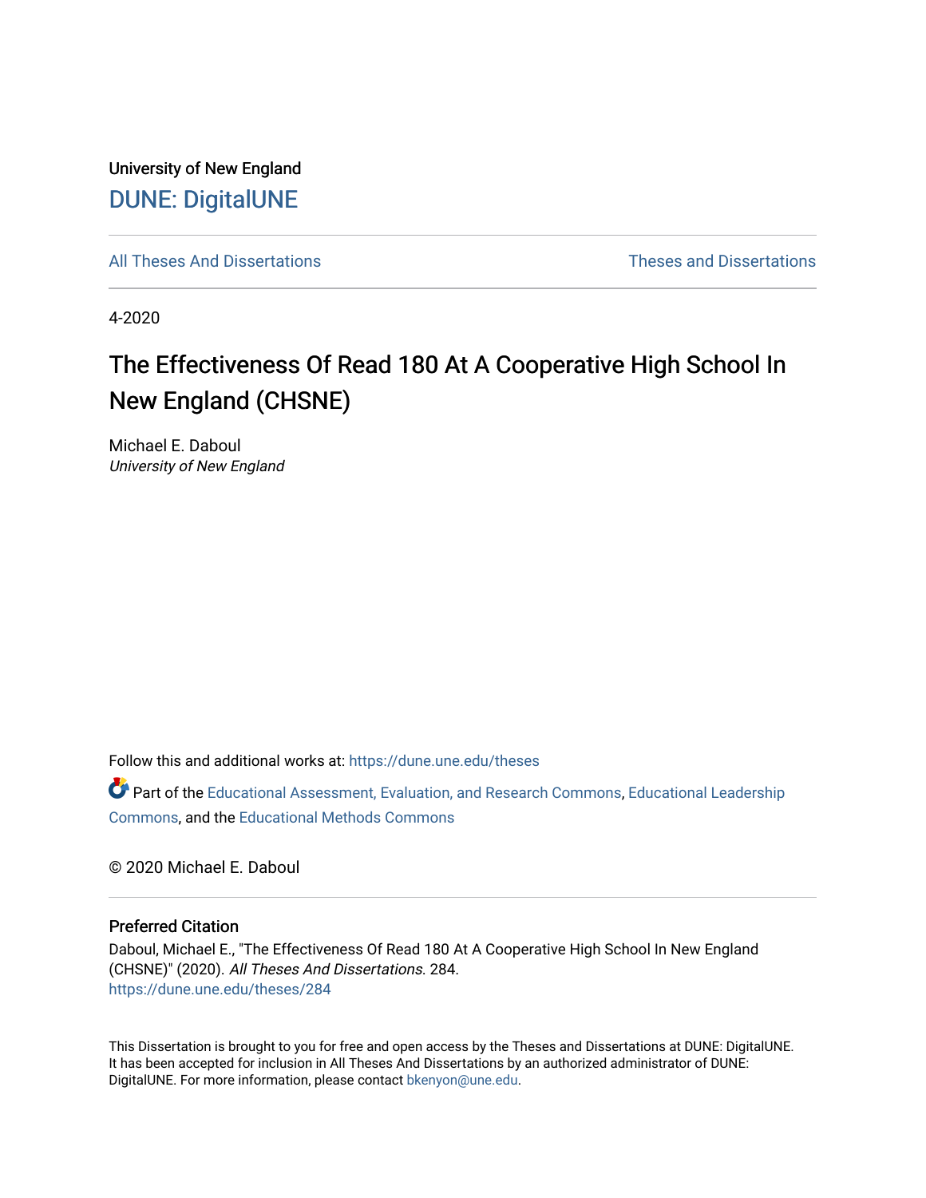University of New England

DUNE: DigitalUNE

All Theses And Dissertations

Theses and Dissertations

4-2020

# The Effectiveness Of Read 180 At A Cooperative High School In New England (CHSNE)

Michael E. Daboul
*University of New England*

Follow this and additional works at: https://dune.une.edu/theses

Part of the Educational Assessment, Evaluation, and Research Commons, Educational Leadership Commons, and the Educational Methods Commons

© 2020 Michael E. Daboul

## Preferred Citation

Daboul, Michael E., "The Effectiveness Of Read 180 At A Cooperative High School In New England (CHSNE)" (2020). *All Theses And Dissertations*. 284.
https://dune.une.edu/theses/284

This Dissertation is brought to you for free and open access by the Theses and Dissertations at DUNE: DigitalUNE. It has been accepted for inclusion in All Theses And Dissertations by an authorized administrator of DUNE: DigitalUNE. For more information, please contact bkenyon@une.edu.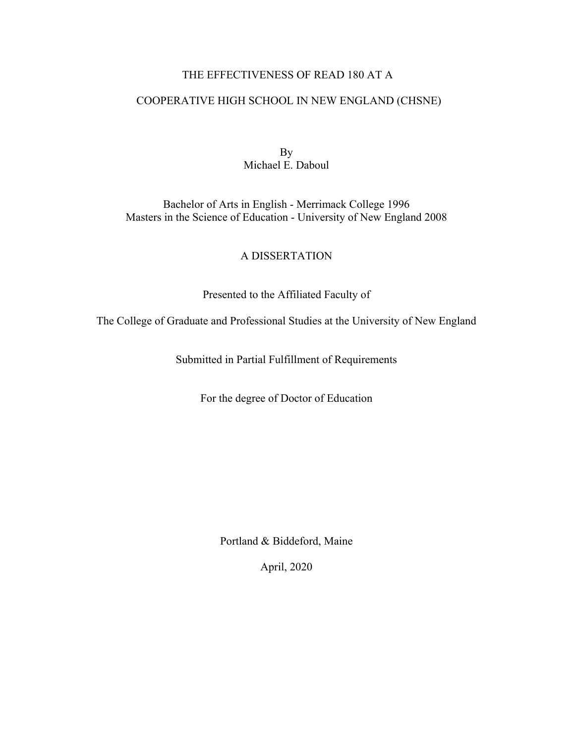# THE EFFECTIVENESS OF READ 180 AT A

# COOPERATIVE HIGH SCHOOL IN NEW ENGLAND (CHSNE)

By
Michael E. Daboul

Bachelor of Arts in English - Merrimack College 1996
Masters in the Science of Education - University of New England 2008

A DISSERTATION

Presented to the Affiliated Faculty of

The College of Graduate and Professional Studies at the University of New England

Submitted in Partial Fulfillment of Requirements

For the degree of Doctor of Education

Portland & Biddeford, Maine

April, 2020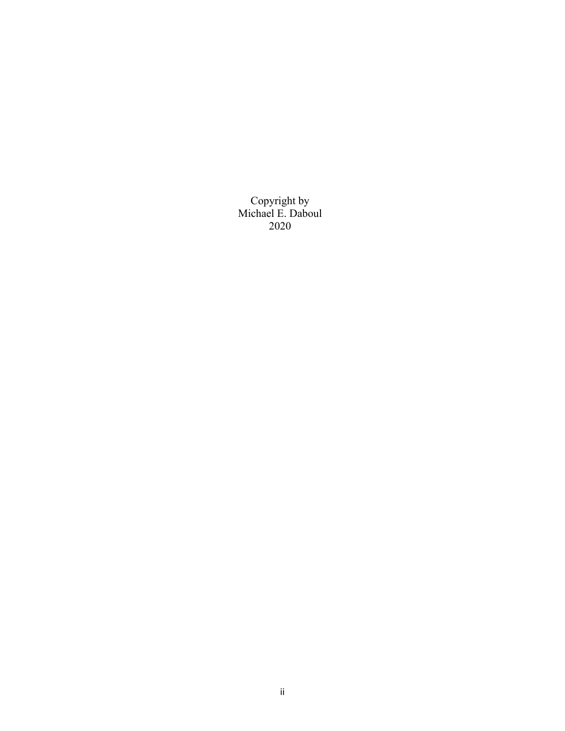Copyright by
Michael E. Daboul
2020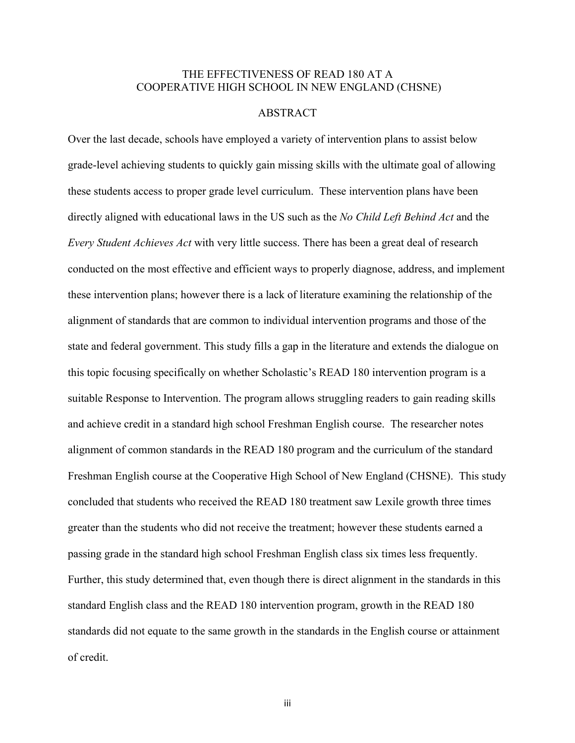# THE EFFECTIVENESS OF READ 180 AT A COOPERATIVE HIGH SCHOOL IN NEW ENGLAND (CHSNE)

## ABSTRACT

Over the last decade, schools have employed a variety of intervention plans to assist below grade-level achieving students to quickly gain missing skills with the ultimate goal of allowing these students access to proper grade level curriculum. These intervention plans have been directly aligned with educational laws in the US such as the *No Child Left Behind Act* and the *Every Student Achieves Act* with very little success. There has been a great deal of research conducted on the most effective and efficient ways to properly diagnose, address, and implement these intervention plans; however there is a lack of literature examining the relationship of the alignment of standards that are common to individual intervention programs and those of the state and federal government. This study fills a gap in the literature and extends the dialogue on this topic focusing specifically on whether Scholastic's READ 180 intervention program is a suitable Response to Intervention. The program allows struggling readers to gain reading skills and achieve credit in a standard high school Freshman English course. The researcher notes alignment of common standards in the READ 180 program and the curriculum of the standard Freshman English course at the Cooperative High School of New England (CHSNE). This study concluded that students who received the READ 180 treatment saw Lexile growth three times greater than the students who did not receive the treatment; however these students earned a passing grade in the standard high school Freshman English class six times less frequently. Further, this study determined that, even though there is direct alignment in the standards in this standard English class and the READ 180 intervention program, growth in the READ 180 standards did not equate to the same growth in the standards in the English course or attainment of credit.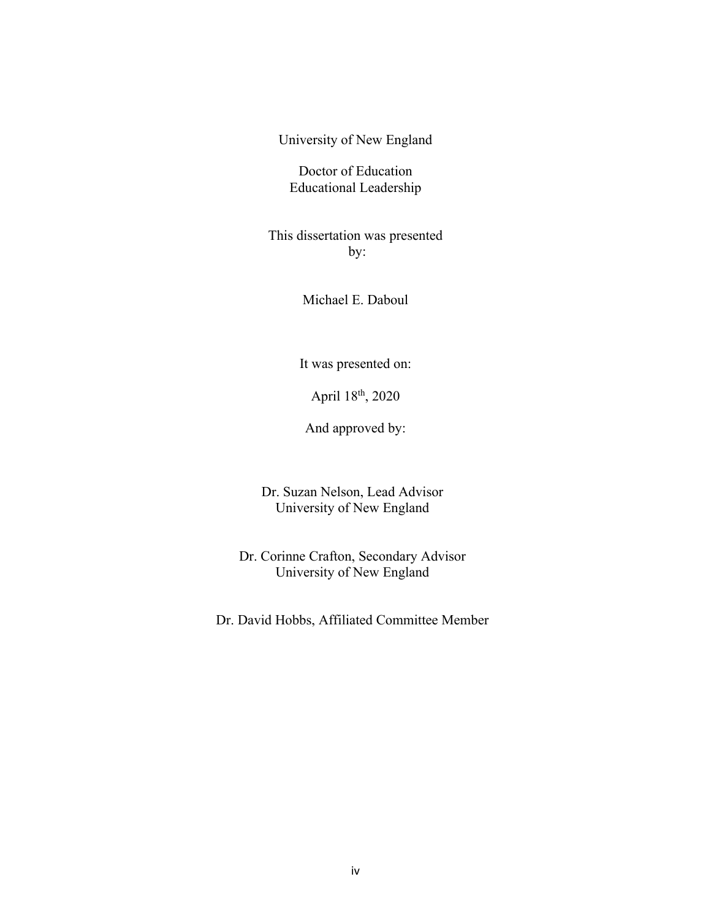University of New England

Doctor of Education
Educational Leadership

This dissertation was presented
by:

Michael E. Daboul

It was presented on:

April 18th, 2020

And approved by:

Dr. Suzan Nelson, Lead Advisor
University of New England

Dr. Corinne Crafton, Secondary Advisor
University of New England

Dr. David Hobbs, Affiliated Committee Member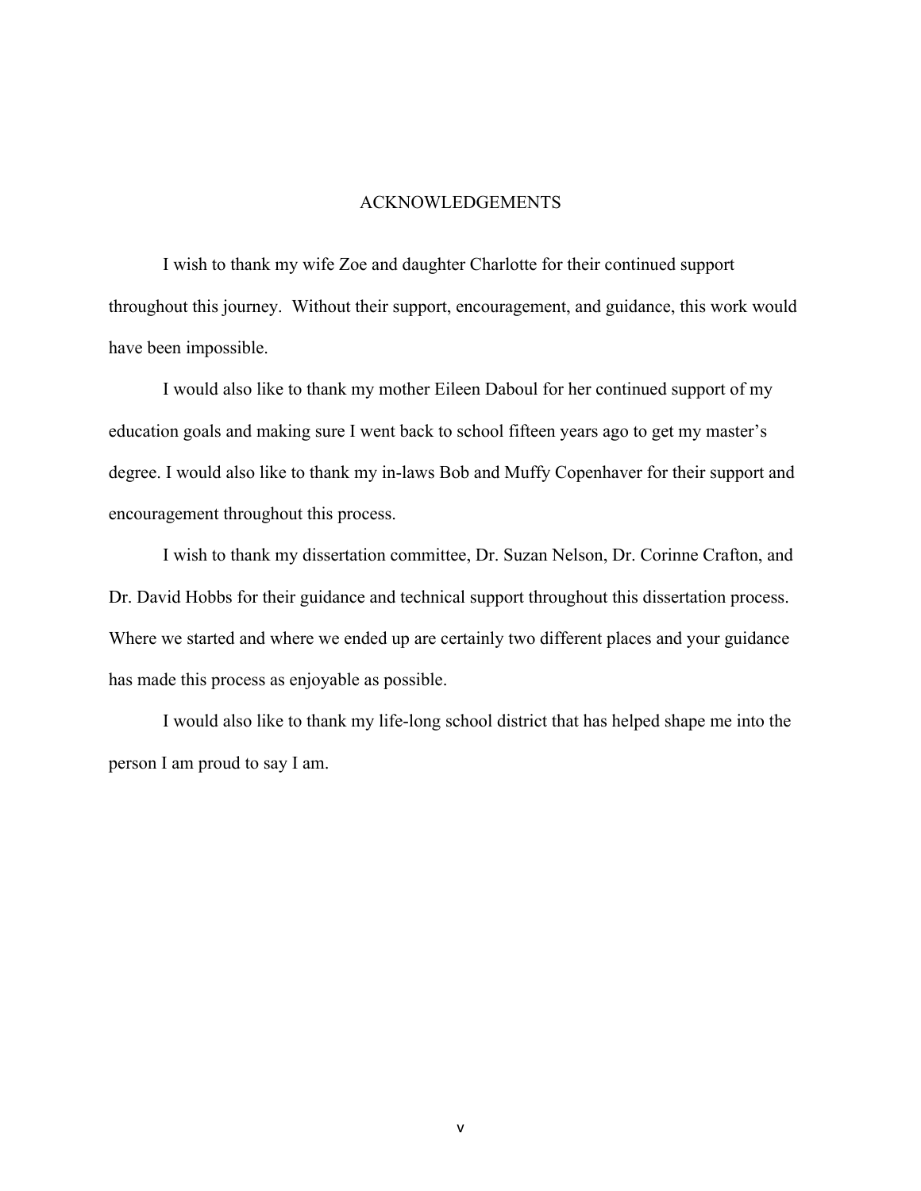# ACKNOWLEDGEMENTS

I wish to thank my wife Zoe and daughter Charlotte for their continued support throughout this journey. Without their support, encouragement, and guidance, this work would have been impossible.

I would also like to thank my mother Eileen Daboul for her continued support of my education goals and making sure I went back to school fifteen years ago to get my master's degree. I would also like to thank my in-laws Bob and Muffy Copenhaver for their support and encouragement throughout this process.

I wish to thank my dissertation committee, Dr. Suzan Nelson, Dr. Corinne Crafton, and Dr. David Hobbs for their guidance and technical support throughout this dissertation process. Where we started and where we ended up are certainly two different places and your guidance has made this process as enjoyable as possible.

I would also like to thank my life-long school district that has helped shape me into the person I am proud to say I am.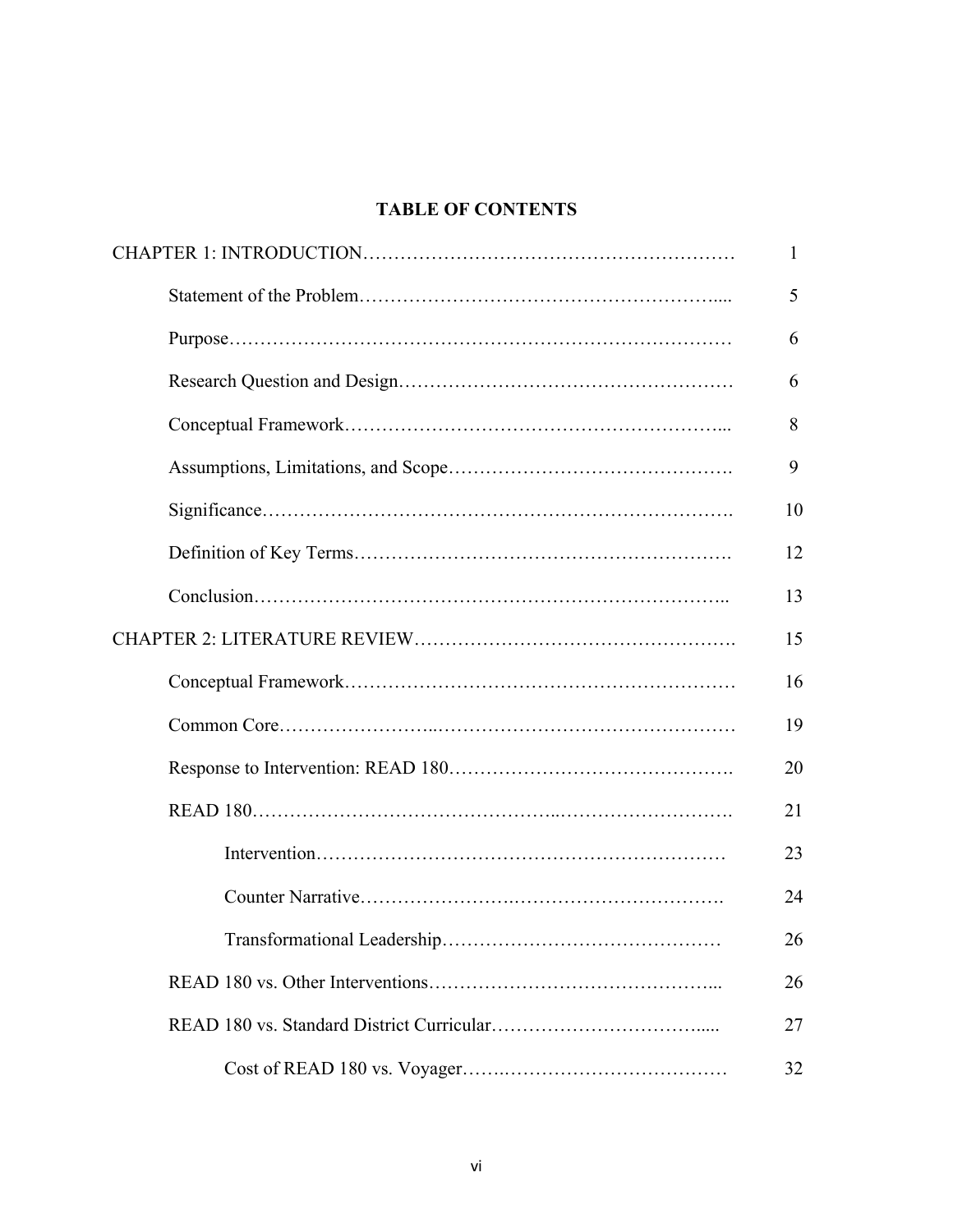# TABLE OF CONTENTS

| | |
|---|---|
| CHAPTER 1: INTRODUCTION | 1 |
| Statement of the Problem | 5 |
| Purpose | 6 |
| Research Question and Design | 6 |
| Conceptual Framework | 8 |
| Assumptions, Limitations, and Scope | 9 |
| Significance | 10 |
| Definition of Key Terms | 12 |
| Conclusion | 13 |
| CHAPTER 2: LITERATURE REVIEW | 15 |
| Conceptual Framework | 16 |
| Common Core | 19 |
| Response to Intervention: READ 180 | 20 |
| READ 180 | 21 |
| Intervention | 23 |
| Counter Narrative | 24 |
| Transformational Leadership | 26 |
| READ 180 vs. Other Interventions | 26 |
| READ 180 vs. Standard District Curricular | 27 |
| Cost of READ 180 vs. Voyager | 32 |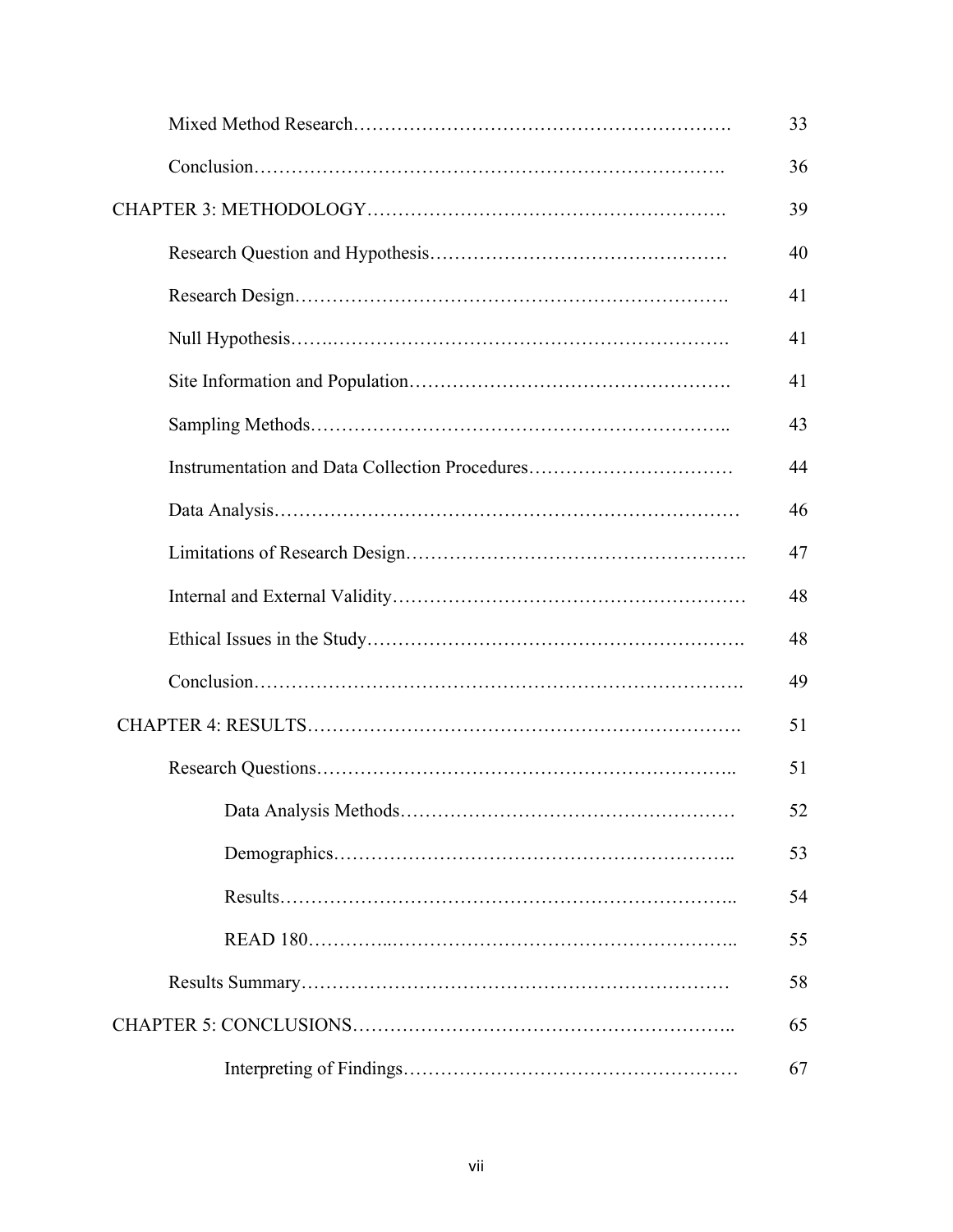| | |
|---|---|
| Mixed Method Research………………………………………………… | 33 |
| Conclusion………………………………………………………………. | 36 |
| CHAPTER 3: METHODOLOGY………………………………………………. | 39 |
| Research Question and Hypothesis………………………………………… | 40 |
| Research Design……………………………………………………………. | 41 |
| Null Hypothesis……………………………………………………………. | 41 |
| Site Information and Population…………………………………………. | 41 |
| Sampling Methods………………………………………………………….. | 43 |
| Instrumentation and Data Collection Procedures…………………………. | 44 |
| Data Analysis……………………………………………………………… | 46 |
| Limitations of Research Design……………………………………………. | 47 |
| Internal and External Validity……………………………………………… | 48 |
| Ethical Issues in the Study…………………………………………………. | 48 |
| Conclusion…………………………………………………………………. | 49 |
| CHAPTER 4: RESULTS…………………………………………………………. | 51 |
| Research Questions……………………………………………………….. | 51 |
| Data Analysis Methods…………………………………………… | 52 |
| Demographics…………………………………………………….. | 53 |
| Results……………………………………………………………. | 54 |
| READ 180…………………………………………………………. | 55 |
| Results Summary…………………………………………………………… | 58 |
| CHAPTER 5: CONCLUSIONS………………………………………………….. | 65 |
| Interpreting of Findings…………………………………………… | 67 |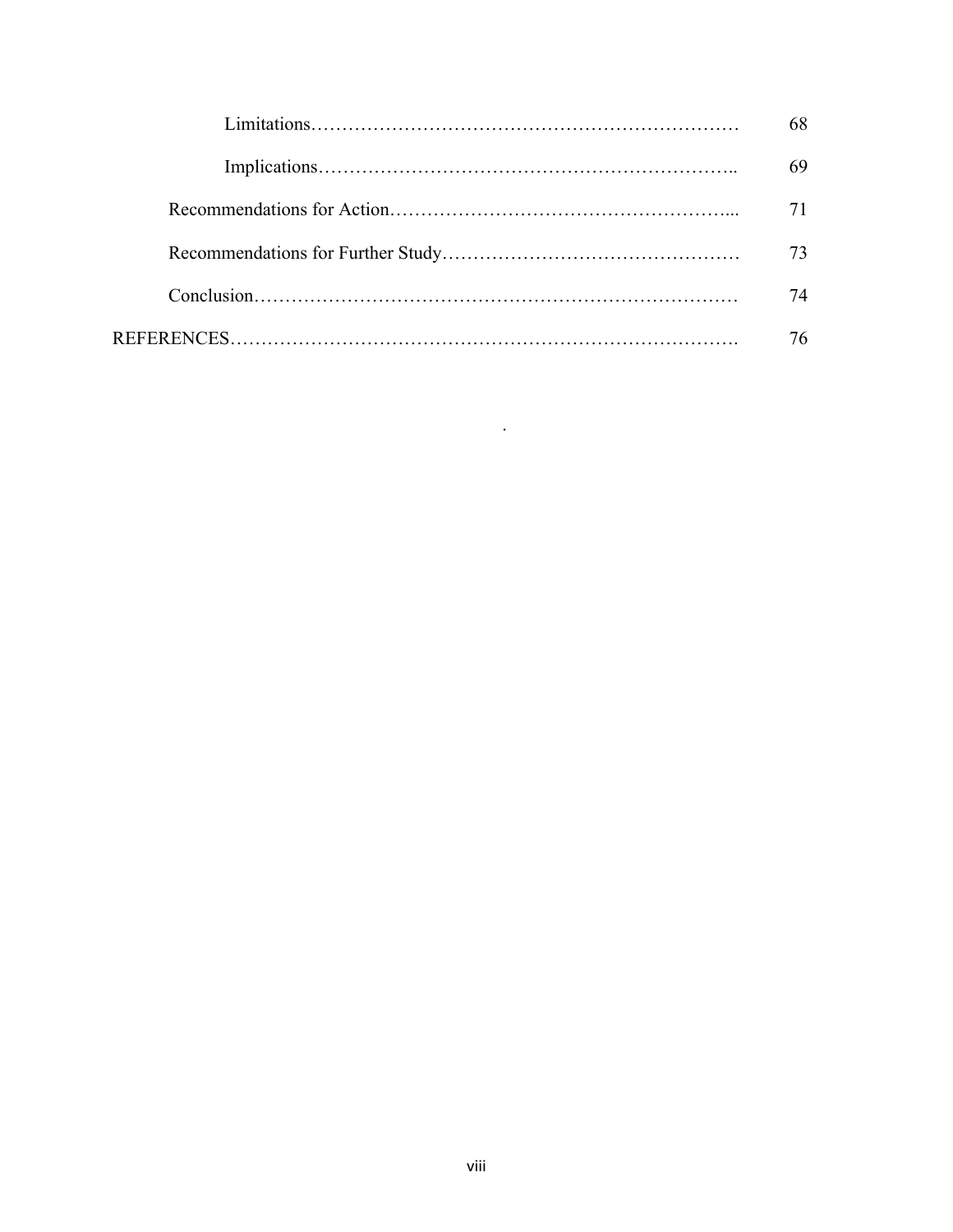Limitations……………………………………………………………. 68

Implications………………………………………………………….. 69

Recommendations for Action……………………………………………... 71

Recommendations for Further Study……………………………………… 73

Conclusion…………………………………………………………………. 74

REFERENCES……………………………………………………………………. 76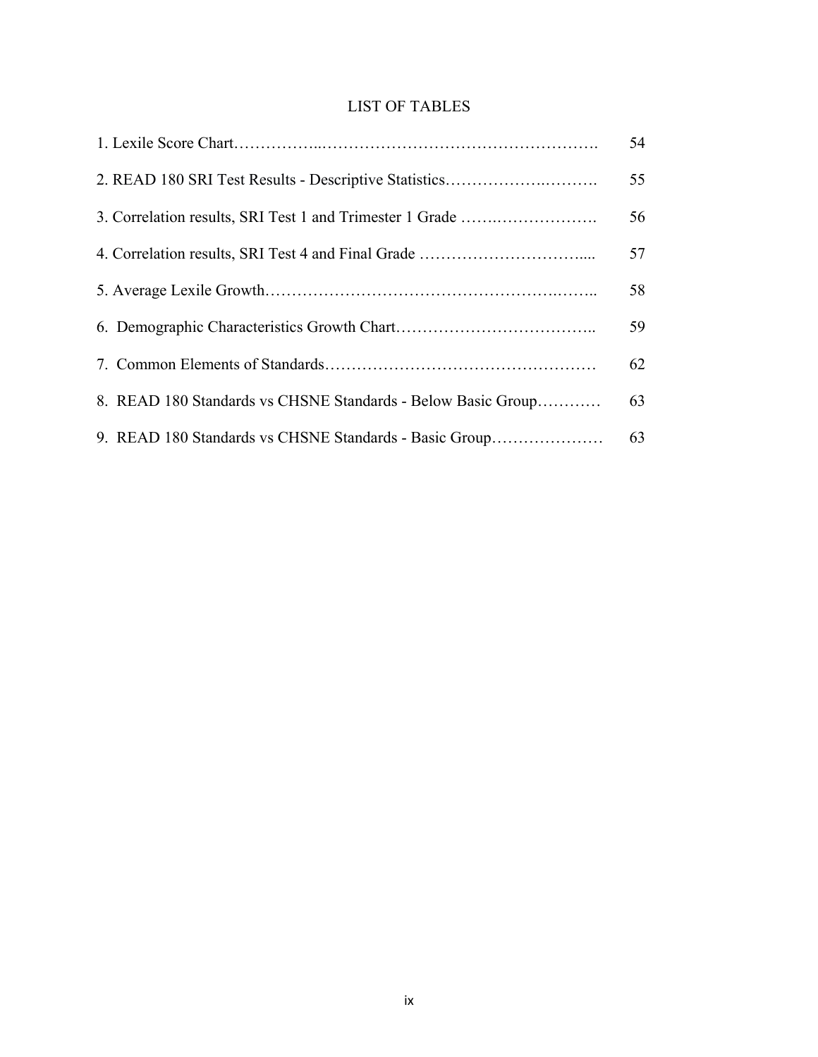# LIST OF TABLES

| | |
|---|---|
| 1. Lexile Score Chart | 54 |
| 2. READ 180 SRI Test Results - Descriptive Statistics | 55 |
| 3. Correlation results, SRI Test 1 and Trimester 1 Grade | 56 |
| 4. Correlation results, SRI Test 4 and Final Grade | 57 |
| 5. Average Lexile Growth | 58 |
| 6. Demographic Characteristics Growth Chart | 59 |
| 7. Common Elements of Standards | 62 |
| 8. READ 180 Standards vs CHSNE Standards - Below Basic Group | 63 |
| 9. READ 180 Standards vs CHSNE Standards - Basic Group | 63 |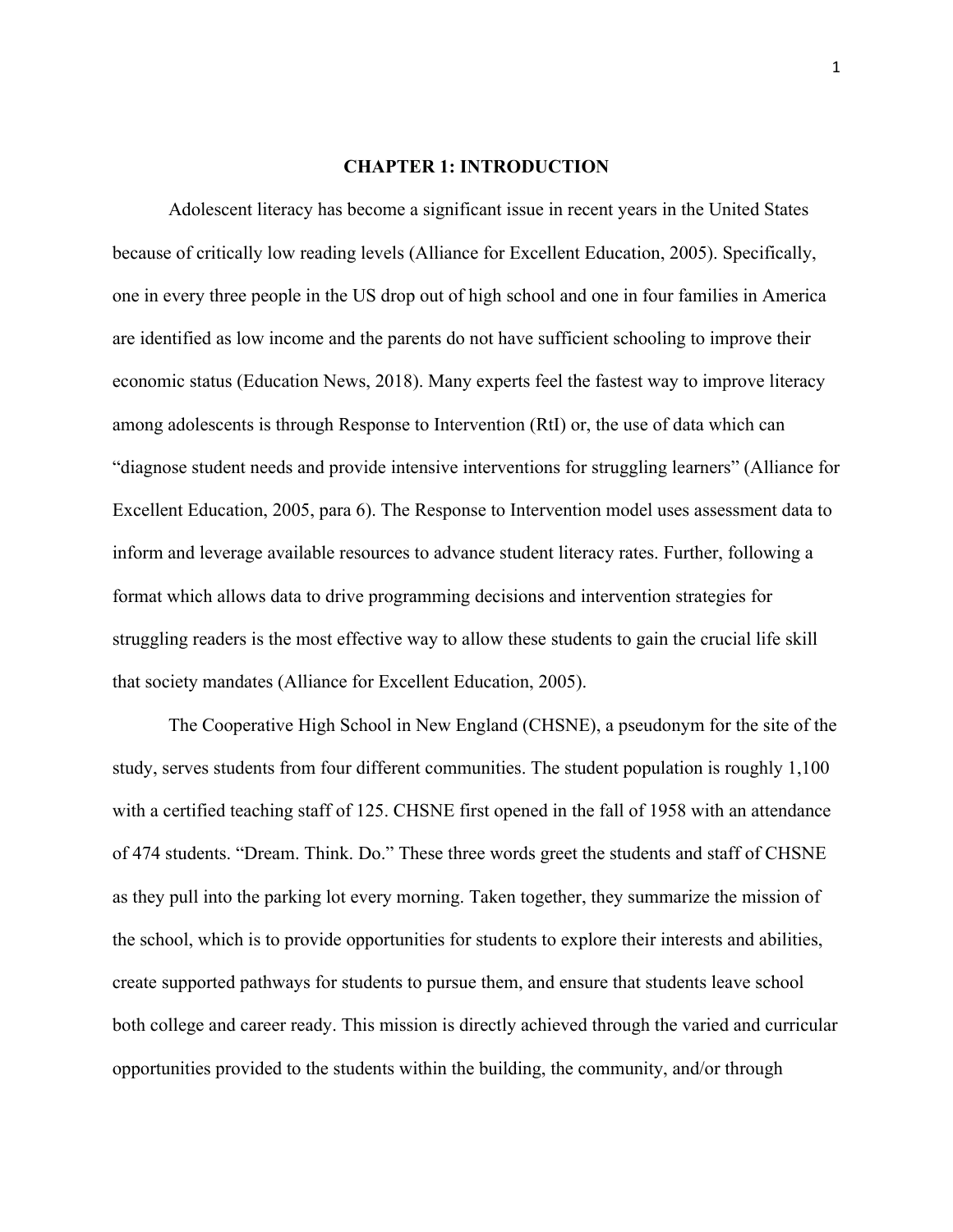# CHAPTER 1: INTRODUCTION

Adolescent literacy has become a significant issue in recent years in the United States because of critically low reading levels (Alliance for Excellent Education, 2005). Specifically, one in every three people in the US drop out of high school and one in four families in America are identified as low income and the parents do not have sufficient schooling to improve their economic status (Education News, 2018). Many experts feel the fastest way to improve literacy among adolescents is through Response to Intervention (RtI) or, the use of data which can "diagnose student needs and provide intensive interventions for struggling learners" (Alliance for Excellent Education, 2005, para 6). The Response to Intervention model uses assessment data to inform and leverage available resources to advance student literacy rates. Further, following a format which allows data to drive programming decisions and intervention strategies for struggling readers is the most effective way to allow these students to gain the crucial life skill that society mandates (Alliance for Excellent Education, 2005).

The Cooperative High School in New England (CHSNE), a pseudonym for the site of the study, serves students from four different communities. The student population is roughly 1,100 with a certified teaching staff of 125. CHSNE first opened in the fall of 1958 with an attendance of 474 students. "Dream. Think. Do." These three words greet the students and staff of CHSNE as they pull into the parking lot every morning. Taken together, they summarize the mission of the school, which is to provide opportunities for students to explore their interests and abilities, create supported pathways for students to pursue them, and ensure that students leave school both college and career ready. This mission is directly achieved through the varied and curricular opportunities provided to the students within the building, the community, and/or through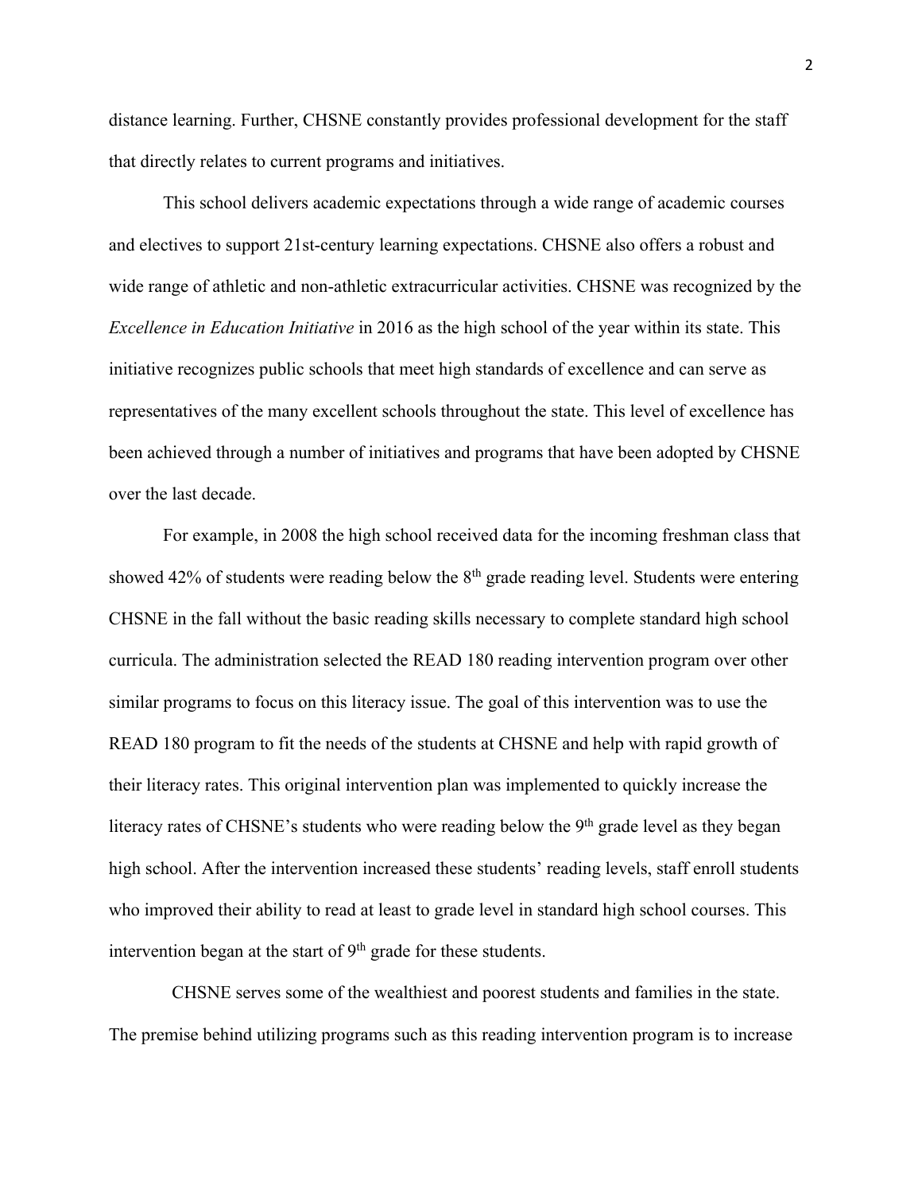distance learning. Further, CHSNE constantly provides professional development for the staff that directly relates to current programs and initiatives.

This school delivers academic expectations through a wide range of academic courses and electives to support 21st-century learning expectations. CHSNE also offers a robust and wide range of athletic and non-athletic extracurricular activities. CHSNE was recognized by the *Excellence in Education Initiative* in 2016 as the high school of the year within its state. This initiative recognizes public schools that meet high standards of excellence and can serve as representatives of the many excellent schools throughout the state. This level of excellence has been achieved through a number of initiatives and programs that have been adopted by CHSNE over the last decade.

For example, in 2008 the high school received data for the incoming freshman class that showed 42% of students were reading below the 8th grade reading level. Students were entering CHSNE in the fall without the basic reading skills necessary to complete standard high school curricula. The administration selected the READ 180 reading intervention program over other similar programs to focus on this literacy issue. The goal of this intervention was to use the READ 180 program to fit the needs of the students at CHSNE and help with rapid growth of their literacy rates. This original intervention plan was implemented to quickly increase the literacy rates of CHSNE's students who were reading below the 9th grade level as they began high school. After the intervention increased these students' reading levels, staff enroll students who improved their ability to read at least to grade level in standard high school courses. This intervention began at the start of 9th grade for these students.

CHSNE serves some of the wealthiest and poorest students and families in the state. The premise behind utilizing programs such as this reading intervention program is to increase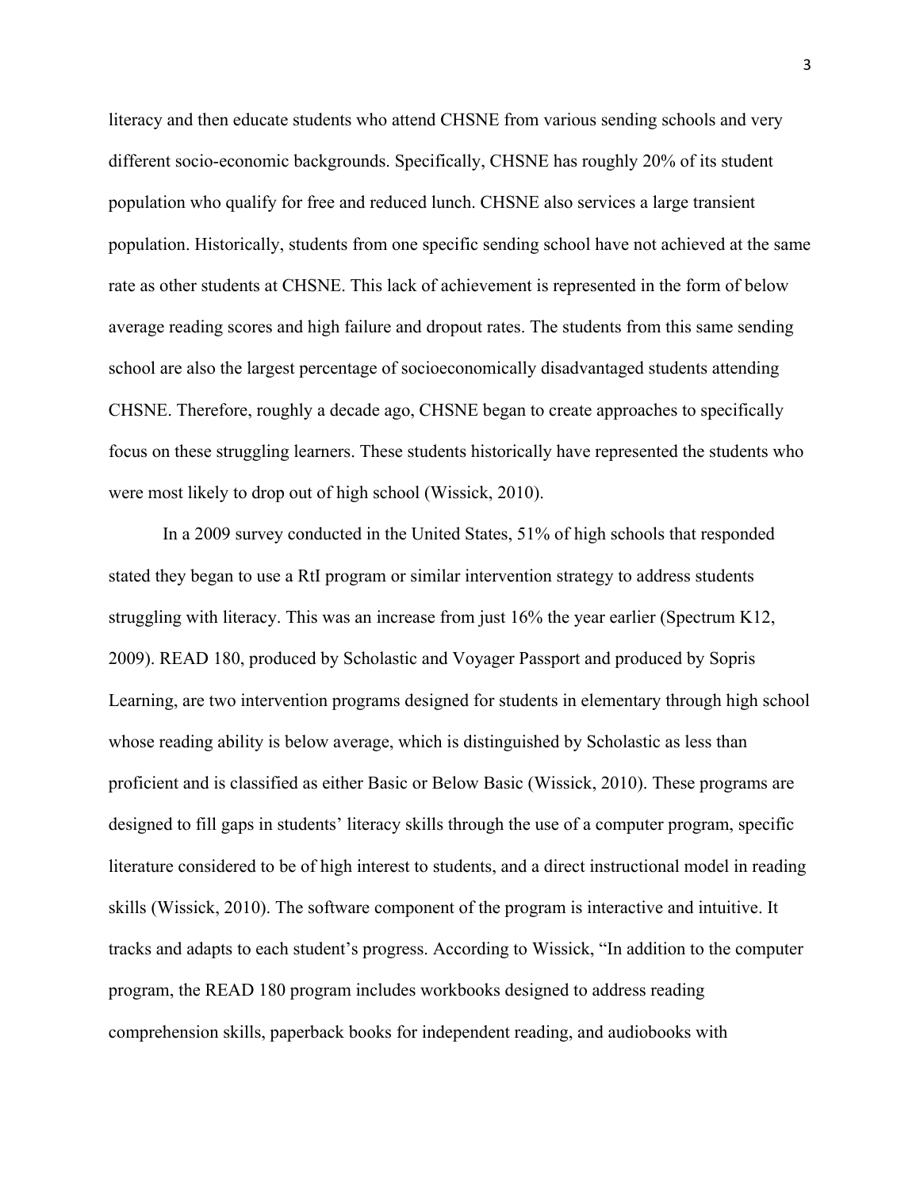literacy and then educate students who attend CHSNE from various sending schools and very different socio-economic backgrounds. Specifically, CHSNE has roughly 20% of its student population who qualify for free and reduced lunch. CHSNE also services a large transient population. Historically, students from one specific sending school have not achieved at the same rate as other students at CHSNE. This lack of achievement is represented in the form of below average reading scores and high failure and dropout rates. The students from this same sending school are also the largest percentage of socioeconomically disadvantaged students attending CHSNE. Therefore, roughly a decade ago, CHSNE began to create approaches to specifically focus on these struggling learners. These students historically have represented the students who were most likely to drop out of high school (Wissick, 2010).

In a 2009 survey conducted in the United States, 51% of high schools that responded stated they began to use a RtI program or similar intervention strategy to address students struggling with literacy. This was an increase from just 16% the year earlier (Spectrum K12, 2009). READ 180, produced by Scholastic and Voyager Passport and produced by Sopris Learning, are two intervention programs designed for students in elementary through high school whose reading ability is below average, which is distinguished by Scholastic as less than proficient and is classified as either Basic or Below Basic (Wissick, 2010). These programs are designed to fill gaps in students' literacy skills through the use of a computer program, specific literature considered to be of high interest to students, and a direct instructional model in reading skills (Wissick, 2010). The software component of the program is interactive and intuitive. It tracks and adapts to each student's progress. According to Wissick, "In addition to the computer program, the READ 180 program includes workbooks designed to address reading comprehension skills, paperback books for independent reading, and audiobooks with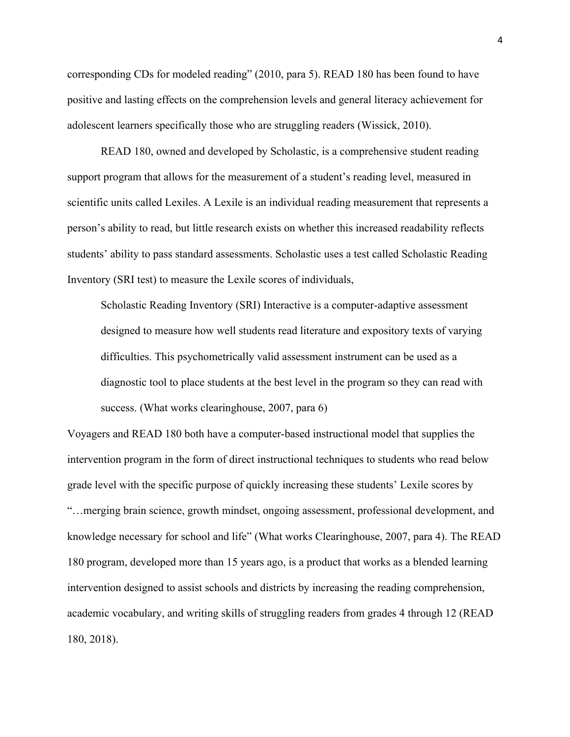corresponding CDs for modeled reading" (2010, para 5). READ 180 has been found to have positive and lasting effects on the comprehension levels and general literacy achievement for adolescent learners specifically those who are struggling readers (Wissick, 2010).

READ 180, owned and developed by Scholastic, is a comprehensive student reading support program that allows for the measurement of a student's reading level, measured in scientific units called Lexiles. A Lexile is an individual reading measurement that represents a person's ability to read, but little research exists on whether this increased readability reflects students' ability to pass standard assessments. Scholastic uses a test called Scholastic Reading Inventory (SRI test) to measure the Lexile scores of individuals,

> Scholastic Reading Inventory (SRI) Interactive is a computer-adaptive assessment designed to measure how well students read literature and expository texts of varying difficulties. This psychometrically valid assessment instrument can be used as a diagnostic tool to place students at the best level in the program so they can read with success. (What works clearinghouse, 2007, para 6)

Voyagers and READ 180 both have a computer-based instructional model that supplies the intervention program in the form of direct instructional techniques to students who read below grade level with the specific purpose of quickly increasing these students' Lexile scores by "…merging brain science, growth mindset, ongoing assessment, professional development, and knowledge necessary for school and life" (What works Clearinghouse, 2007, para 4). The READ 180 program, developed more than 15 years ago, is a product that works as a blended learning intervention designed to assist schools and districts by increasing the reading comprehension, academic vocabulary, and writing skills of struggling readers from grades 4 through 12 (READ 180, 2018).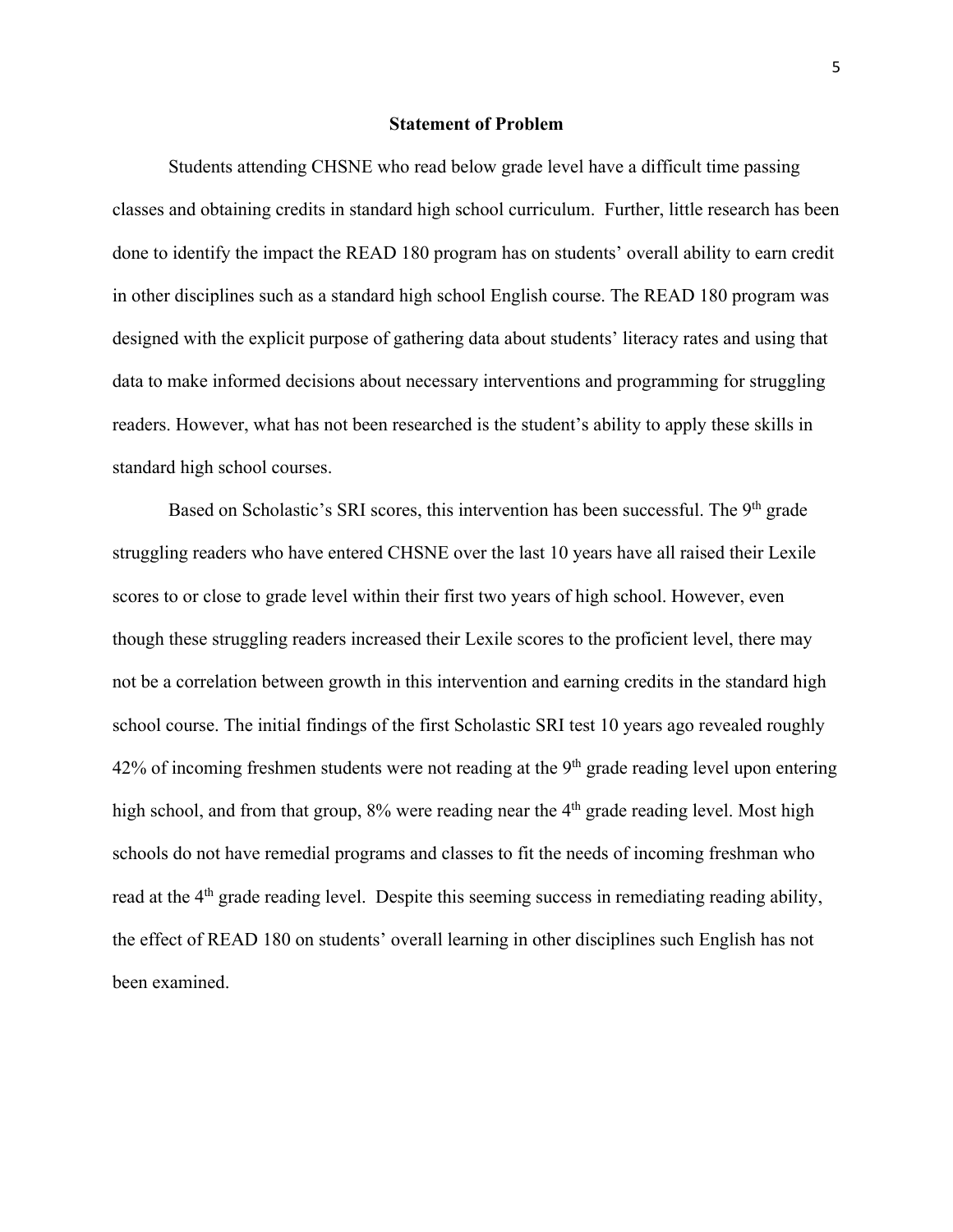## Statement of Problem

Students attending CHSNE who read below grade level have a difficult time passing classes and obtaining credits in standard high school curriculum. Further, little research has been done to identify the impact the READ 180 program has on students' overall ability to earn credit in other disciplines such as a standard high school English course. The READ 180 program was designed with the explicit purpose of gathering data about students' literacy rates and using that data to make informed decisions about necessary interventions and programming for struggling readers. However, what has not been researched is the student's ability to apply these skills in standard high school courses.

Based on Scholastic's SRI scores, this intervention has been successful. The 9th grade struggling readers who have entered CHSNE over the last 10 years have all raised their Lexile scores to or close to grade level within their first two years of high school. However, even though these struggling readers increased their Lexile scores to the proficient level, there may not be a correlation between growth in this intervention and earning credits in the standard high school course. The initial findings of the first Scholastic SRI test 10 years ago revealed roughly 42% of incoming freshmen students were not reading at the 9th grade reading level upon entering high school, and from that group, 8% were reading near the 4th grade reading level. Most high schools do not have remedial programs and classes to fit the needs of incoming freshman who read at the 4th grade reading level. Despite this seeming success in remediating reading ability, the effect of READ 180 on students' overall learning in other disciplines such English has not been examined.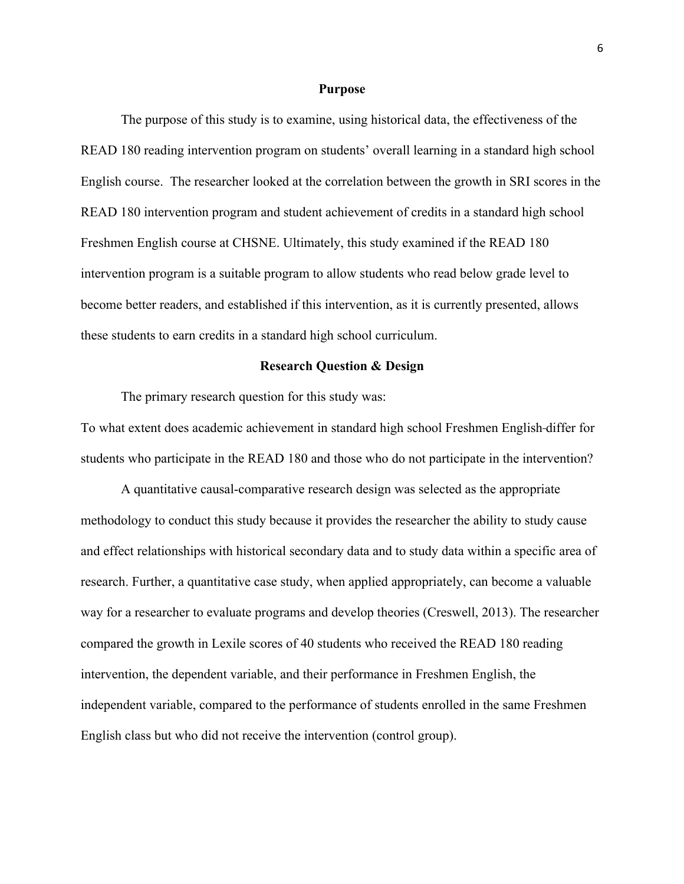## Purpose

The purpose of this study is to examine, using historical data, the effectiveness of the READ 180 reading intervention program on students' overall learning in a standard high school English course. The researcher looked at the correlation between the growth in SRI scores in the READ 180 intervention program and student achievement of credits in a standard high school Freshmen English course at CHSNE. Ultimately, this study examined if the READ 180 intervention program is a suitable program to allow students who read below grade level to become better readers, and established if this intervention, as it is currently presented, allows these students to earn credits in a standard high school curriculum.

## Research Question & Design

The primary research question for this study was:

To what extent does academic achievement in standard high school Freshmen English differ for students who participate in the READ 180 and those who do not participate in the intervention?

A quantitative causal-comparative research design was selected as the appropriate methodology to conduct this study because it provides the researcher the ability to study cause and effect relationships with historical secondary data and to study data within a specific area of research. Further, a quantitative case study, when applied appropriately, can become a valuable way for a researcher to evaluate programs and develop theories (Creswell, 2013). The researcher compared the growth in Lexile scores of 40 students who received the READ 180 reading intervention, the dependent variable, and their performance in Freshmen English, the independent variable, compared to the performance of students enrolled in the same Freshmen English class but who did not receive the intervention (control group).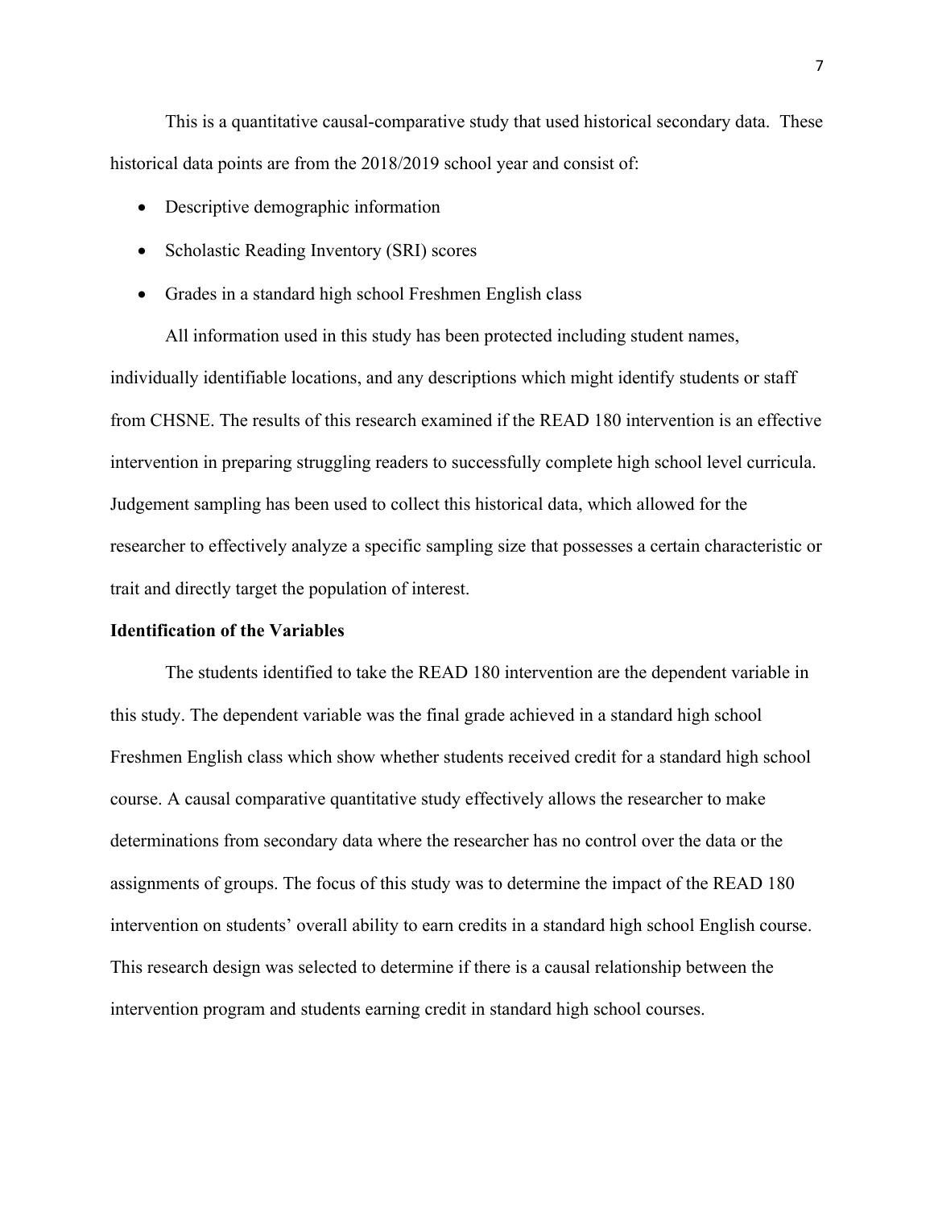This is a quantitative causal-comparative study that used historical secondary data. These historical data points are from the 2018/2019 school year and consist of:

- Descriptive demographic information
- Scholastic Reading Inventory (SRI) scores
- Grades in a standard high school Freshmen English class

All information used in this study has been protected including student names, individually identifiable locations, and any descriptions which might identify students or staff from CHSNE. The results of this research examined if the READ 180 intervention is an effective intervention in preparing struggling readers to successfully complete high school level curricula. Judgement sampling has been used to collect this historical data, which allowed for the researcher to effectively analyze a specific sampling size that possesses a certain characteristic or trait and directly target the population of interest.

**Identification of the Variables**

The students identified to take the READ 180 intervention are the dependent variable in this study. The dependent variable was the final grade achieved in a standard high school Freshmen English class which show whether students received credit for a standard high school course. A causal comparative quantitative study effectively allows the researcher to make determinations from secondary data where the researcher has no control over the data or the assignments of groups. The focus of this study was to determine the impact of the READ 180 intervention on students' overall ability to earn credits in a standard high school English course. This research design was selected to determine if there is a causal relationship between the intervention program and students earning credit in standard high school courses.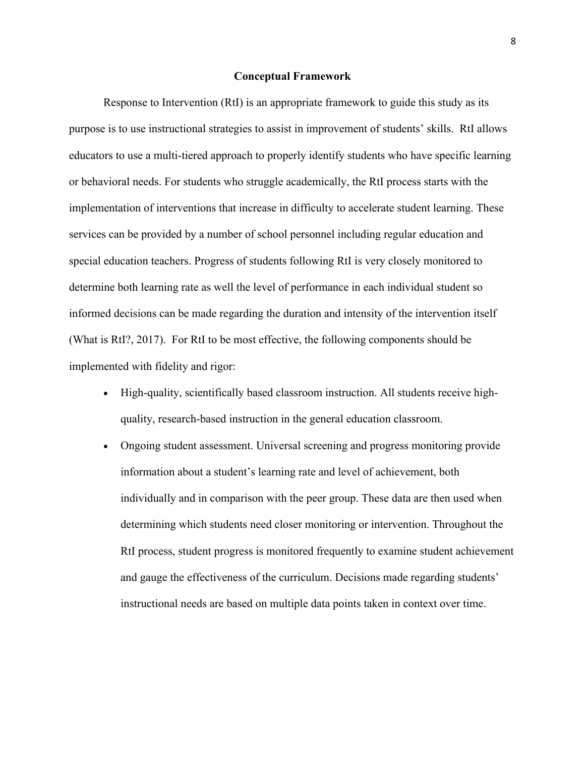## Conceptual Framework

Response to Intervention (RtI) is an appropriate framework to guide this study as its purpose is to use instructional strategies to assist in improvement of students' skills. RtI allows educators to use a multi-tiered approach to properly identify students who have specific learning or behavioral needs. For students who struggle academically, the RtI process starts with the implementation of interventions that increase in difficulty to accelerate student learning. These services can be provided by a number of school personnel including regular education and special education teachers. Progress of students following RtI is very closely monitored to determine both learning rate as well the level of performance in each individual student so informed decisions can be made regarding the duration and intensity of the intervention itself (What is RtI?, 2017). For RtI to be most effective, the following components should be implemented with fidelity and rigor:

- High-quality, scientifically based classroom instruction. All students receive high-quality, research-based instruction in the general education classroom.
- Ongoing student assessment. Universal screening and progress monitoring provide information about a student's learning rate and level of achievement, both individually and in comparison with the peer group. These data are then used when determining which students need closer monitoring or intervention. Throughout the RtI process, student progress is monitored frequently to examine student achievement and gauge the effectiveness of the curriculum. Decisions made regarding students' instructional needs are based on multiple data points taken in context over time.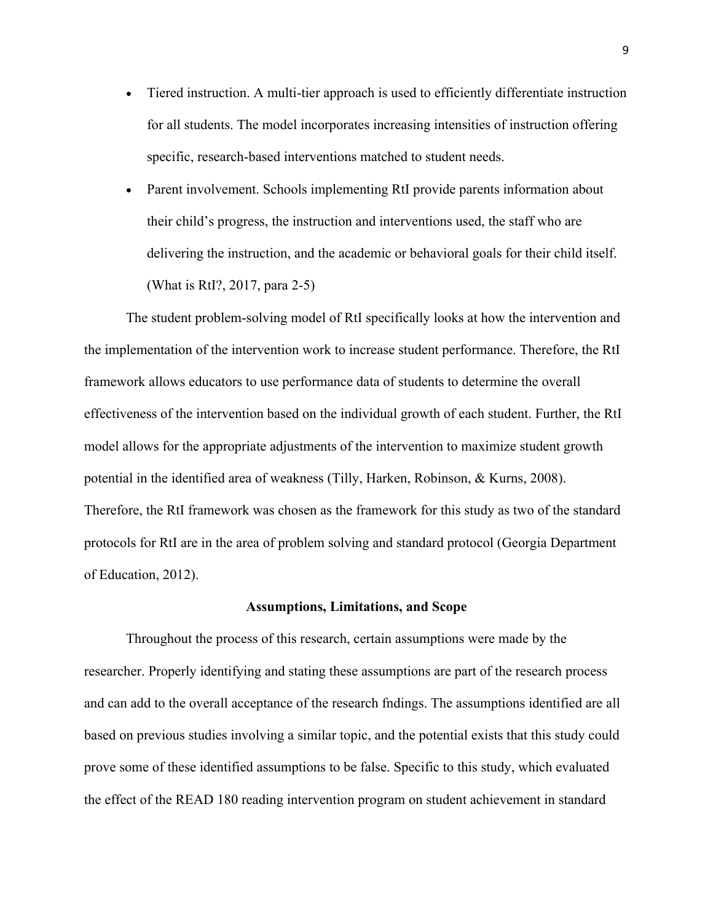- Tiered instruction. A multi-tier approach is used to efficiently differentiate instruction for all students. The model incorporates increasing intensities of instruction offering specific, research-based interventions matched to student needs.
- Parent involvement. Schools implementing RtI provide parents information about their child's progress, the instruction and interventions used, the staff who are delivering the instruction, and the academic or behavioral goals for their child itself. (What is RtI?, 2017, para 2-5)

The student problem-solving model of RtI specifically looks at how the intervention and the implementation of the intervention work to increase student performance. Therefore, the RtI framework allows educators to use performance data of students to determine the overall effectiveness of the intervention based on the individual growth of each student. Further, the RtI model allows for the appropriate adjustments of the intervention to maximize student growth potential in the identified area of weakness (Tilly, Harken, Robinson, & Kurns, 2008). Therefore, the RtI framework was chosen as the framework for this study as two of the standard protocols for RtI are in the area of problem solving and standard protocol (Georgia Department of Education, 2012).

## Assumptions, Limitations, and Scope

Throughout the process of this research, certain assumptions were made by the researcher. Properly identifying and stating these assumptions are part of the research process and can add to the overall acceptance of the research fndings. The assumptions identified are all based on previous studies involving a similar topic, and the potential exists that this study could prove some of these identified assumptions to be false. Specific to this study, which evaluated the effect of the READ 180 reading intervention program on student achievement in standard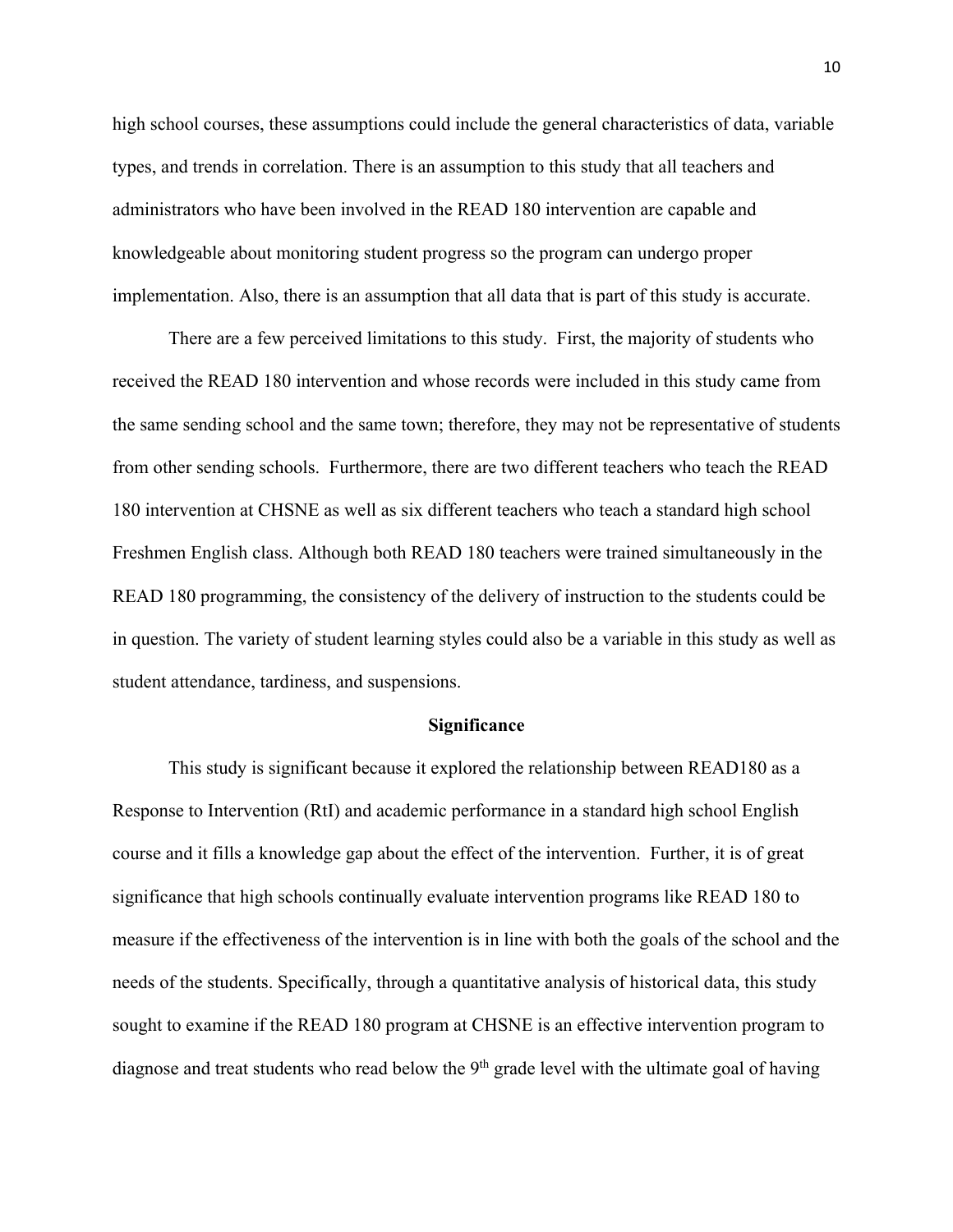high school courses, these assumptions could include the general characteristics of data, variable types, and trends in correlation. There is an assumption to this study that all teachers and administrators who have been involved in the READ 180 intervention are capable and knowledgeable about monitoring student progress so the program can undergo proper implementation. Also, there is an assumption that all data that is part of this study is accurate.

There are a few perceived limitations to this study. First, the majority of students who received the READ 180 intervention and whose records were included in this study came from the same sending school and the same town; therefore, they may not be representative of students from other sending schools. Furthermore, there are two different teachers who teach the READ 180 intervention at CHSNE as well as six different teachers who teach a standard high school Freshmen English class. Although both READ 180 teachers were trained simultaneously in the READ 180 programming, the consistency of the delivery of instruction to the students could be in question. The variety of student learning styles could also be a variable in this study as well as student attendance, tardiness, and suspensions.

## Significance

This study is significant because it explored the relationship between READ180 as a Response to Intervention (RtI) and academic performance in a standard high school English course and it fills a knowledge gap about the effect of the intervention. Further, it is of great significance that high schools continually evaluate intervention programs like READ 180 to measure if the effectiveness of the intervention is in line with both the goals of the school and the needs of the students. Specifically, through a quantitative analysis of historical data, this study sought to examine if the READ 180 program at CHSNE is an effective intervention program to diagnose and treat students who read below the 9th grade level with the ultimate goal of having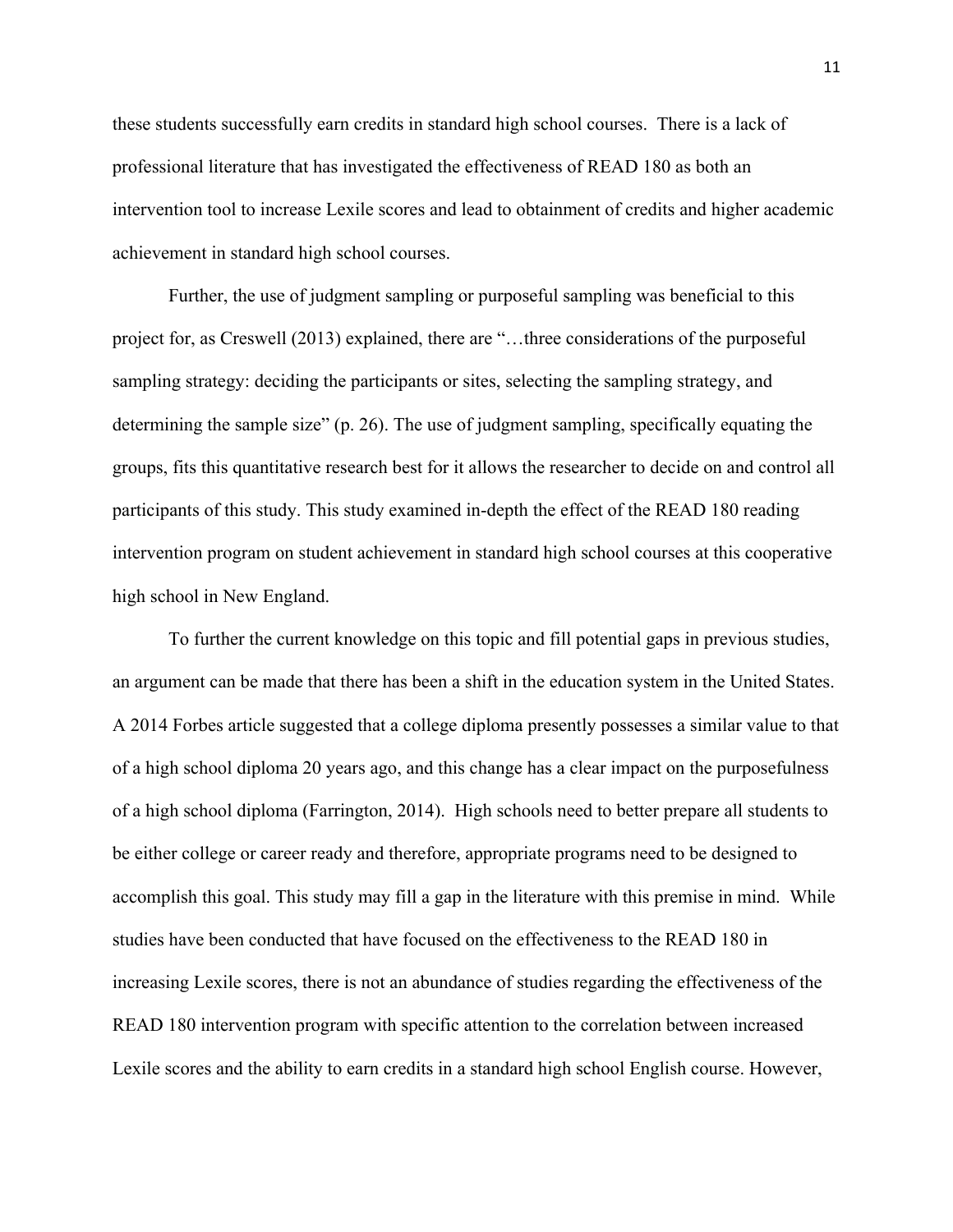these students successfully earn credits in standard high school courses. There is a lack of professional literature that has investigated the effectiveness of READ 180 as both an intervention tool to increase Lexile scores and lead to obtainment of credits and higher academic achievement in standard high school courses.

Further, the use of judgment sampling or purposeful sampling was beneficial to this project for, as Creswell (2013) explained, there are "…three considerations of the purposeful sampling strategy: deciding the participants or sites, selecting the sampling strategy, and determining the sample size" (p. 26). The use of judgment sampling, specifically equating the groups, fits this quantitative research best for it allows the researcher to decide on and control all participants of this study. This study examined in-depth the effect of the READ 180 reading intervention program on student achievement in standard high school courses at this cooperative high school in New England.

To further the current knowledge on this topic and fill potential gaps in previous studies, an argument can be made that there has been a shift in the education system in the United States. A 2014 Forbes article suggested that a college diploma presently possesses a similar value to that of a high school diploma 20 years ago, and this change has a clear impact on the purposefulness of a high school diploma (Farrington, 2014). High schools need to better prepare all students to be either college or career ready and therefore, appropriate programs need to be designed to accomplish this goal. This study may fill a gap in the literature with this premise in mind. While studies have been conducted that have focused on the effectiveness to the READ 180 in increasing Lexile scores, there is not an abundance of studies regarding the effectiveness of the READ 180 intervention program with specific attention to the correlation between increased Lexile scores and the ability to earn credits in a standard high school English course. However,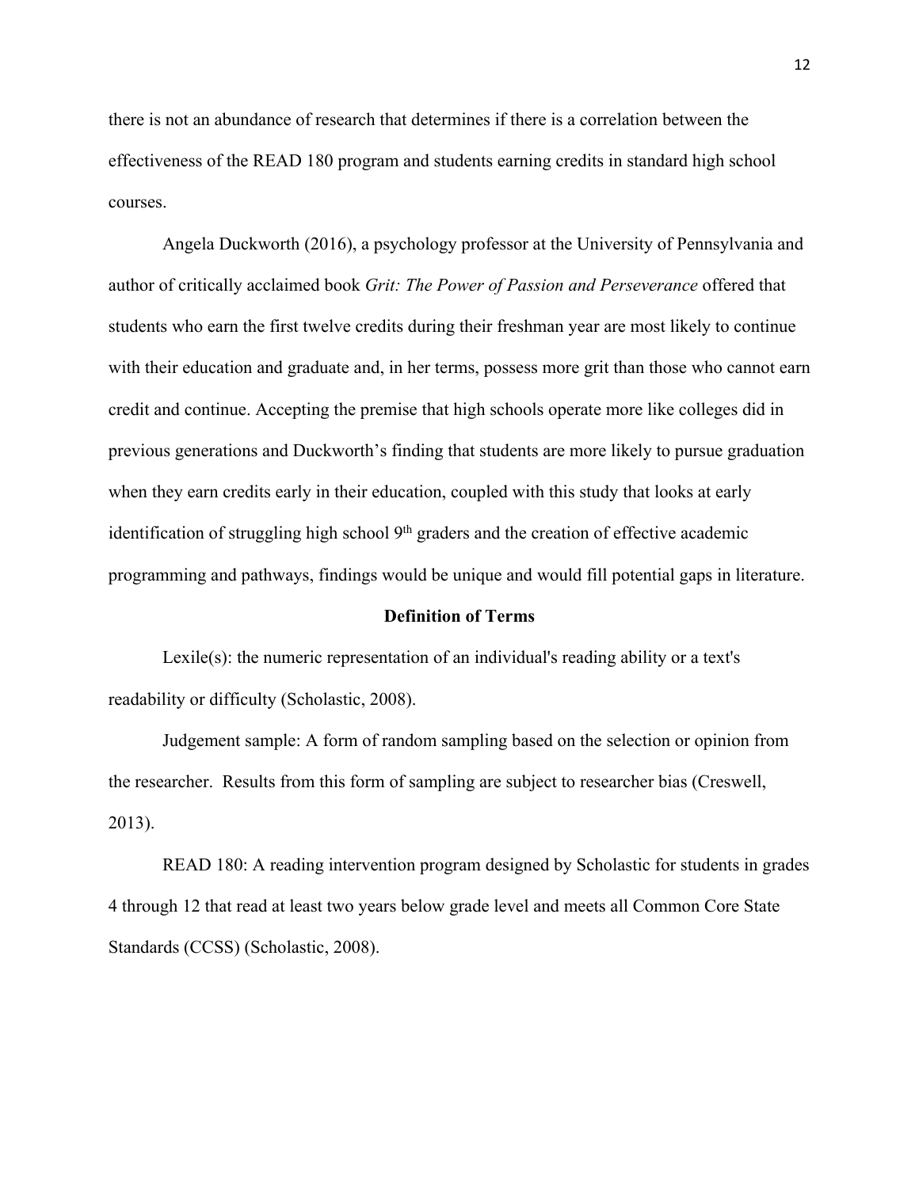there is not an abundance of research that determines if there is a correlation between the effectiveness of the READ 180 program and students earning credits in standard high school courses.

Angela Duckworth (2016), a psychology professor at the University of Pennsylvania and author of critically acclaimed book *Grit: The Power of Passion and Perseverance* offered that students who earn the first twelve credits during their freshman year are most likely to continue with their education and graduate and, in her terms, possess more grit than those who cannot earn credit and continue. Accepting the premise that high schools operate more like colleges did in previous generations and Duckworth's finding that students are more likely to pursue graduation when they earn credits early in their education, coupled with this study that looks at early identification of struggling high school 9th graders and the creation of effective academic programming and pathways, findings would be unique and would fill potential gaps in literature.

## Definition of Terms

Lexile(s): the numeric representation of an individual's reading ability or a text's readability or difficulty (Scholastic, 2008).

Judgement sample: A form of random sampling based on the selection or opinion from the researcher. Results from this form of sampling are subject to researcher bias (Creswell, 2013).

READ 180: A reading intervention program designed by Scholastic for students in grades 4 through 12 that read at least two years below grade level and meets all Common Core State Standards (CCSS) (Scholastic, 2008).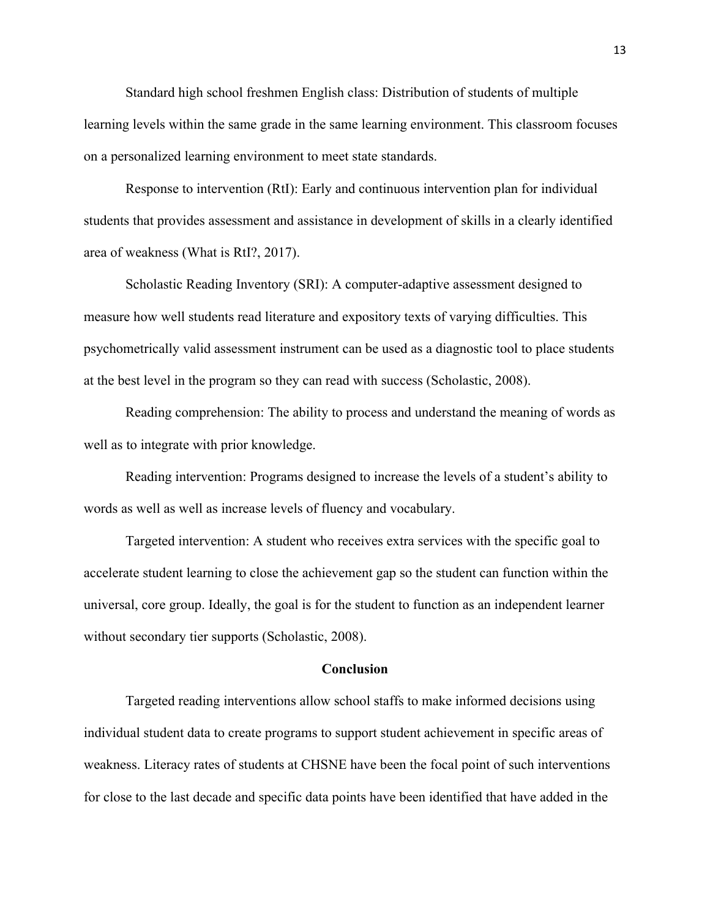Standard high school freshmen English class: Distribution of students of multiple learning levels within the same grade in the same learning environment. This classroom focuses on a personalized learning environment to meet state standards.

Response to intervention (RtI): Early and continuous intervention plan for individual students that provides assessment and assistance in development of skills in a clearly identified area of weakness (What is RtI?, 2017).

Scholastic Reading Inventory (SRI): A computer-adaptive assessment designed to measure how well students read literature and expository texts of varying difficulties. This psychometrically valid assessment instrument can be used as a diagnostic tool to place students at the best level in the program so they can read with success (Scholastic, 2008).

Reading comprehension: The ability to process and understand the meaning of words as well as to integrate with prior knowledge.

Reading intervention: Programs designed to increase the levels of a student's ability to words as well as well as increase levels of fluency and vocabulary.

Targeted intervention: A student who receives extra services with the specific goal to accelerate student learning to close the achievement gap so the student can function within the universal, core group. Ideally, the goal is for the student to function as an independent learner without secondary tier supports (Scholastic, 2008).

## Conclusion

Targeted reading interventions allow school staffs to make informed decisions using individual student data to create programs to support student achievement in specific areas of weakness. Literacy rates of students at CHSNE have been the focal point of such interventions for close to the last decade and specific data points have been identified that have added in the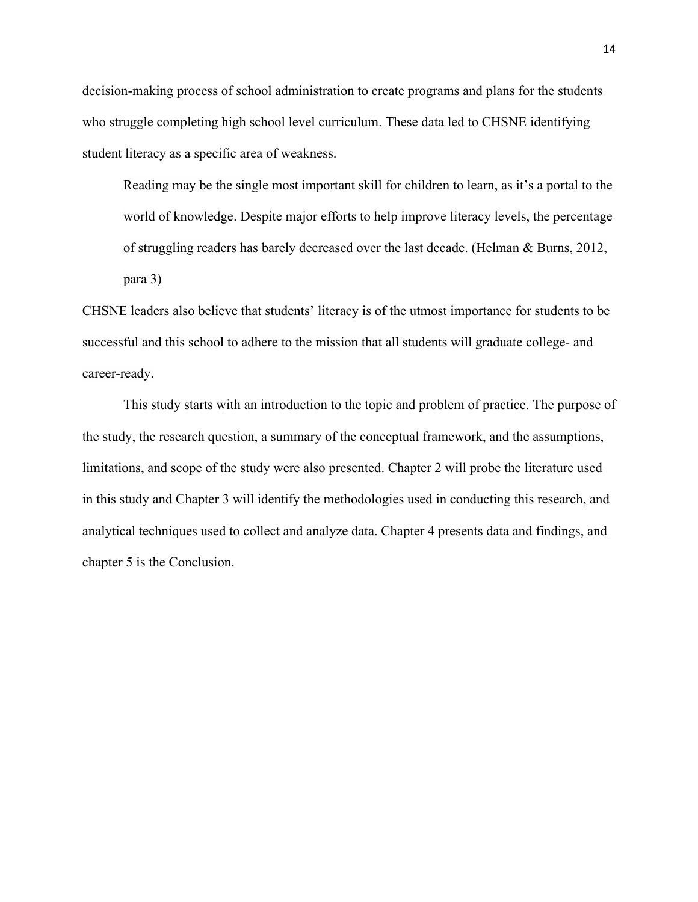decision-making process of school administration to create programs and plans for the students who struggle completing high school level curriculum. These data led to CHSNE identifying student literacy as a specific area of weakness.

> Reading may be the single most important skill for children to learn, as it's a portal to the world of knowledge. Despite major efforts to help improve literacy levels, the percentage of struggling readers has barely decreased over the last decade. (Helman & Burns, 2012, para 3)

CHSNE leaders also believe that students' literacy is of the utmost importance for students to be successful and this school to adhere to the mission that all students will graduate college- and career-ready.

This study starts with an introduction to the topic and problem of practice. The purpose of the study, the research question, a summary of the conceptual framework, and the assumptions, limitations, and scope of the study were also presented. Chapter 2 will probe the literature used in this study and Chapter 3 will identify the methodologies used in conducting this research, and analytical techniques used to collect and analyze data. Chapter 4 presents data and findings, and chapter 5 is the Conclusion.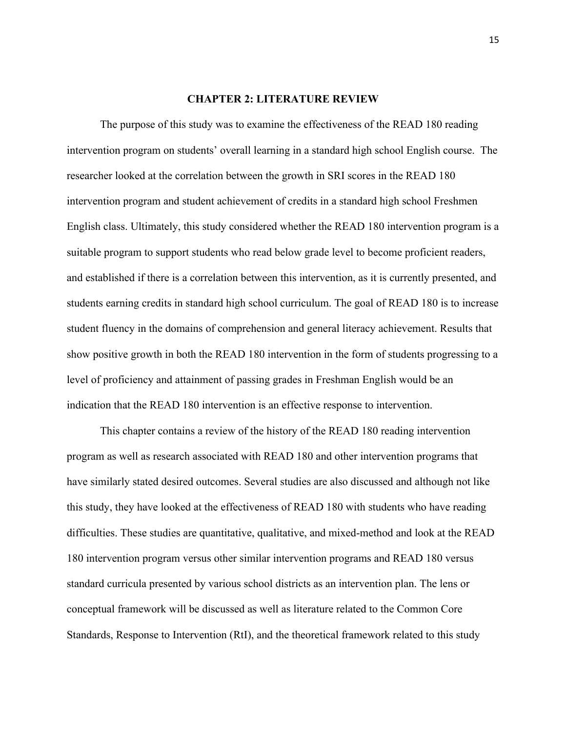# CHAPTER 2: LITERATURE REVIEW

The purpose of this study was to examine the effectiveness of the READ 180 reading intervention program on students' overall learning in a standard high school English course. The researcher looked at the correlation between the growth in SRI scores in the READ 180 intervention program and student achievement of credits in a standard high school Freshmen English class. Ultimately, this study considered whether the READ 180 intervention program is a suitable program to support students who read below grade level to become proficient readers, and established if there is a correlation between this intervention, as it is currently presented, and students earning credits in standard high school curriculum. The goal of READ 180 is to increase student fluency in the domains of comprehension and general literacy achievement. Results that show positive growth in both the READ 180 intervention in the form of students progressing to a level of proficiency and attainment of passing grades in Freshman English would be an indication that the READ 180 intervention is an effective response to intervention.

This chapter contains a review of the history of the READ 180 reading intervention program as well as research associated with READ 180 and other intervention programs that have similarly stated desired outcomes. Several studies are also discussed and although not like this study, they have looked at the effectiveness of READ 180 with students who have reading difficulties. These studies are quantitative, qualitative, and mixed-method and look at the READ 180 intervention program versus other similar intervention programs and READ 180 versus standard curricula presented by various school districts as an intervention plan. The lens or conceptual framework will be discussed as well as literature related to the Common Core Standards, Response to Intervention (RtI), and the theoretical framework related to this study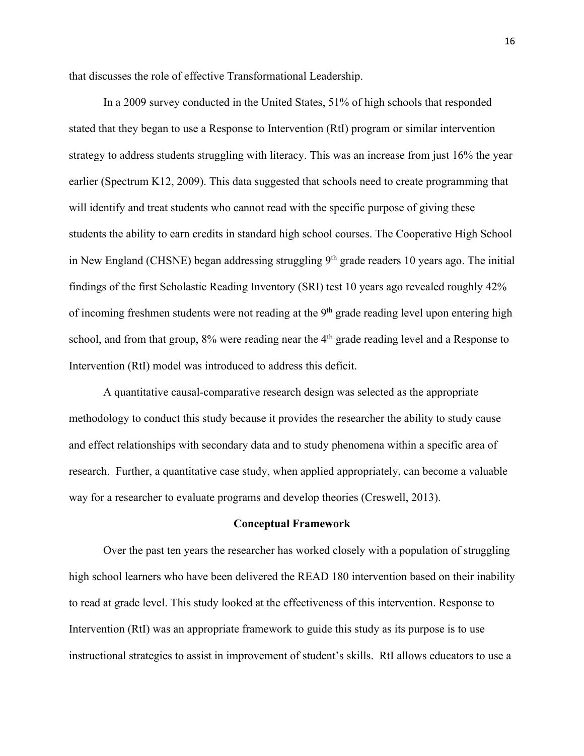that discusses the role of effective Transformational Leadership.

In a 2009 survey conducted in the United States, 51% of high schools that responded stated that they began to use a Response to Intervention (RtI) program or similar intervention strategy to address students struggling with literacy. This was an increase from just 16% the year earlier (Spectrum K12, 2009). This data suggested that schools need to create programming that will identify and treat students who cannot read with the specific purpose of giving these students the ability to earn credits in standard high school courses. The Cooperative High School in New England (CHSNE) began addressing struggling 9th grade readers 10 years ago. The initial findings of the first Scholastic Reading Inventory (SRI) test 10 years ago revealed roughly 42% of incoming freshmen students were not reading at the 9th grade reading level upon entering high school, and from that group, 8% were reading near the 4th grade reading level and a Response to Intervention (RtI) model was introduced to address this deficit.

A quantitative causal-comparative research design was selected as the appropriate methodology to conduct this study because it provides the researcher the ability to study cause and effect relationships with secondary data and to study phenomena within a specific area of research. Further, a quantitative case study, when applied appropriately, can become a valuable way for a researcher to evaluate programs and develop theories (Creswell, 2013).

## Conceptual Framework

Over the past ten years the researcher has worked closely with a population of struggling high school learners who have been delivered the READ 180 intervention based on their inability to read at grade level. This study looked at the effectiveness of this intervention. Response to Intervention (RtI) was an appropriate framework to guide this study as its purpose is to use instructional strategies to assist in improvement of student's skills. RtI allows educators to use a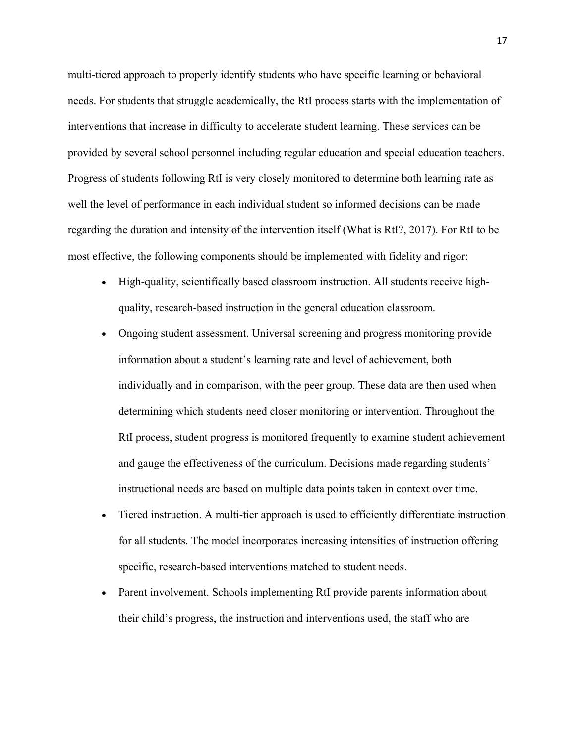multi-tiered approach to properly identify students who have specific learning or behavioral needs. For students that struggle academically, the RtI process starts with the implementation of interventions that increase in difficulty to accelerate student learning. These services can be provided by several school personnel including regular education and special education teachers. Progress of students following RtI is very closely monitored to determine both learning rate as well the level of performance in each individual student so informed decisions can be made regarding the duration and intensity of the intervention itself (What is RtI?, 2017). For RtI to be most effective, the following components should be implemented with fidelity and rigor:

- High-quality, scientifically based classroom instruction. All students receive high-quality, research-based instruction in the general education classroom.
- Ongoing student assessment. Universal screening and progress monitoring provide information about a student's learning rate and level of achievement, both individually and in comparison, with the peer group. These data are then used when determining which students need closer monitoring or intervention. Throughout the RtI process, student progress is monitored frequently to examine student achievement and gauge the effectiveness of the curriculum. Decisions made regarding students' instructional needs are based on multiple data points taken in context over time.
- Tiered instruction. A multi-tier approach is used to efficiently differentiate instruction for all students. The model incorporates increasing intensities of instruction offering specific, research-based interventions matched to student needs.
- Parent involvement. Schools implementing RtI provide parents information about their child's progress, the instruction and interventions used, the staff who are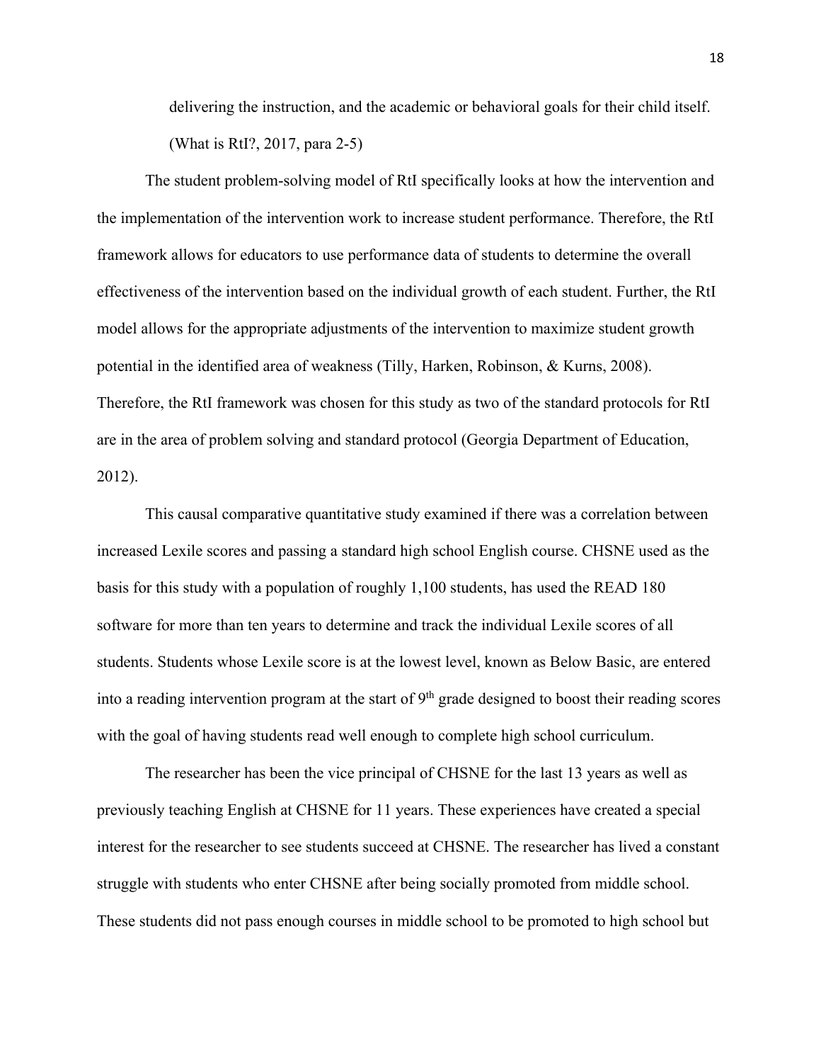> delivering the instruction, and the academic or behavioral goals for their child itself. (What is RtI?, 2017, para 2-5)

The student problem-solving model of RtI specifically looks at how the intervention and the implementation of the intervention work to increase student performance. Therefore, the RtI framework allows for educators to use performance data of students to determine the overall effectiveness of the intervention based on the individual growth of each student. Further, the RtI model allows for the appropriate adjustments of the intervention to maximize student growth potential in the identified area of weakness (Tilly, Harken, Robinson, & Kurns, 2008). Therefore, the RtI framework was chosen for this study as two of the standard protocols for RtI are in the area of problem solving and standard protocol (Georgia Department of Education, 2012).

This causal comparative quantitative study examined if there was a correlation between increased Lexile scores and passing a standard high school English course. CHSNE used as the basis for this study with a population of roughly 1,100 students, has used the READ 180 software for more than ten years to determine and track the individual Lexile scores of all students. Students whose Lexile score is at the lowest level, known as Below Basic, are entered into a reading intervention program at the start of 9th grade designed to boost their reading scores with the goal of having students read well enough to complete high school curriculum.

The researcher has been the vice principal of CHSNE for the last 13 years as well as previously teaching English at CHSNE for 11 years. These experiences have created a special interest for the researcher to see students succeed at CHSNE. The researcher has lived a constant struggle with students who enter CHSNE after being socially promoted from middle school. These students did not pass enough courses in middle school to be promoted to high school but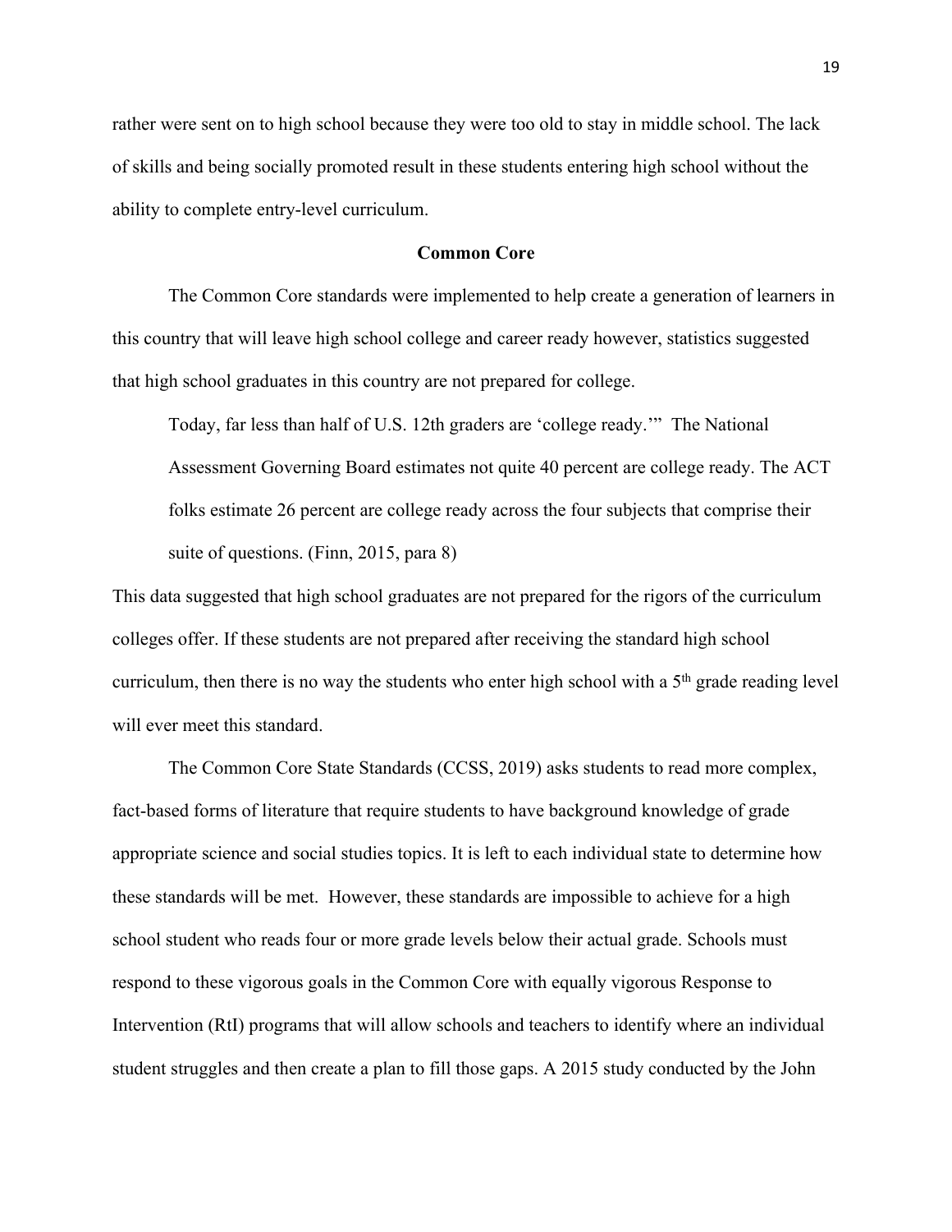rather were sent on to high school because they were too old to stay in middle school. The lack of skills and being socially promoted result in these students entering high school without the ability to complete entry-level curriculum.

## Common Core

The Common Core standards were implemented to help create a generation of learners in this country that will leave high school college and career ready however, statistics suggested that high school graduates in this country are not prepared for college.

> Today, far less than half of U.S. 12th graders are 'college ready.'" The National Assessment Governing Board estimates not quite 40 percent are college ready. The ACT folks estimate 26 percent are college ready across the four subjects that comprise their suite of questions. (Finn, 2015, para 8)

This data suggested that high school graduates are not prepared for the rigors of the curriculum colleges offer. If these students are not prepared after receiving the standard high school curriculum, then there is no way the students who enter high school with a 5th grade reading level will ever meet this standard.

The Common Core State Standards (CCSS, 2019) asks students to read more complex, fact-based forms of literature that require students to have background knowledge of grade appropriate science and social studies topics. It is left to each individual state to determine how these standards will be met. However, these standards are impossible to achieve for a high school student who reads four or more grade levels below their actual grade. Schools must respond to these vigorous goals in the Common Core with equally vigorous Response to Intervention (RtI) programs that will allow schools and teachers to identify where an individual student struggles and then create a plan to fill those gaps. A 2015 study conducted by the John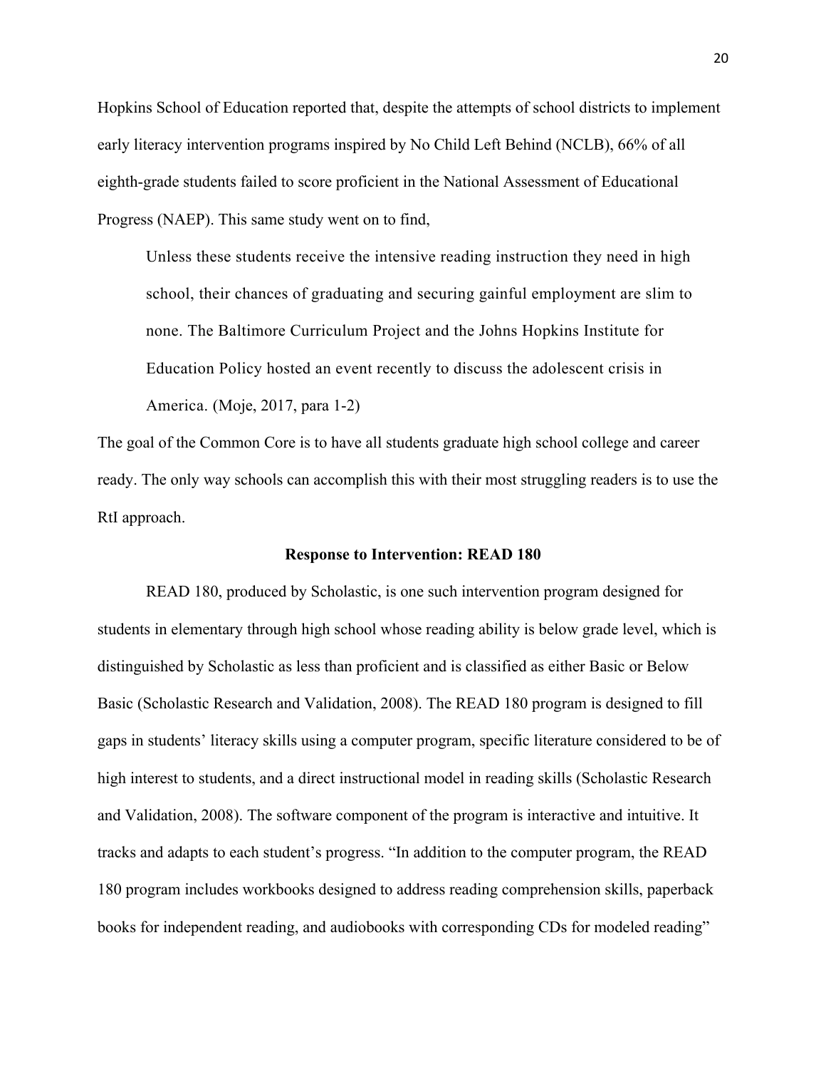Hopkins School of Education reported that, despite the attempts of school districts to implement early literacy intervention programs inspired by No Child Left Behind (NCLB), 66% of all eighth-grade students failed to score proficient in the National Assessment of Educational Progress (NAEP). This same study went on to find,

> Unless these students receive the intensive reading instruction they need in high school, their chances of graduating and securing gainful employment are slim to none. The Baltimore Curriculum Project and the Johns Hopkins Institute for Education Policy hosted an event recently to discuss the adolescent crisis in America. (Moje, 2017, para 1-2)

The goal of the Common Core is to have all students graduate high school college and career ready. The only way schools can accomplish this with their most struggling readers is to use the RtI approach.

## Response to Intervention: READ 180

READ 180, produced by Scholastic, is one such intervention program designed for students in elementary through high school whose reading ability is below grade level, which is distinguished by Scholastic as less than proficient and is classified as either Basic or Below Basic (Scholastic Research and Validation, 2008). The READ 180 program is designed to fill gaps in students' literacy skills using a computer program, specific literature considered to be of high interest to students, and a direct instructional model in reading skills (Scholastic Research and Validation, 2008). The software component of the program is interactive and intuitive. It tracks and adapts to each student's progress. "In addition to the computer program, the READ 180 program includes workbooks designed to address reading comprehension skills, paperback books for independent reading, and audiobooks with corresponding CDs for modeled reading"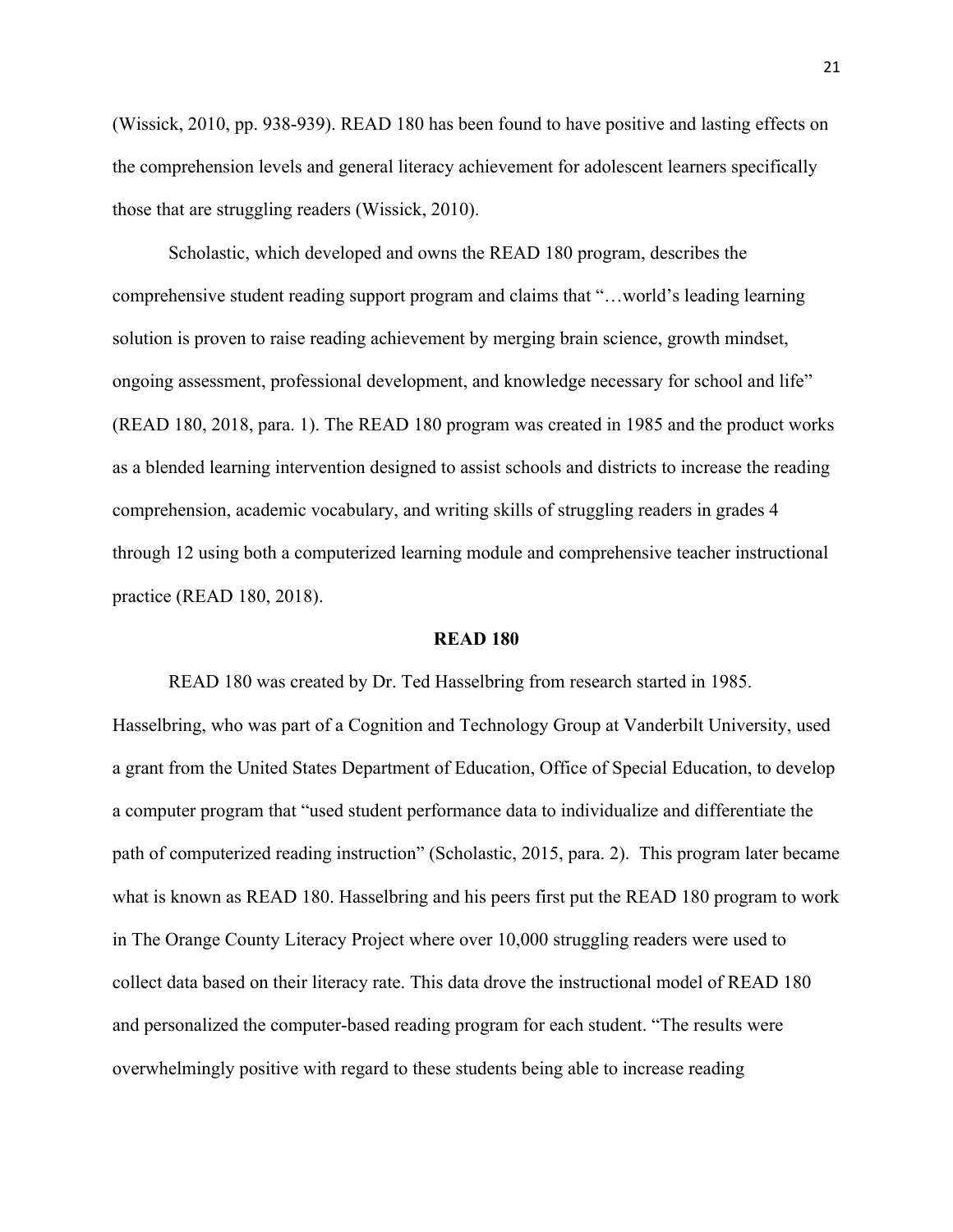(Wissick, 2010, pp. 938-939). READ 180 has been found to have positive and lasting effects on the comprehension levels and general literacy achievement for adolescent learners specifically those that are struggling readers (Wissick, 2010).

Scholastic, which developed and owns the READ 180 program, describes the comprehensive student reading support program and claims that "…world's leading learning solution is proven to raise reading achievement by merging brain science, growth mindset, ongoing assessment, professional development, and knowledge necessary for school and life" (READ 180, 2018, para. 1). The READ 180 program was created in 1985 and the product works as a blended learning intervention designed to assist schools and districts to increase the reading comprehension, academic vocabulary, and writing skills of struggling readers in grades 4 through 12 using both a computerized learning module and comprehensive teacher instructional practice (READ 180, 2018).

## READ 180

READ 180 was created by Dr. Ted Hasselbring from research started in 1985. Hasselbring, who was part of a Cognition and Technology Group at Vanderbilt University, used a grant from the United States Department of Education, Office of Special Education, to develop a computer program that "used student performance data to individualize and differentiate the path of computerized reading instruction" (Scholastic, 2015, para. 2). This program later became what is known as READ 180. Hasselbring and his peers first put the READ 180 program to work in The Orange County Literacy Project where over 10,000 struggling readers were used to collect data based on their literacy rate. This data drove the instructional model of READ 180 and personalized the computer-based reading program for each student. "The results were overwhelmingly positive with regard to these students being able to increase reading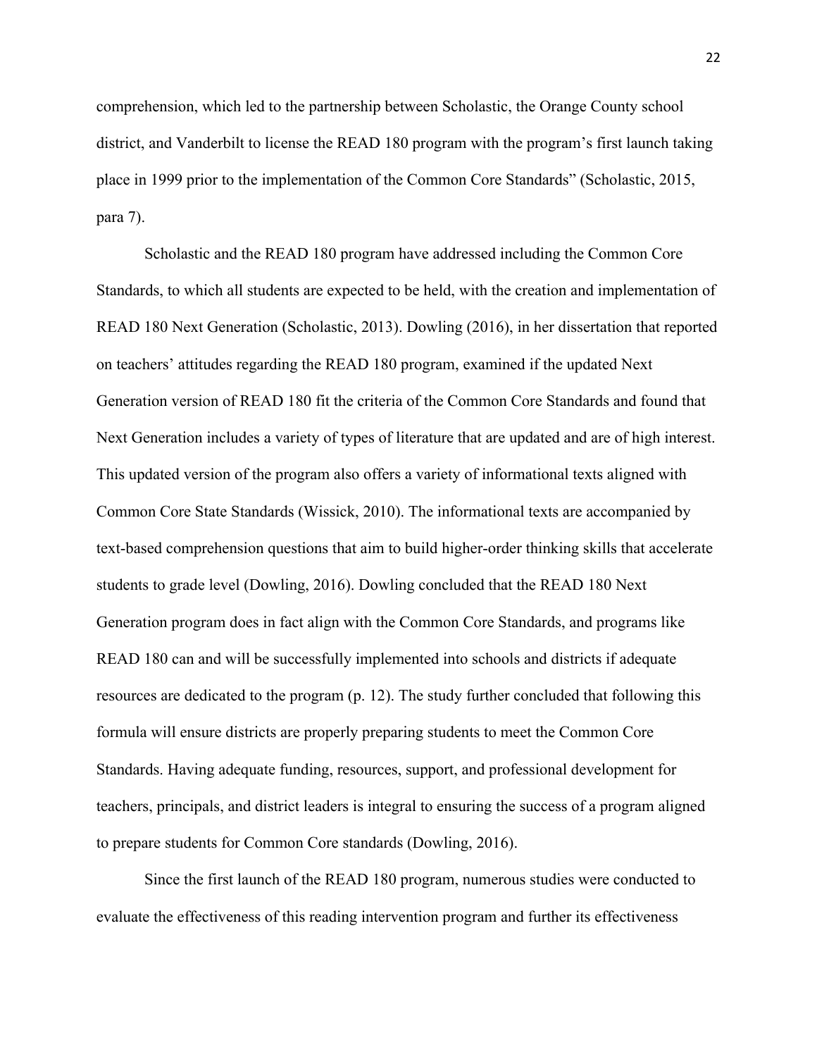comprehension, which led to the partnership between Scholastic, the Orange County school district, and Vanderbilt to license the READ 180 program with the program's first launch taking place in 1999 prior to the implementation of the Common Core Standards" (Scholastic, 2015, para 7).

Scholastic and the READ 180 program have addressed including the Common Core Standards, to which all students are expected to be held, with the creation and implementation of READ 180 Next Generation (Scholastic, 2013). Dowling (2016), in her dissertation that reported on teachers' attitudes regarding the READ 180 program, examined if the updated Next Generation version of READ 180 fit the criteria of the Common Core Standards and found that Next Generation includes a variety of types of literature that are updated and are of high interest. This updated version of the program also offers a variety of informational texts aligned with Common Core State Standards (Wissick, 2010). The informational texts are accompanied by text-based comprehension questions that aim to build higher-order thinking skills that accelerate students to grade level (Dowling, 2016). Dowling concluded that the READ 180 Next Generation program does in fact align with the Common Core Standards, and programs like READ 180 can and will be successfully implemented into schools and districts if adequate resources are dedicated to the program (p. 12). The study further concluded that following this formula will ensure districts are properly preparing students to meet the Common Core Standards. Having adequate funding, resources, support, and professional development for teachers, principals, and district leaders is integral to ensuring the success of a program aligned to prepare students for Common Core standards (Dowling, 2016).

Since the first launch of the READ 180 program, numerous studies were conducted to evaluate the effectiveness of this reading intervention program and further its effectiveness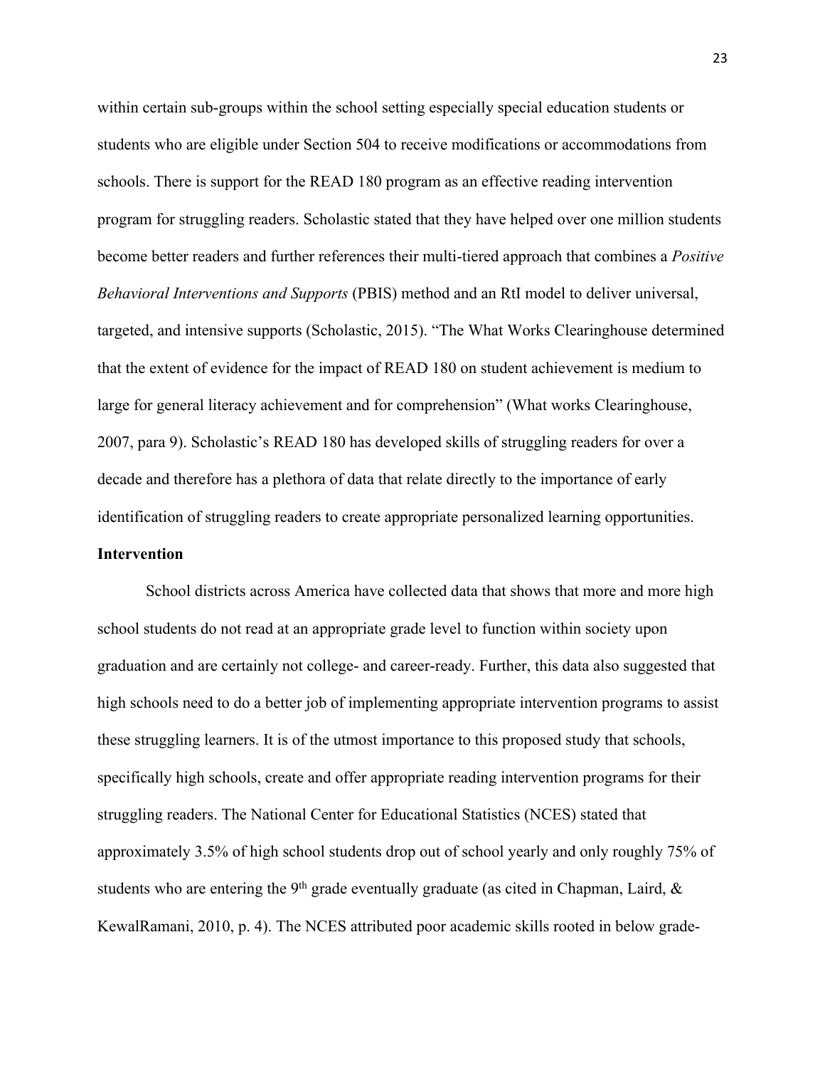within certain sub-groups within the school setting especially special education students or students who are eligible under Section 504 to receive modifications or accommodations from schools. There is support for the READ 180 program as an effective reading intervention program for struggling readers. Scholastic stated that they have helped over one million students become better readers and further references their multi-tiered approach that combines a *Positive Behavioral Interventions and Supports* (PBIS) method and an RtI model to deliver universal, targeted, and intensive supports (Scholastic, 2015). "The What Works Clearinghouse determined that the extent of evidence for the impact of READ 180 on student achievement is medium to large for general literacy achievement and for comprehension" (What works Clearinghouse, 2007, para 9). Scholastic's READ 180 has developed skills of struggling readers for over a decade and therefore has a plethora of data that relate directly to the importance of early identification of struggling readers to create appropriate personalized learning opportunities.

**Intervention**

School districts across America have collected data that shows that more and more high school students do not read at an appropriate grade level to function within society upon graduation and are certainly not college- and career-ready. Further, this data also suggested that high schools need to do a better job of implementing appropriate intervention programs to assist these struggling learners. It is of the utmost importance to this proposed study that schools, specifically high schools, create and offer appropriate reading intervention programs for their struggling readers. The National Center for Educational Statistics (NCES) stated that approximately 3.5% of high school students drop out of school yearly and only roughly 75% of students who are entering the 9th grade eventually graduate (as cited in Chapman, Laird, & KewalRamani, 2010, p. 4). The NCES attributed poor academic skills rooted in below grade-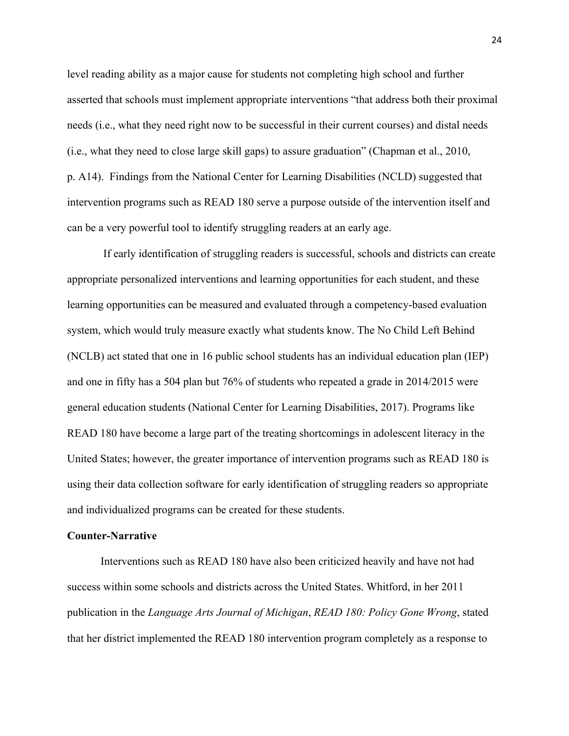level reading ability as a major cause for students not completing high school and further asserted that schools must implement appropriate interventions "that address both their proximal needs (i.e., what they need right now to be successful in their current courses) and distal needs (i.e., what they need to close large skill gaps) to assure graduation" (Chapman et al., 2010, p. A14). Findings from the National Center for Learning Disabilities (NCLD) suggested that intervention programs such as READ 180 serve a purpose outside of the intervention itself and can be a very powerful tool to identify struggling readers at an early age.

If early identification of struggling readers is successful, schools and districts can create appropriate personalized interventions and learning opportunities for each student, and these learning opportunities can be measured and evaluated through a competency-based evaluation system, which would truly measure exactly what students know. The No Child Left Behind (NCLB) act stated that one in 16 public school students has an individual education plan (IEP) and one in fifty has a 504 plan but 76% of students who repeated a grade in 2014/2015 were general education students (National Center for Learning Disabilities, 2017). Programs like READ 180 have become a large part of the treating shortcomings in adolescent literacy in the United States; however, the greater importance of intervention programs such as READ 180 is using their data collection software for early identification of struggling readers so appropriate and individualized programs can be created for these students.

**Counter-Narrative**

Interventions such as READ 180 have also been criticized heavily and have not had success within some schools and districts across the United States. Whitford, in her 2011 publication in the *Language Arts Journal of Michigan*, *READ 180: Policy Gone Wrong*, stated that her district implemented the READ 180 intervention program completely as a response to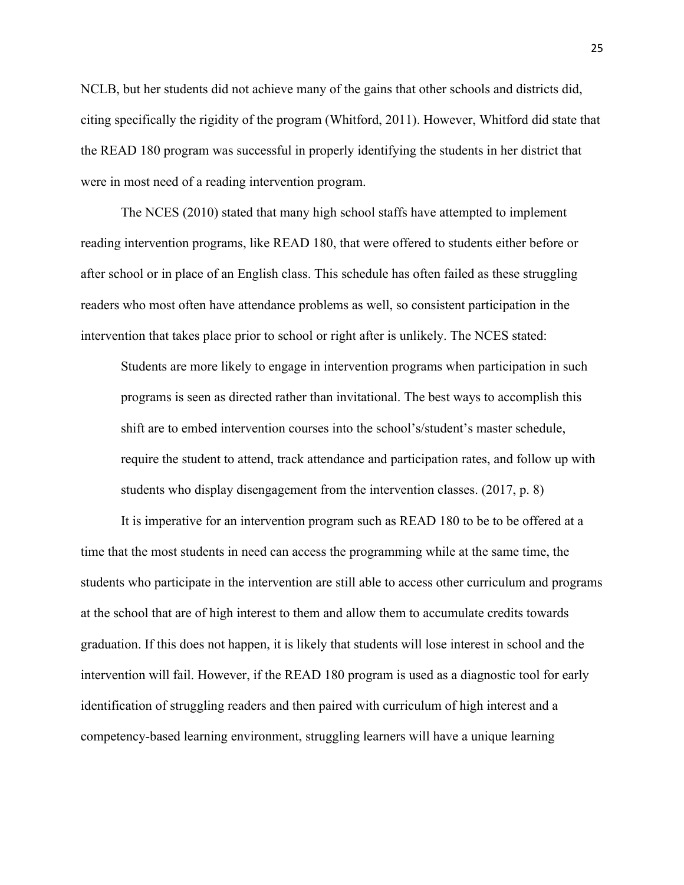NCLB, but her students did not achieve many of the gains that other schools and districts did, citing specifically the rigidity of the program (Whitford, 2011). However, Whitford did state that the READ 180 program was successful in properly identifying the students in her district that were in most need of a reading intervention program.

The NCES (2010) stated that many high school staffs have attempted to implement reading intervention programs, like READ 180, that were offered to students either before or after school or in place of an English class. This schedule has often failed as these struggling readers who most often have attendance problems as well, so consistent participation in the intervention that takes place prior to school or right after is unlikely. The NCES stated:

> Students are more likely to engage in intervention programs when participation in such programs is seen as directed rather than invitational. The best ways to accomplish this shift are to embed intervention courses into the school's/student's master schedule, require the student to attend, track attendance and participation rates, and follow up with students who display disengagement from the intervention classes. (2017, p. 8)

It is imperative for an intervention program such as READ 180 to be to be offered at a time that the most students in need can access the programming while at the same time, the students who participate in the intervention are still able to access other curriculum and programs at the school that are of high interest to them and allow them to accumulate credits towards graduation. If this does not happen, it is likely that students will lose interest in school and the intervention will fail. However, if the READ 180 program is used as a diagnostic tool for early identification of struggling readers and then paired with curriculum of high interest and a competency-based learning environment, struggling learners will have a unique learning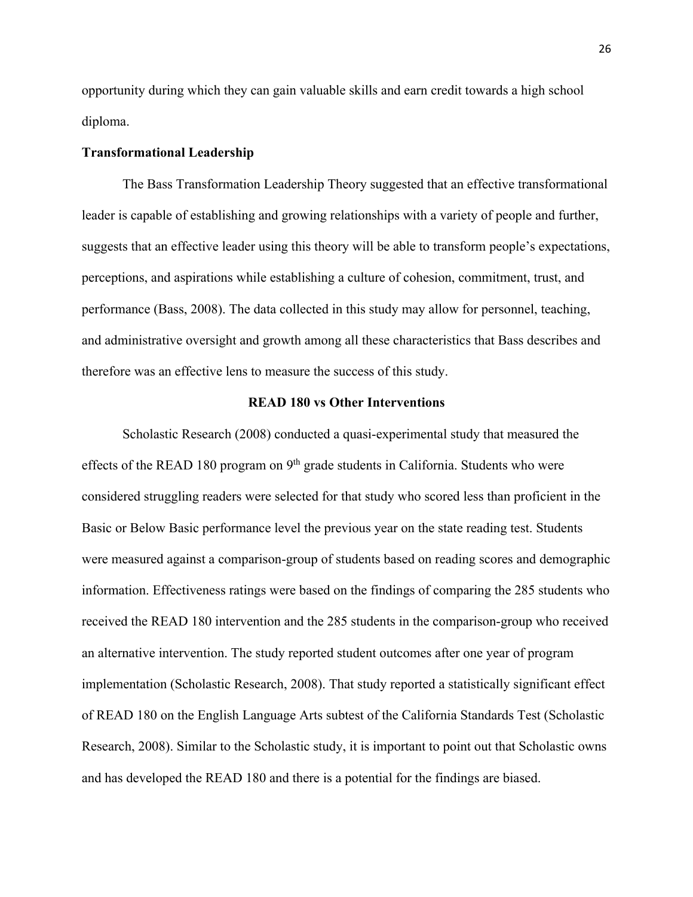opportunity during which they can gain valuable skills and earn credit towards a high school diploma.

**Transformational Leadership**

The Bass Transformation Leadership Theory suggested that an effective transformational leader is capable of establishing and growing relationships with a variety of people and further, suggests that an effective leader using this theory will be able to transform people's expectations, perceptions, and aspirations while establishing a culture of cohesion, commitment, trust, and performance (Bass, 2008). The data collected in this study may allow for personnel, teaching, and administrative oversight and growth among all these characteristics that Bass describes and therefore was an effective lens to measure the success of this study.

## READ 180 vs Other Interventions

Scholastic Research (2008) conducted a quasi-experimental study that measured the effects of the READ 180 program on 9th grade students in California. Students who were considered struggling readers were selected for that study who scored less than proficient in the Basic or Below Basic performance level the previous year on the state reading test. Students were measured against a comparison-group of students based on reading scores and demographic information. Effectiveness ratings were based on the findings of comparing the 285 students who received the READ 180 intervention and the 285 students in the comparison-group who received an alternative intervention. The study reported student outcomes after one year of program implementation (Scholastic Research, 2008). That study reported a statistically significant effect of READ 180 on the English Language Arts subtest of the California Standards Test (Scholastic Research, 2008). Similar to the Scholastic study, it is important to point out that Scholastic owns and has developed the READ 180 and there is a potential for the findings are biased.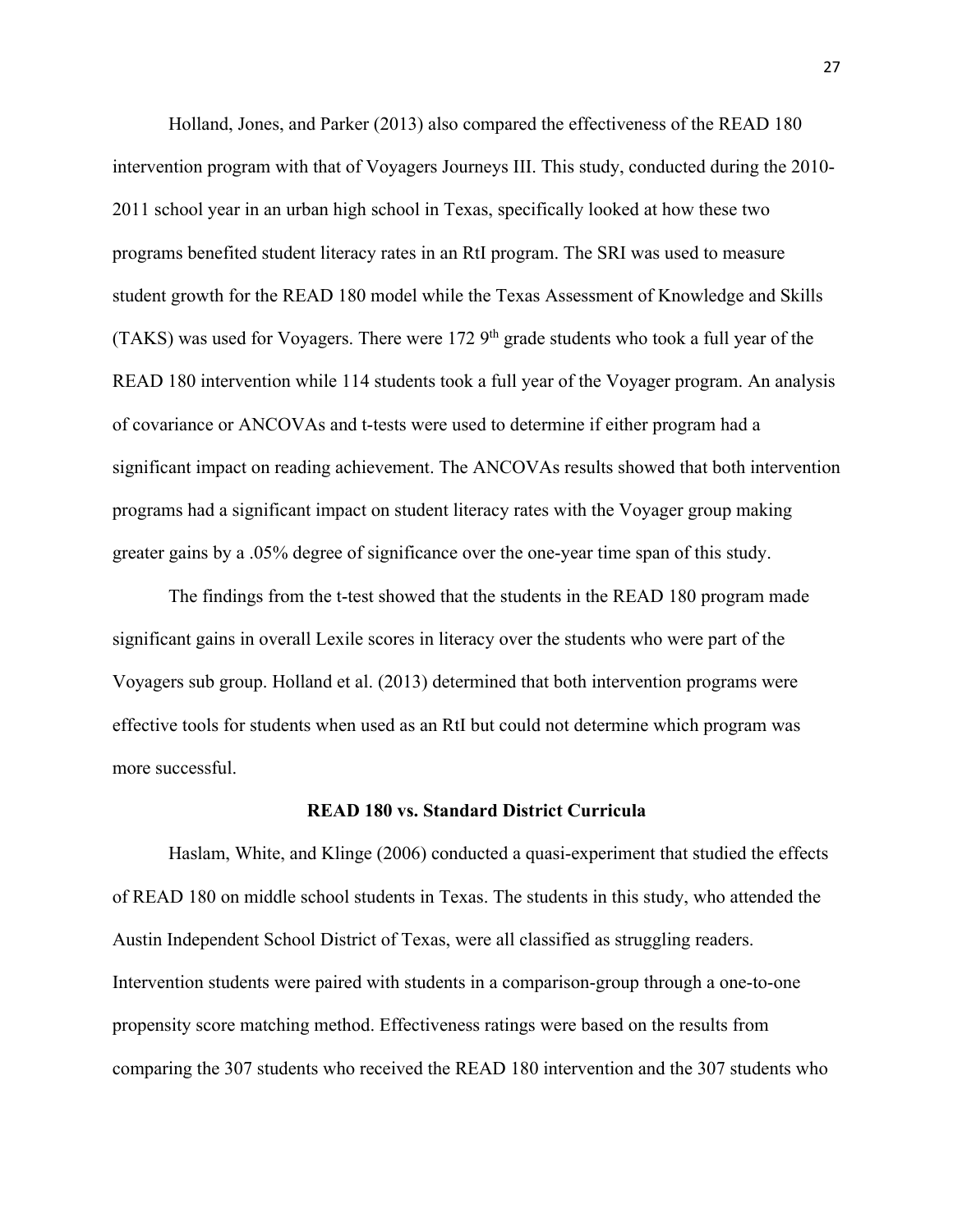Holland, Jones, and Parker (2013) also compared the effectiveness of the READ 180 intervention program with that of Voyagers Journeys III. This study, conducted during the 2010-2011 school year in an urban high school in Texas, specifically looked at how these two programs benefited student literacy rates in an RtI program. The SRI was used to measure student growth for the READ 180 model while the Texas Assessment of Knowledge and Skills (TAKS) was used for Voyagers. There were 172 9th grade students who took a full year of the READ 180 intervention while 114 students took a full year of the Voyager program. An analysis of covariance or ANCOVAs and t-tests were used to determine if either program had a significant impact on reading achievement. The ANCOVAs results showed that both intervention programs had a significant impact on student literacy rates with the Voyager group making greater gains by a .05% degree of significance over the one-year time span of this study.

The findings from the t-test showed that the students in the READ 180 program made significant gains in overall Lexile scores in literacy over the students who were part of the Voyagers sub group. Holland et al. (2013) determined that both intervention programs were effective tools for students when used as an RtI but could not determine which program was more successful.

### READ 180 vs. Standard District Curricula

Haslam, White, and Klinge (2006) conducted a quasi-experiment that studied the effects of READ 180 on middle school students in Texas. The students in this study, who attended the Austin Independent School District of Texas, were all classified as struggling readers. Intervention students were paired with students in a comparison-group through a one-to-one propensity score matching method. Effectiveness ratings were based on the results from comparing the 307 students who received the READ 180 intervention and the 307 students who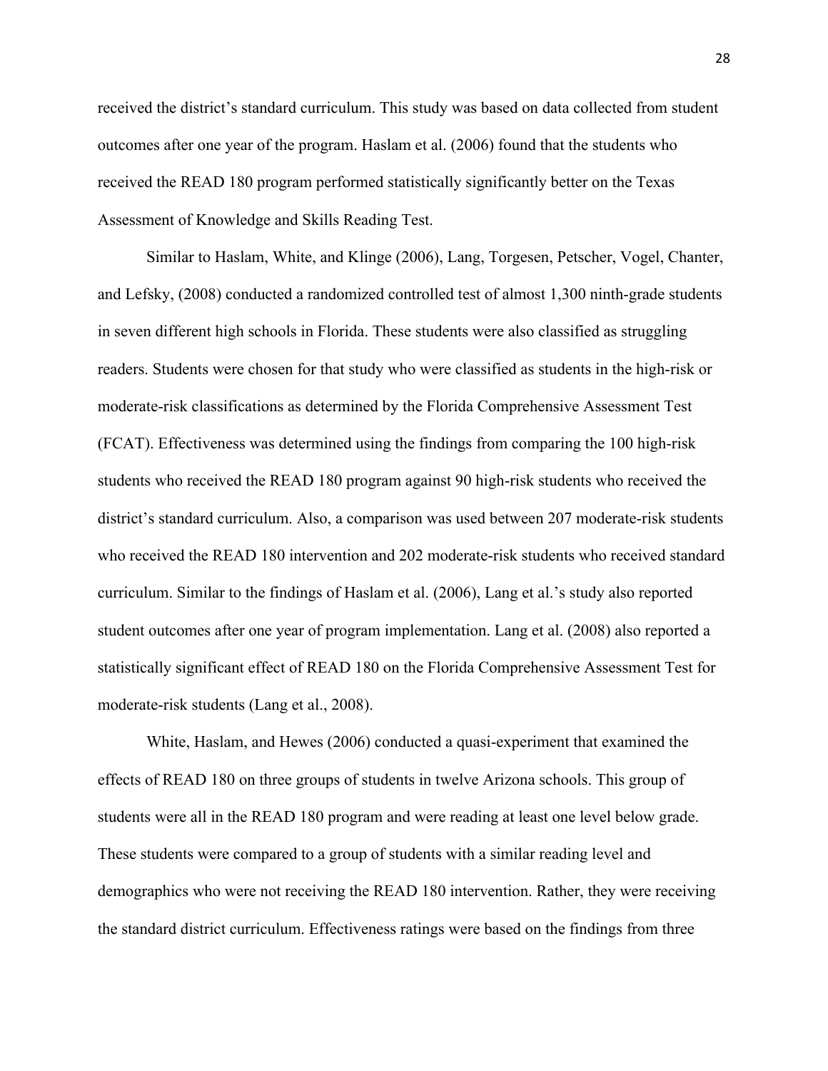received the district's standard curriculum. This study was based on data collected from student outcomes after one year of the program. Haslam et al. (2006) found that the students who received the READ 180 program performed statistically significantly better on the Texas Assessment of Knowledge and Skills Reading Test.

Similar to Haslam, White, and Klinge (2006), Lang, Torgesen, Petscher, Vogel, Chanter, and Lefsky, (2008) conducted a randomized controlled test of almost 1,300 ninth-grade students in seven different high schools in Florida. These students were also classified as struggling readers. Students were chosen for that study who were classified as students in the high-risk or moderate-risk classifications as determined by the Florida Comprehensive Assessment Test (FCAT). Effectiveness was determined using the findings from comparing the 100 high-risk students who received the READ 180 program against 90 high-risk students who received the district's standard curriculum. Also, a comparison was used between 207 moderate-risk students who received the READ 180 intervention and 202 moderate-risk students who received standard curriculum. Similar to the findings of Haslam et al. (2006), Lang et al.'s study also reported student outcomes after one year of program implementation. Lang et al. (2008) also reported a statistically significant effect of READ 180 on the Florida Comprehensive Assessment Test for moderate-risk students (Lang et al., 2008).

White, Haslam, and Hewes (2006) conducted a quasi-experiment that examined the effects of READ 180 on three groups of students in twelve Arizona schools. This group of students were all in the READ 180 program and were reading at least one level below grade. These students were compared to a group of students with a similar reading level and demographics who were not receiving the READ 180 intervention. Rather, they were receiving the standard district curriculum. Effectiveness ratings were based on the findings from three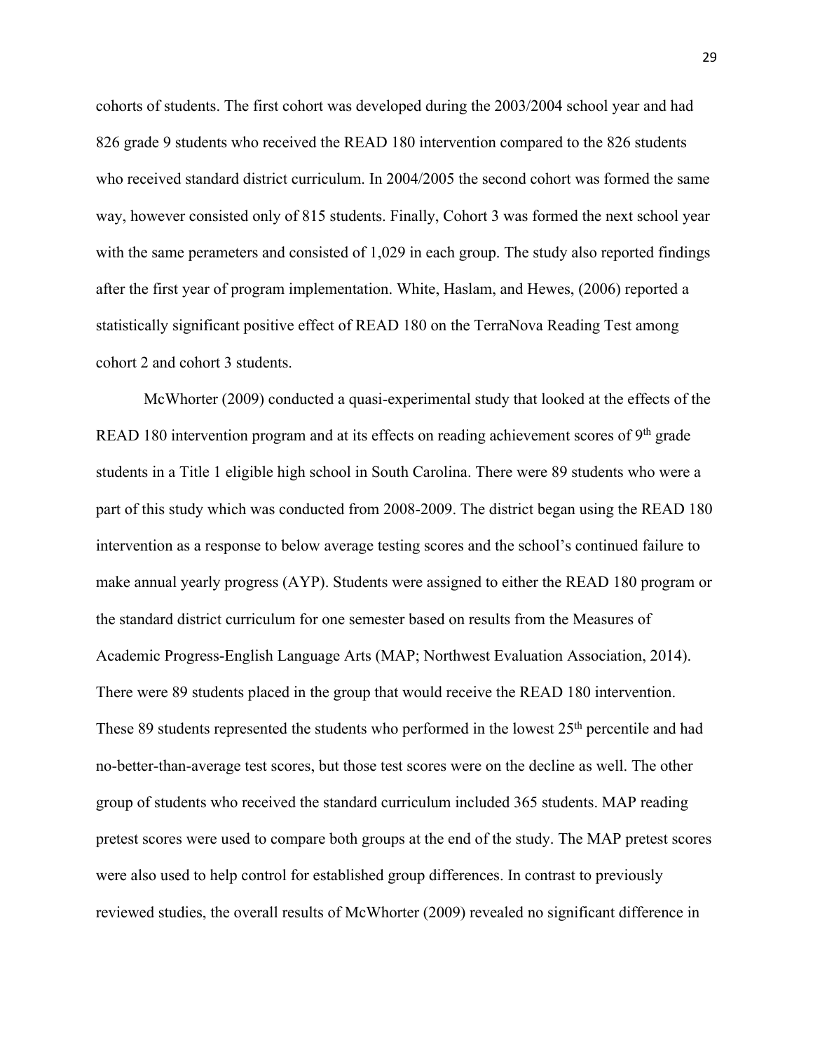cohorts of students. The first cohort was developed during the 2003/2004 school year and had 826 grade 9 students who received the READ 180 intervention compared to the 826 students who received standard district curriculum. In 2004/2005 the second cohort was formed the same way, however consisted only of 815 students. Finally, Cohort 3 was formed the next school year with the same perameters and consisted of 1,029 in each group. The study also reported findings after the first year of program implementation. White, Haslam, and Hewes, (2006) reported a statistically significant positive effect of READ 180 on the TerraNova Reading Test among cohort 2 and cohort 3 students.

McWhorter (2009) conducted a quasi-experimental study that looked at the effects of the READ 180 intervention program and at its effects on reading achievement scores of 9th grade students in a Title 1 eligible high school in South Carolina. There were 89 students who were a part of this study which was conducted from 2008-2009. The district began using the READ 180 intervention as a response to below average testing scores and the school's continued failure to make annual yearly progress (AYP). Students were assigned to either the READ 180 program or the standard district curriculum for one semester based on results from the Measures of Academic Progress-English Language Arts (MAP; Northwest Evaluation Association, 2014). There were 89 students placed in the group that would receive the READ 180 intervention. These 89 students represented the students who performed in the lowest 25th percentile and had no-better-than-average test scores, but those test scores were on the decline as well. The other group of students who received the standard curriculum included 365 students. MAP reading pretest scores were used to compare both groups at the end of the study. The MAP pretest scores were also used to help control for established group differences. In contrast to previously reviewed studies, the overall results of McWhorter (2009) revealed no significant difference in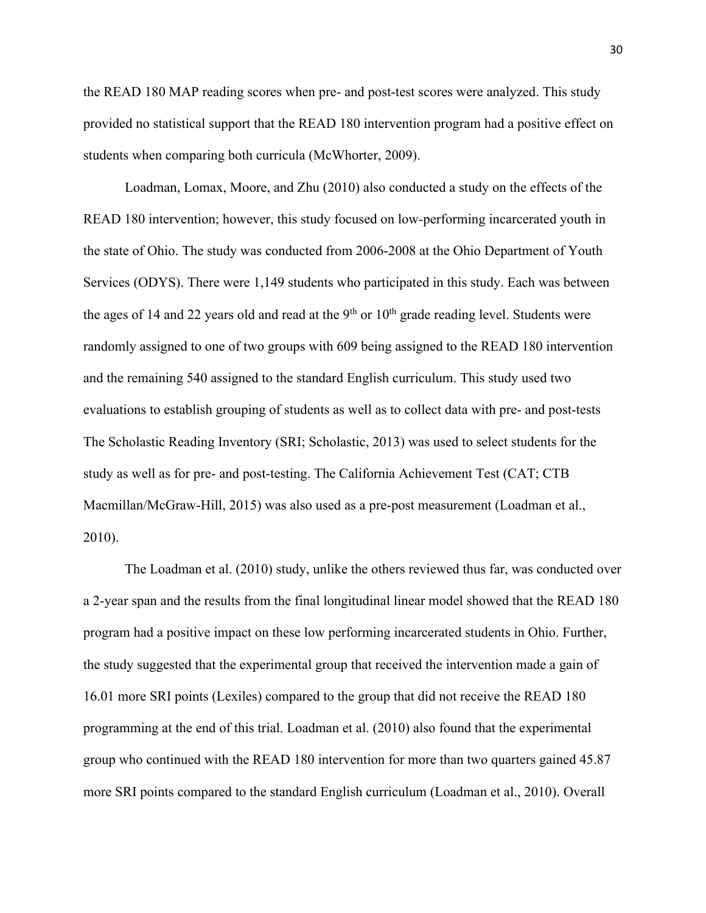the READ 180 MAP reading scores when pre- and post-test scores were analyzed. This study provided no statistical support that the READ 180 intervention program had a positive effect on students when comparing both curricula (McWhorter, 2009).

Loadman, Lomax, Moore, and Zhu (2010) also conducted a study on the effects of the READ 180 intervention; however, this study focused on low-performing incarcerated youth in the state of Ohio. The study was conducted from 2006-2008 at the Ohio Department of Youth Services (ODYS). There were 1,149 students who participated in this study. Each was between the ages of 14 and 22 years old and read at the 9th or 10th grade reading level. Students were randomly assigned to one of two groups with 609 being assigned to the READ 180 intervention and the remaining 540 assigned to the standard English curriculum. This study used two evaluations to establish grouping of students as well as to collect data with pre- and post-tests The Scholastic Reading Inventory (SRI; Scholastic, 2013) was used to select students for the study as well as for pre- and post-testing. The California Achievement Test (CAT; CTB Macmillan/McGraw-Hill, 2015) was also used as a pre-post measurement (Loadman et al., 2010).

The Loadman et al. (2010) study, unlike the others reviewed thus far, was conducted over a 2-year span and the results from the final longitudinal linear model showed that the READ 180 program had a positive impact on these low performing incarcerated students in Ohio. Further, the study suggested that the experimental group that received the intervention made a gain of 16.01 more SRI points (Lexiles) compared to the group that did not receive the READ 180 programming at the end of this trial. Loadman et al. (2010) also found that the experimental group who continued with the READ 180 intervention for more than two quarters gained 45.87 more SRI points compared to the standard English curriculum (Loadman et al., 2010). Overall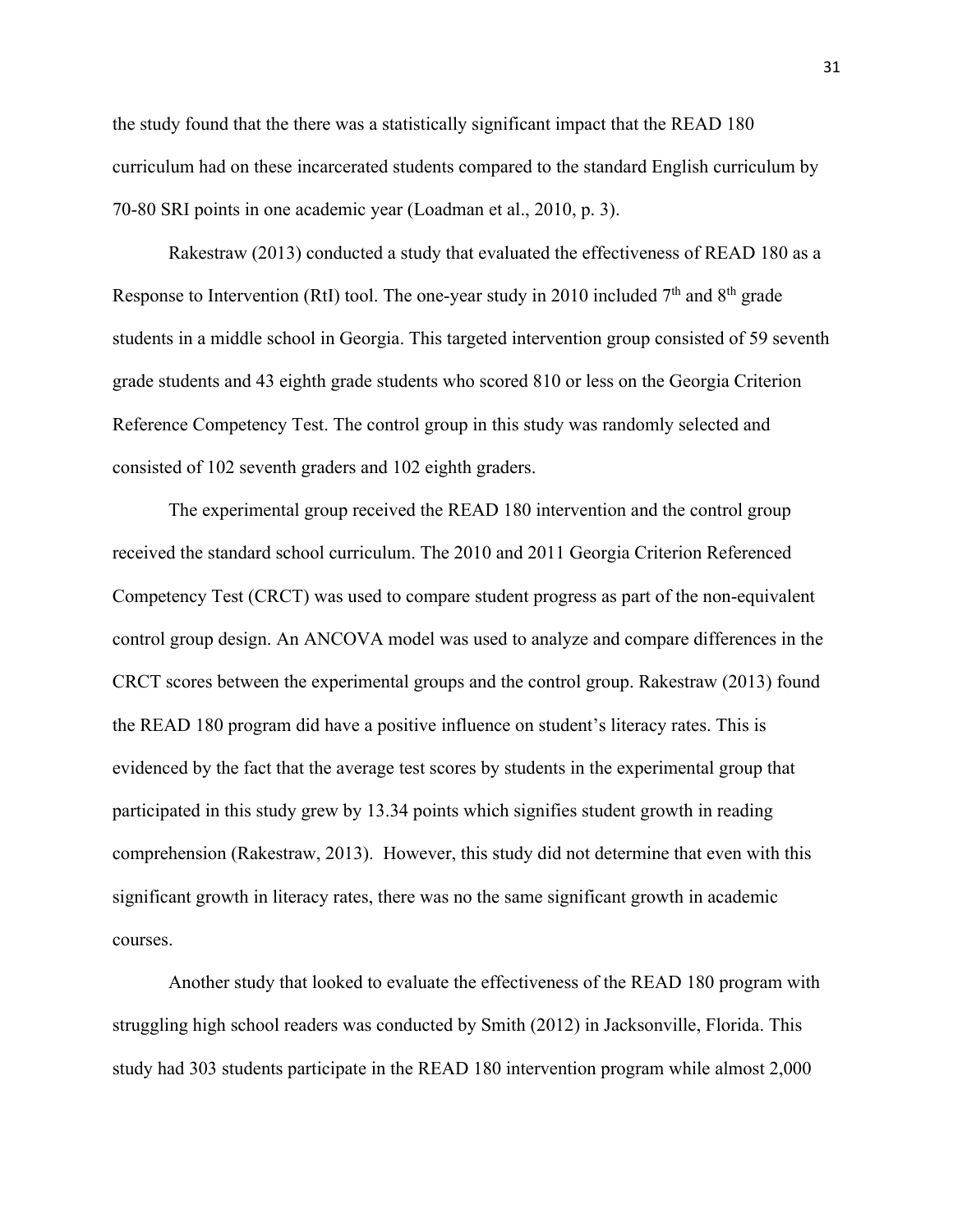the study found that the there was a statistically significant impact that the READ 180 curriculum had on these incarcerated students compared to the standard English curriculum by 70-80 SRI points in one academic year (Loadman et al., 2010, p. 3).

Rakestraw (2013) conducted a study that evaluated the effectiveness of READ 180 as a Response to Intervention (RtI) tool. The one-year study in 2010 included 7th and 8th grade students in a middle school in Georgia. This targeted intervention group consisted of 59 seventh grade students and 43 eighth grade students who scored 810 or less on the Georgia Criterion Reference Competency Test. The control group in this study was randomly selected and consisted of 102 seventh graders and 102 eighth graders.

The experimental group received the READ 180 intervention and the control group received the standard school curriculum. The 2010 and 2011 Georgia Criterion Referenced Competency Test (CRCT) was used to compare student progress as part of the non-equivalent control group design. An ANCOVA model was used to analyze and compare differences in the CRCT scores between the experimental groups and the control group. Rakestraw (2013) found the READ 180 program did have a positive influence on student's literacy rates. This is evidenced by the fact that the average test scores by students in the experimental group that participated in this study grew by 13.34 points which signifies student growth in reading comprehension (Rakestraw, 2013). However, this study did not determine that even with this significant growth in literacy rates, there was no the same significant growth in academic courses.

Another study that looked to evaluate the effectiveness of the READ 180 program with struggling high school readers was conducted by Smith (2012) in Jacksonville, Florida. This study had 303 students participate in the READ 180 intervention program while almost 2,000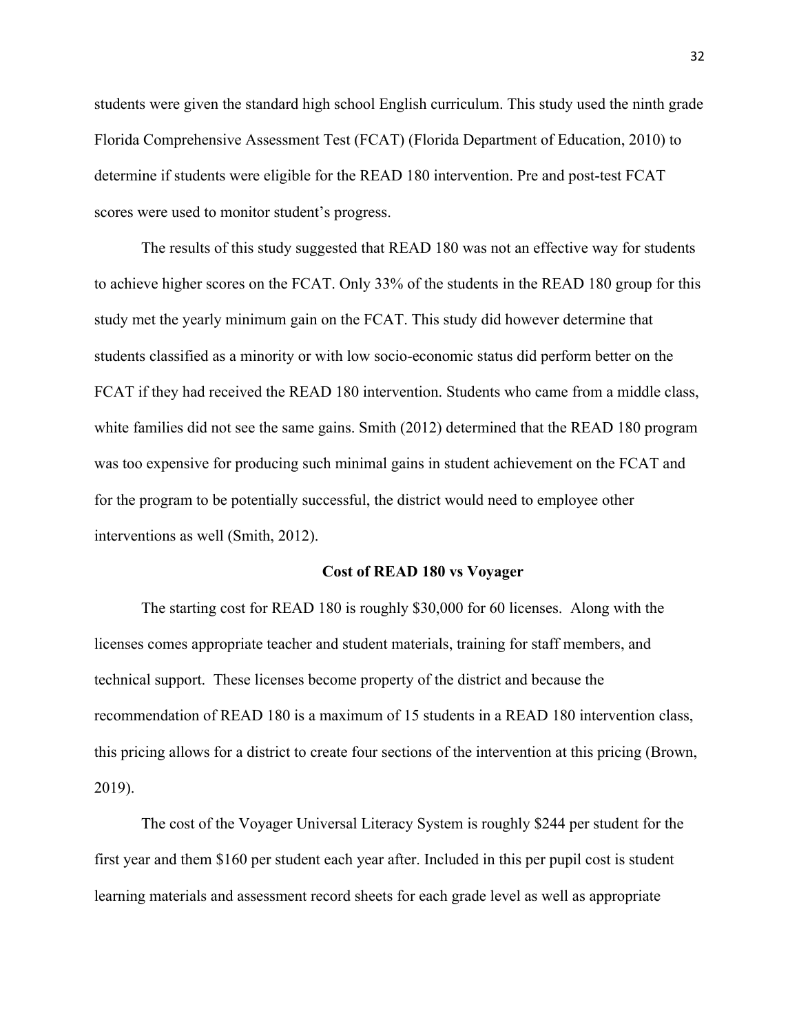students were given the standard high school English curriculum. This study used the ninth grade Florida Comprehensive Assessment Test (FCAT) (Florida Department of Education, 2010) to determine if students were eligible for the READ 180 intervention. Pre and post-test FCAT scores were used to monitor student's progress.

The results of this study suggested that READ 180 was not an effective way for students to achieve higher scores on the FCAT. Only 33% of the students in the READ 180 group for this study met the yearly minimum gain on the FCAT. This study did however determine that students classified as a minority or with low socio-economic status did perform better on the FCAT if they had received the READ 180 intervention. Students who came from a middle class, white families did not see the same gains. Smith (2012) determined that the READ 180 program was too expensive for producing such minimal gains in student achievement on the FCAT and for the program to be potentially successful, the district would need to employee other interventions as well (Smith, 2012).

### Cost of READ 180 vs Voyager

The starting cost for READ 180 is roughly $30,000 for 60 licenses. Along with the licenses comes appropriate teacher and student materials, training for staff members, and technical support. These licenses become property of the district and because the recommendation of READ 180 is a maximum of 15 students in a READ 180 intervention class, this pricing allows for a district to create four sections of the intervention at this pricing (Brown, 2019).

The cost of the Voyager Universal Literacy System is roughly $244 per student for the first year and them $160 per student each year after. Included in this per pupil cost is student learning materials and assessment record sheets for each grade level as well as appropriate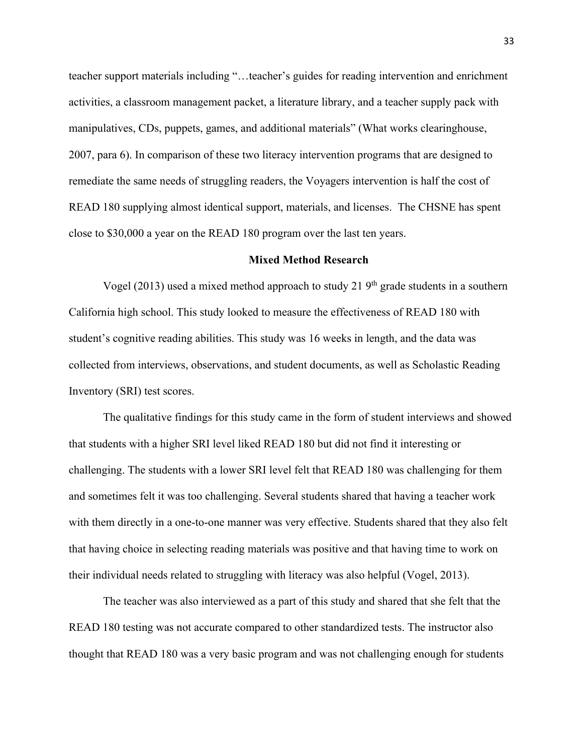teacher support materials including "…teacher's guides for reading intervention and enrichment activities, a classroom management packet, a literature library, and a teacher supply pack with manipulatives, CDs, puppets, games, and additional materials" (What works clearinghouse, 2007, para 6). In comparison of these two literacy intervention programs that are designed to remediate the same needs of struggling readers, the Voyagers intervention is half the cost of READ 180 supplying almost identical support, materials, and licenses.  The CHSNE has spent close to $30,000 a year on the READ 180 program over the last ten years.

## Mixed Method Research

Vogel (2013) used a mixed method approach to study 21 9th grade students in a southern California high school. This study looked to measure the effectiveness of READ 180 with student's cognitive reading abilities. This study was 16 weeks in length, and the data was collected from interviews, observations, and student documents, as well as Scholastic Reading Inventory (SRI) test scores.

The qualitative findings for this study came in the form of student interviews and showed that students with a higher SRI level liked READ 180 but did not find it interesting or challenging. The students with a lower SRI level felt that READ 180 was challenging for them and sometimes felt it was too challenging. Several students shared that having a teacher work with them directly in a one-to-one manner was very effective. Students shared that they also felt that having choice in selecting reading materials was positive and that having time to work on their individual needs related to struggling with literacy was also helpful (Vogel, 2013).

The teacher was also interviewed as a part of this study and shared that she felt that the READ 180 testing was not accurate compared to other standardized tests. The instructor also thought that READ 180 was a very basic program and was not challenging enough for students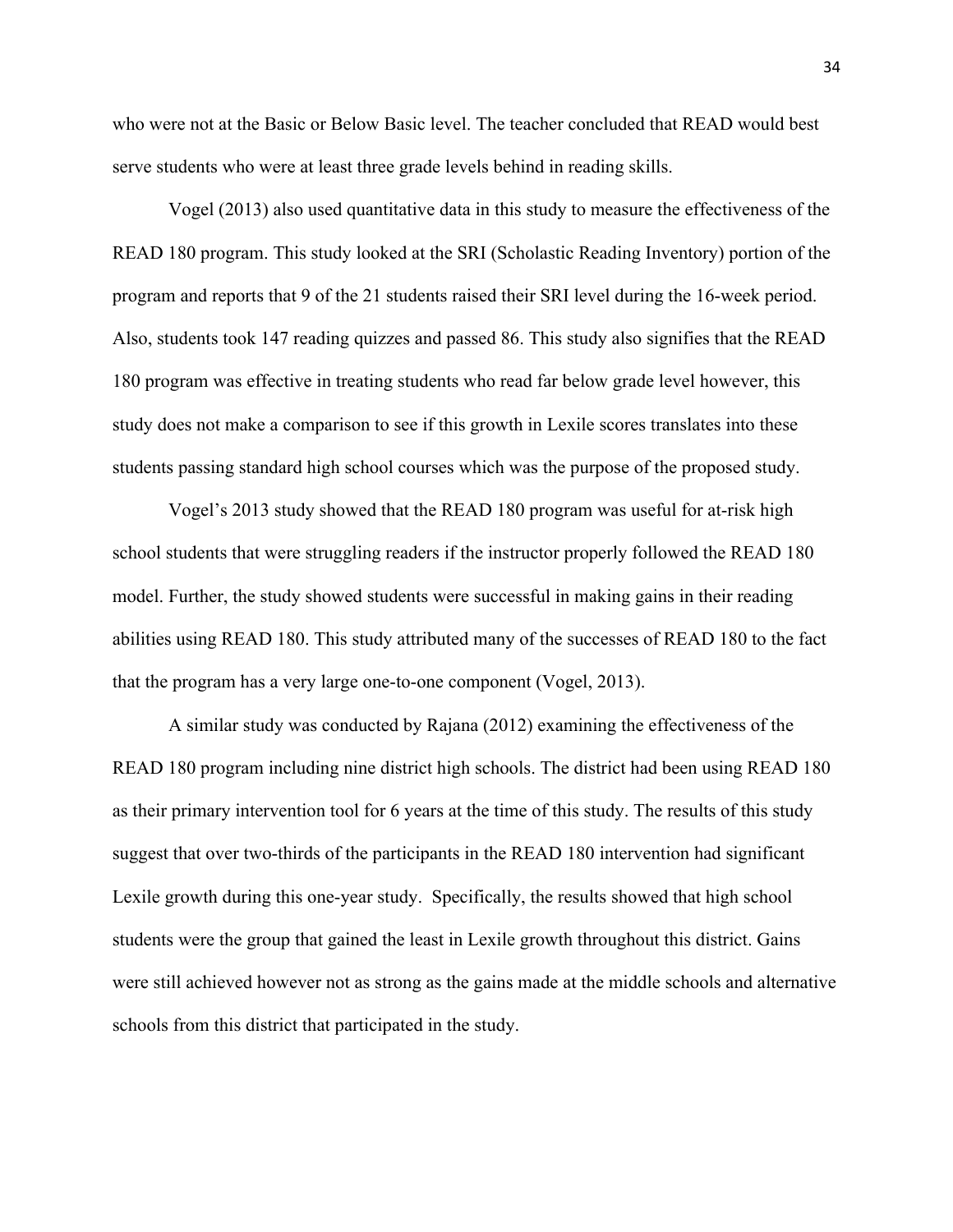who were not at the Basic or Below Basic level. The teacher concluded that READ would best serve students who were at least three grade levels behind in reading skills.

Vogel (2013) also used quantitative data in this study to measure the effectiveness of the READ 180 program. This study looked at the SRI (Scholastic Reading Inventory) portion of the program and reports that 9 of the 21 students raised their SRI level during the 16-week period. Also, students took 147 reading quizzes and passed 86. This study also signifies that the READ 180 program was effective in treating students who read far below grade level however, this study does not make a comparison to see if this growth in Lexile scores translates into these students passing standard high school courses which was the purpose of the proposed study.

Vogel's 2013 study showed that the READ 180 program was useful for at-risk high school students that were struggling readers if the instructor properly followed the READ 180 model. Further, the study showed students were successful in making gains in their reading abilities using READ 180. This study attributed many of the successes of READ 180 to the fact that the program has a very large one-to-one component (Vogel, 2013).

A similar study was conducted by Rajana (2012) examining the effectiveness of the READ 180 program including nine district high schools. The district had been using READ 180 as their primary intervention tool for 6 years at the time of this study. The results of this study suggest that over two-thirds of the participants in the READ 180 intervention had significant Lexile growth during this one-year study. Specifically, the results showed that high school students were the group that gained the least in Lexile growth throughout this district. Gains were still achieved however not as strong as the gains made at the middle schools and alternative schools from this district that participated in the study.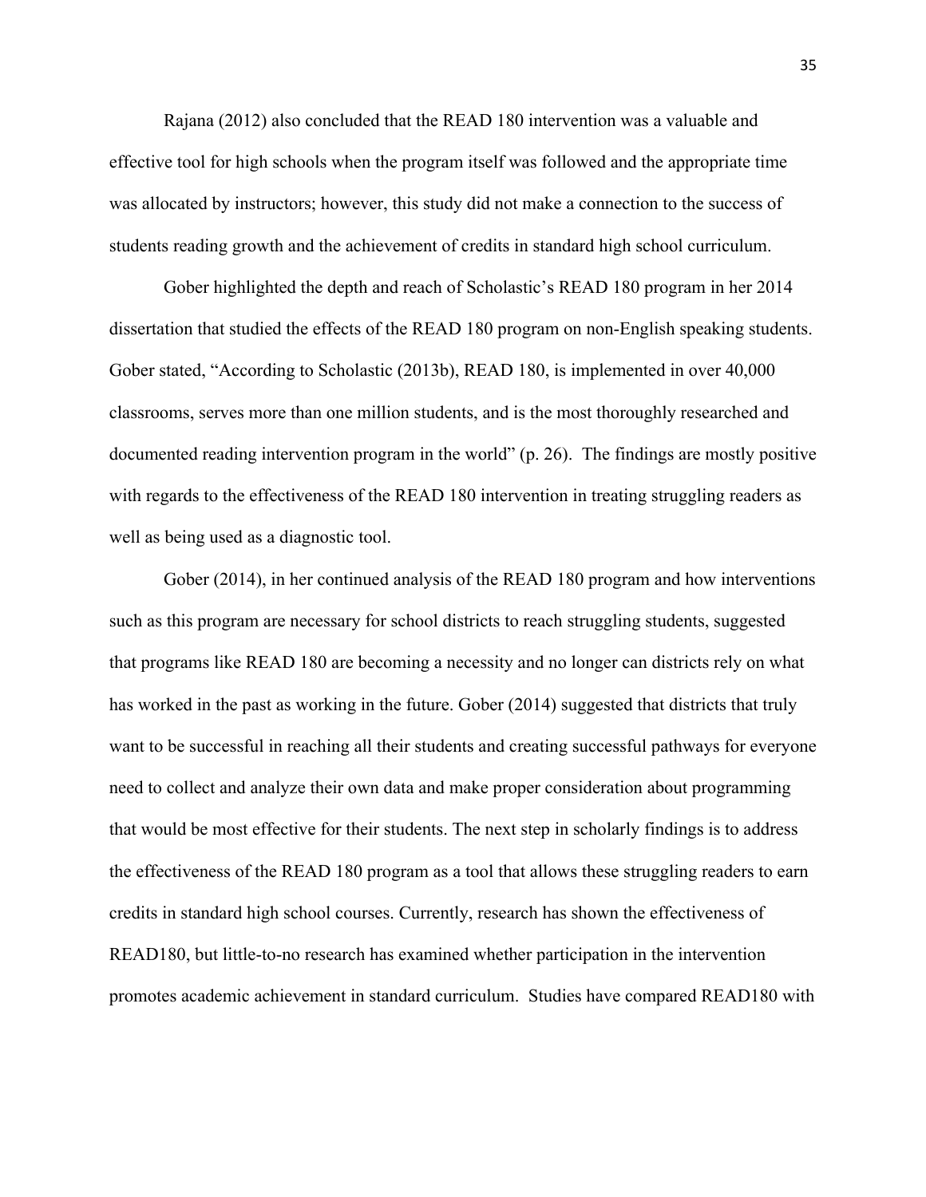Rajana (2012) also concluded that the READ 180 intervention was a valuable and effective tool for high schools when the program itself was followed and the appropriate time was allocated by instructors; however, this study did not make a connection to the success of students reading growth and the achievement of credits in standard high school curriculum.

Gober highlighted the depth and reach of Scholastic's READ 180 program in her 2014 dissertation that studied the effects of the READ 180 program on non-English speaking students. Gober stated, "According to Scholastic (2013b), READ 180, is implemented in over 40,000 classrooms, serves more than one million students, and is the most thoroughly researched and documented reading intervention program in the world" (p. 26). The findings are mostly positive with regards to the effectiveness of the READ 180 intervention in treating struggling readers as well as being used as a diagnostic tool.

Gober (2014), in her continued analysis of the READ 180 program and how interventions such as this program are necessary for school districts to reach struggling students, suggested that programs like READ 180 are becoming a necessity and no longer can districts rely on what has worked in the past as working in the future. Gober (2014) suggested that districts that truly want to be successful in reaching all their students and creating successful pathways for everyone need to collect and analyze their own data and make proper consideration about programming that would be most effective for their students. The next step in scholarly findings is to address the effectiveness of the READ 180 program as a tool that allows these struggling readers to earn credits in standard high school courses. Currently, research has shown the effectiveness of READ180, but little-to-no research has examined whether participation in the intervention promotes academic achievement in standard curriculum. Studies have compared READ180 with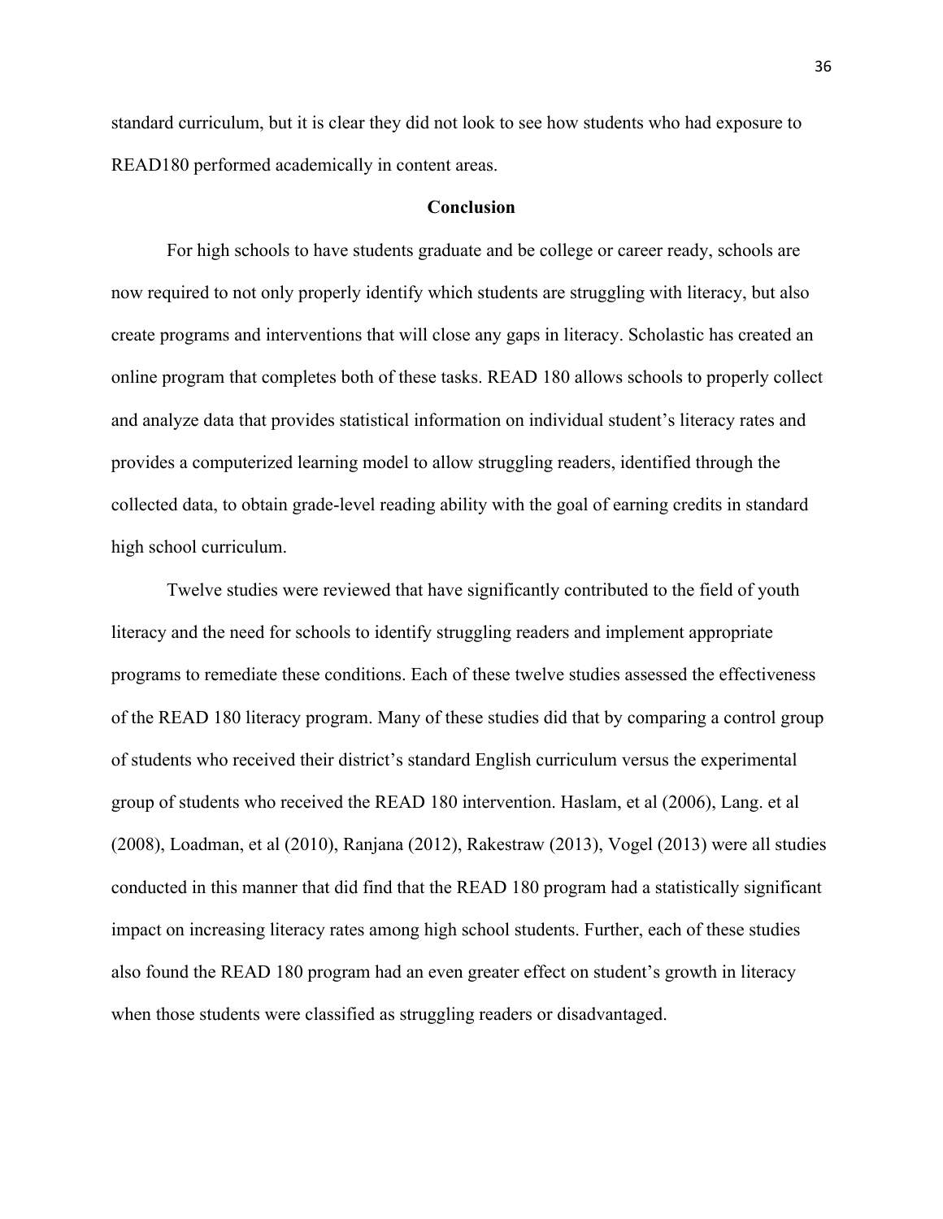standard curriculum, but it is clear they did not look to see how students who had exposure to READ180 performed academically in content areas.

## Conclusion

For high schools to have students graduate and be college or career ready, schools are now required to not only properly identify which students are struggling with literacy, but also create programs and interventions that will close any gaps in literacy. Scholastic has created an online program that completes both of these tasks. READ 180 allows schools to properly collect and analyze data that provides statistical information on individual student's literacy rates and provides a computerized learning model to allow struggling readers, identified through the collected data, to obtain grade-level reading ability with the goal of earning credits in standard high school curriculum.

Twelve studies were reviewed that have significantly contributed to the field of youth literacy and the need for schools to identify struggling readers and implement appropriate programs to remediate these conditions. Each of these twelve studies assessed the effectiveness of the READ 180 literacy program. Many of these studies did that by comparing a control group of students who received their district's standard English curriculum versus the experimental group of students who received the READ 180 intervention. Haslam, et al (2006), Lang. et al (2008), Loadman, et al (2010), Ranjana (2012), Rakestraw (2013), Vogel (2013) were all studies conducted in this manner that did find that the READ 180 program had a statistically significant impact on increasing literacy rates among high school students. Further, each of these studies also found the READ 180 program had an even greater effect on student's growth in literacy when those students were classified as struggling readers or disadvantaged.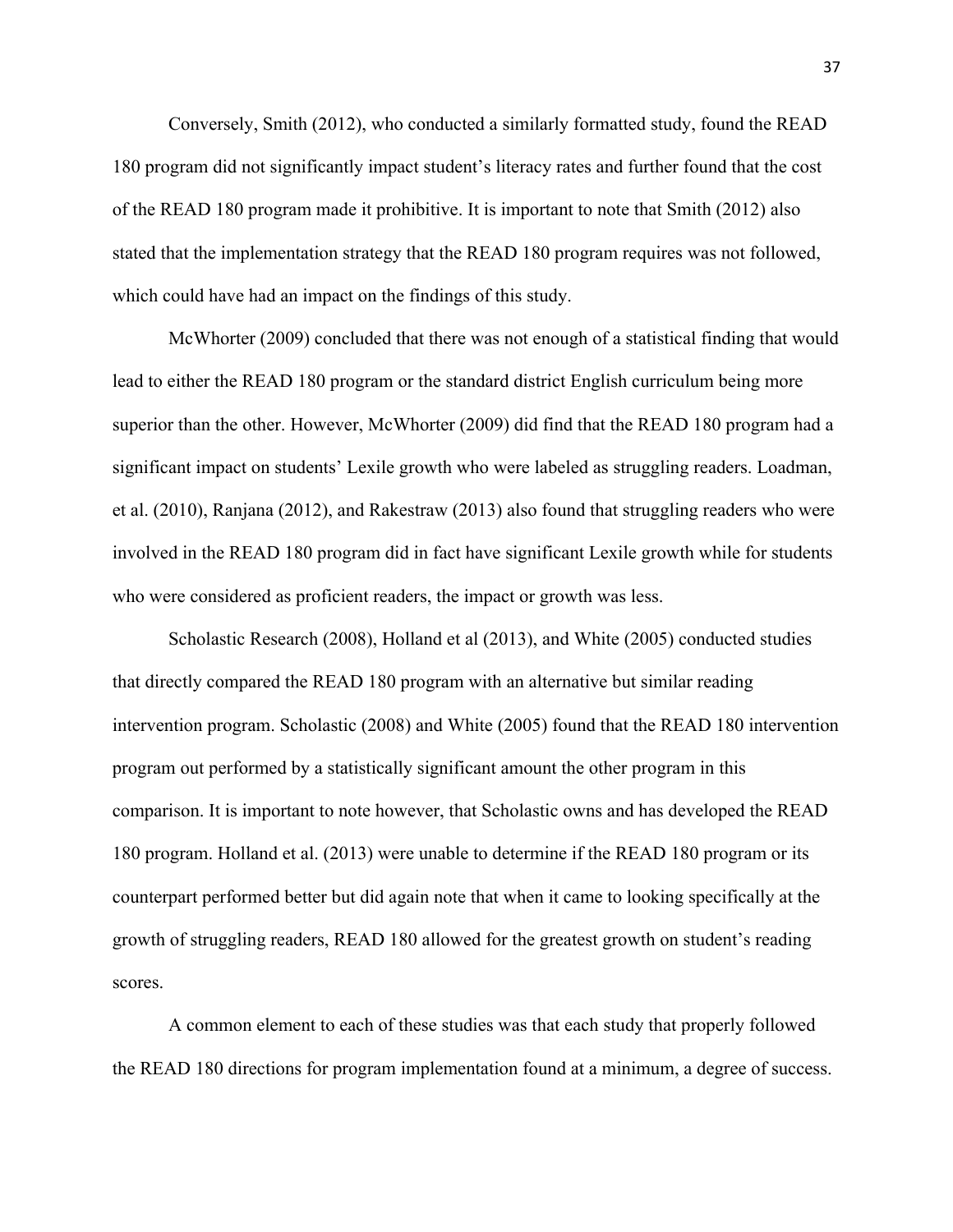Conversely, Smith (2012), who conducted a similarly formatted study, found the READ 180 program did not significantly impact student's literacy rates and further found that the cost of the READ 180 program made it prohibitive. It is important to note that Smith (2012) also stated that the implementation strategy that the READ 180 program requires was not followed, which could have had an impact on the findings of this study.

McWhorter (2009) concluded that there was not enough of a statistical finding that would lead to either the READ 180 program or the standard district English curriculum being more superior than the other. However, McWhorter (2009) did find that the READ 180 program had a significant impact on students' Lexile growth who were labeled as struggling readers. Loadman, et al. (2010), Ranjana (2012), and Rakestraw (2013) also found that struggling readers who were involved in the READ 180 program did in fact have significant Lexile growth while for students who were considered as proficient readers, the impact or growth was less.

Scholastic Research (2008), Holland et al (2013), and White (2005) conducted studies that directly compared the READ 180 program with an alternative but similar reading intervention program. Scholastic (2008) and White (2005) found that the READ 180 intervention program out performed by a statistically significant amount the other program in this comparison. It is important to note however, that Scholastic owns and has developed the READ 180 program. Holland et al. (2013) were unable to determine if the READ 180 program or its counterpart performed better but did again note that when it came to looking specifically at the growth of struggling readers, READ 180 allowed for the greatest growth on student's reading scores.

A common element to each of these studies was that each study that properly followed the READ 180 directions for program implementation found at a minimum, a degree of success.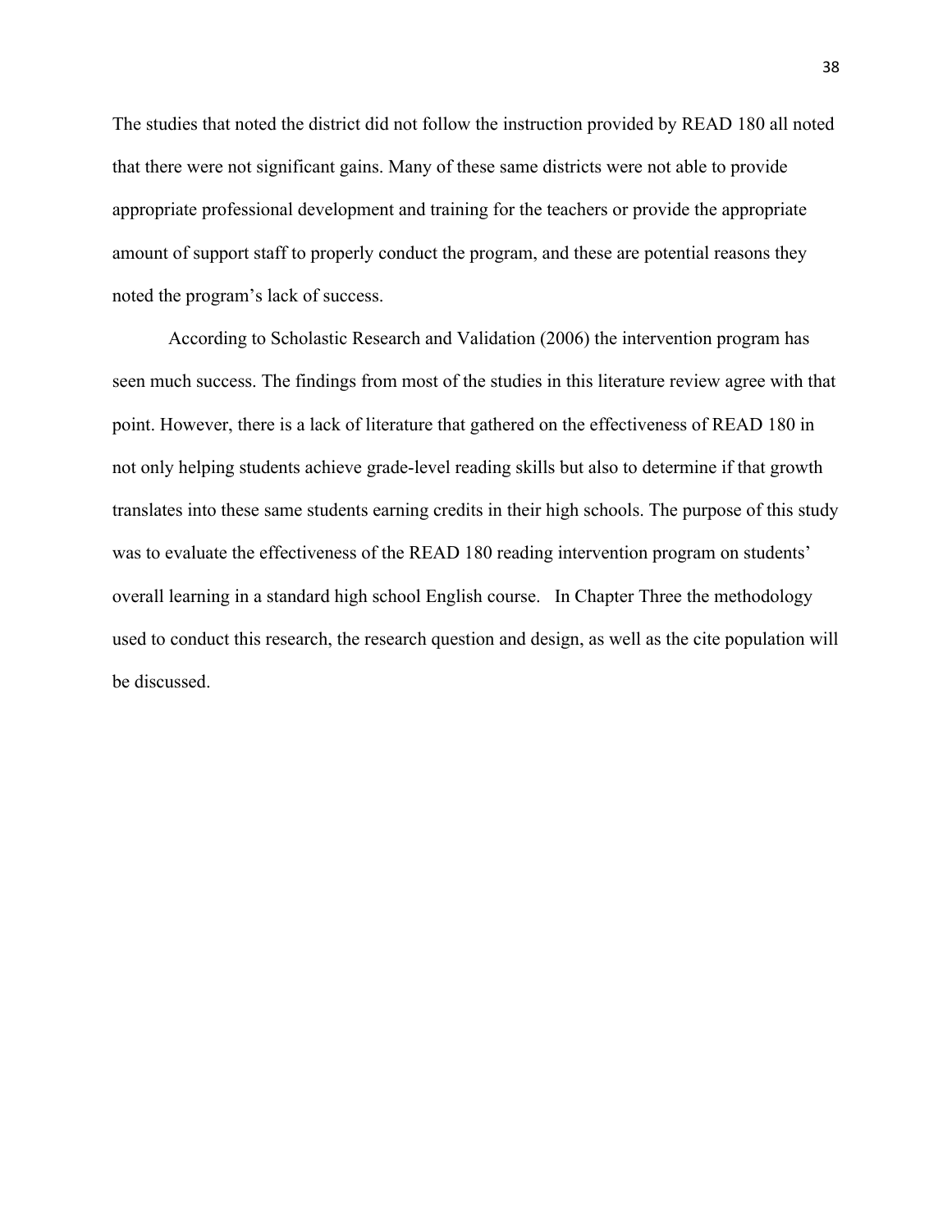The studies that noted the district did not follow the instruction provided by READ 180 all noted that there were not significant gains. Many of these same districts were not able to provide appropriate professional development and training for the teachers or provide the appropriate amount of support staff to properly conduct the program, and these are potential reasons they noted the program's lack of success.

According to Scholastic Research and Validation (2006) the intervention program has seen much success. The findings from most of the studies in this literature review agree with that point. However, there is a lack of literature that gathered on the effectiveness of READ 180 in not only helping students achieve grade-level reading skills but also to determine if that growth translates into these same students earning credits in their high schools. The purpose of this study was to evaluate the effectiveness of the READ 180 reading intervention program on students' overall learning in a standard high school English course. In Chapter Three the methodology used to conduct this research, the research question and design, as well as the cite population will be discussed.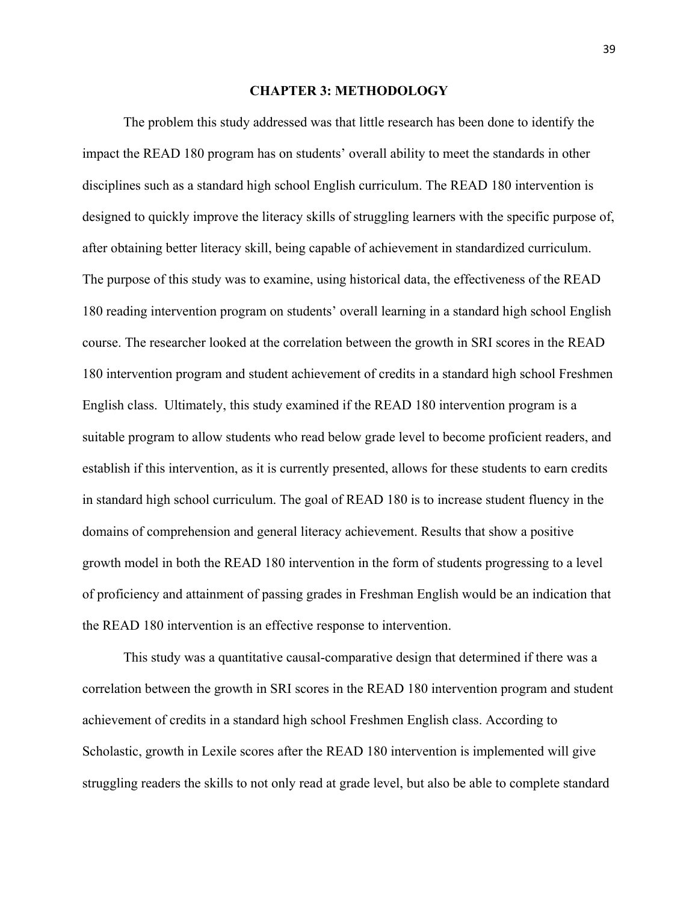# CHAPTER 3: METHODOLOGY

The problem this study addressed was that little research has been done to identify the impact the READ 180 program has on students' overall ability to meet the standards in other disciplines such as a standard high school English curriculum. The READ 180 intervention is designed to quickly improve the literacy skills of struggling learners with the specific purpose of, after obtaining better literacy skill, being capable of achievement in standardized curriculum. The purpose of this study was to examine, using historical data, the effectiveness of the READ 180 reading intervention program on students' overall learning in a standard high school English course. The researcher looked at the correlation between the growth in SRI scores in the READ 180 intervention program and student achievement of credits in a standard high school Freshmen English class. Ultimately, this study examined if the READ 180 intervention program is a suitable program to allow students who read below grade level to become proficient readers, and establish if this intervention, as it is currently presented, allows for these students to earn credits in standard high school curriculum. The goal of READ 180 is to increase student fluency in the domains of comprehension and general literacy achievement. Results that show a positive growth model in both the READ 180 intervention in the form of students progressing to a level of proficiency and attainment of passing grades in Freshman English would be an indication that the READ 180 intervention is an effective response to intervention.

This study was a quantitative causal-comparative design that determined if there was a correlation between the growth in SRI scores in the READ 180 intervention program and student achievement of credits in a standard high school Freshmen English class. According to Scholastic, growth in Lexile scores after the READ 180 intervention is implemented will give struggling readers the skills to not only read at grade level, but also be able to complete standard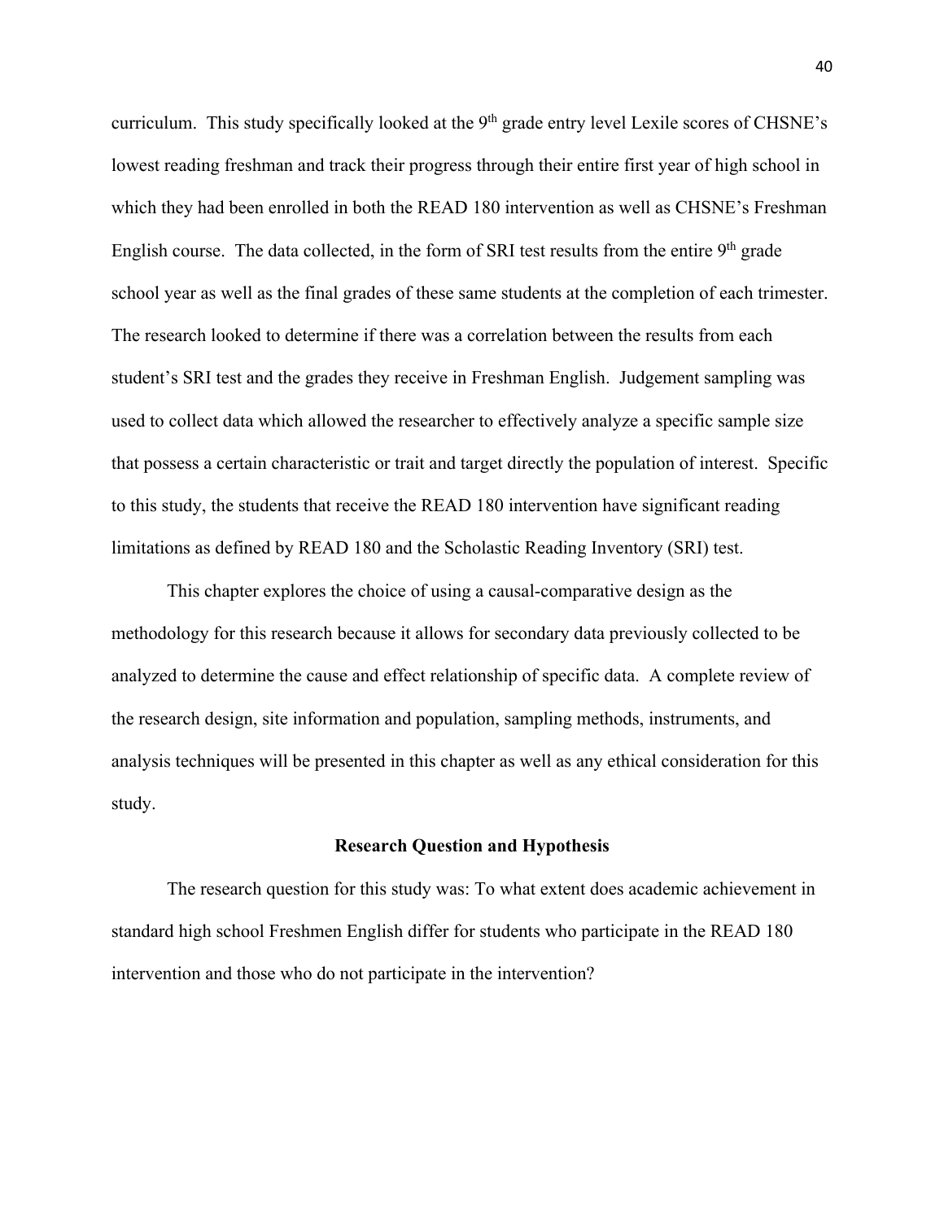curriculum. This study specifically looked at the 9th grade entry level Lexile scores of CHSNE's lowest reading freshman and track their progress through their entire first year of high school in which they had been enrolled in both the READ 180 intervention as well as CHSNE's Freshman English course. The data collected, in the form of SRI test results from the entire 9th grade school year as well as the final grades of these same students at the completion of each trimester. The research looked to determine if there was a correlation between the results from each student's SRI test and the grades they receive in Freshman English. Judgement sampling was used to collect data which allowed the researcher to effectively analyze a specific sample size that possess a certain characteristic or trait and target directly the population of interest. Specific to this study, the students that receive the READ 180 intervention have significant reading limitations as defined by READ 180 and the Scholastic Reading Inventory (SRI) test.

This chapter explores the choice of using a causal-comparative design as the methodology for this research because it allows for secondary data previously collected to be analyzed to determine the cause and effect relationship of specific data. A complete review of the research design, site information and population, sampling methods, instruments, and analysis techniques will be presented in this chapter as well as any ethical consideration for this study.

## Research Question and Hypothesis

The research question for this study was: To what extent does academic achievement in standard high school Freshmen English differ for students who participate in the READ 180 intervention and those who do not participate in the intervention?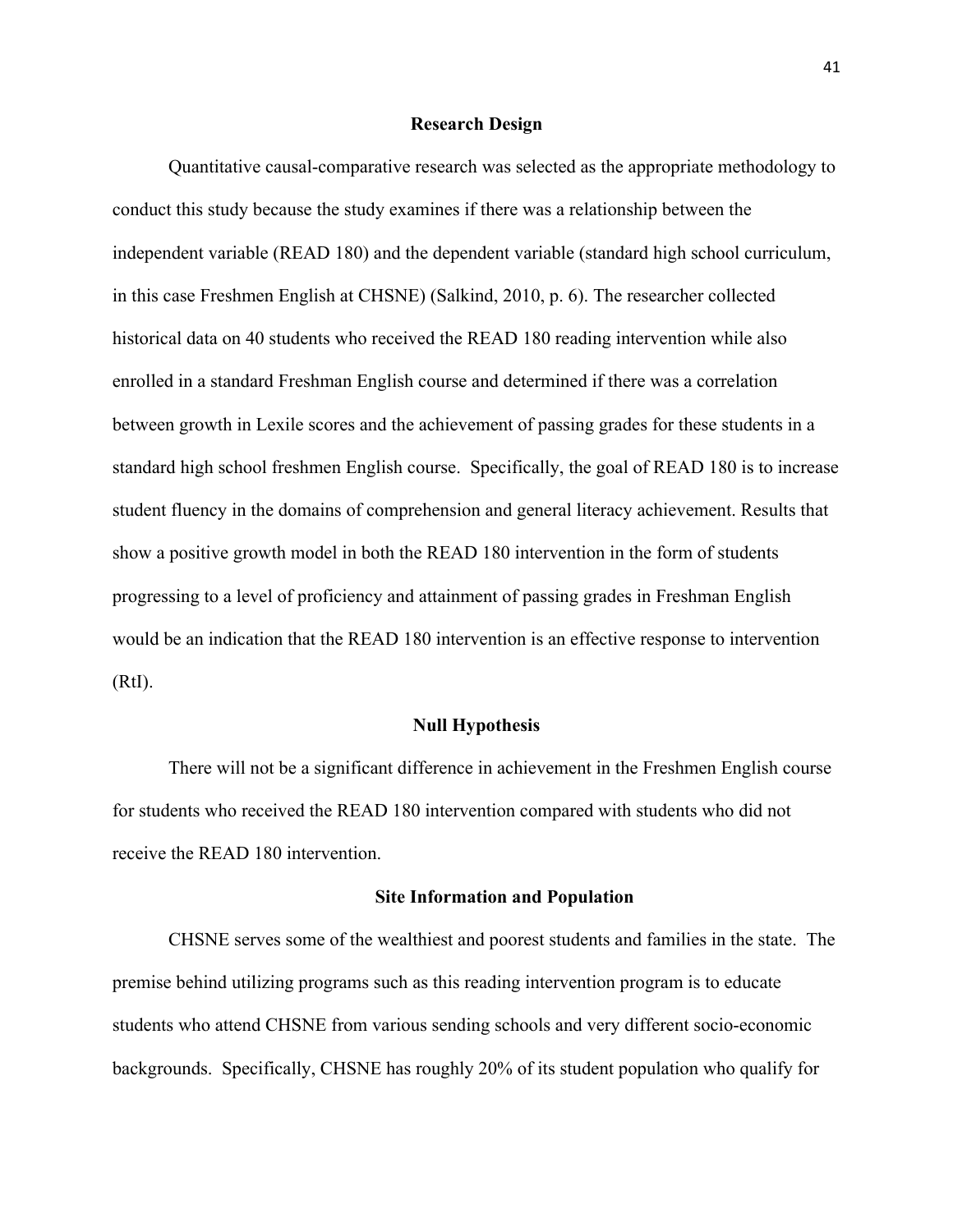## Research Design

Quantitative causal-comparative research was selected as the appropriate methodology to conduct this study because the study examines if there was a relationship between the independent variable (READ 180) and the dependent variable (standard high school curriculum, in this case Freshmen English at CHSNE) (Salkind, 2010, p. 6). The researcher collected historical data on 40 students who received the READ 180 reading intervention while also enrolled in a standard Freshman English course and determined if there was a correlation between growth in Lexile scores and the achievement of passing grades for these students in a standard high school freshmen English course. Specifically, the goal of READ 180 is to increase student fluency in the domains of comprehension and general literacy achievement. Results that show a positive growth model in both the READ 180 intervention in the form of students progressing to a level of proficiency and attainment of passing grades in Freshman English would be an indication that the READ 180 intervention is an effective response to intervention (RtI).

## Null Hypothesis

There will not be a significant difference in achievement in the Freshmen English course for students who received the READ 180 intervention compared with students who did not receive the READ 180 intervention.

## Site Information and Population

CHSNE serves some of the wealthiest and poorest students and families in the state. The premise behind utilizing programs such as this reading intervention program is to educate students who attend CHSNE from various sending schools and very different socio-economic backgrounds. Specifically, CHSNE has roughly 20% of its student population who qualify for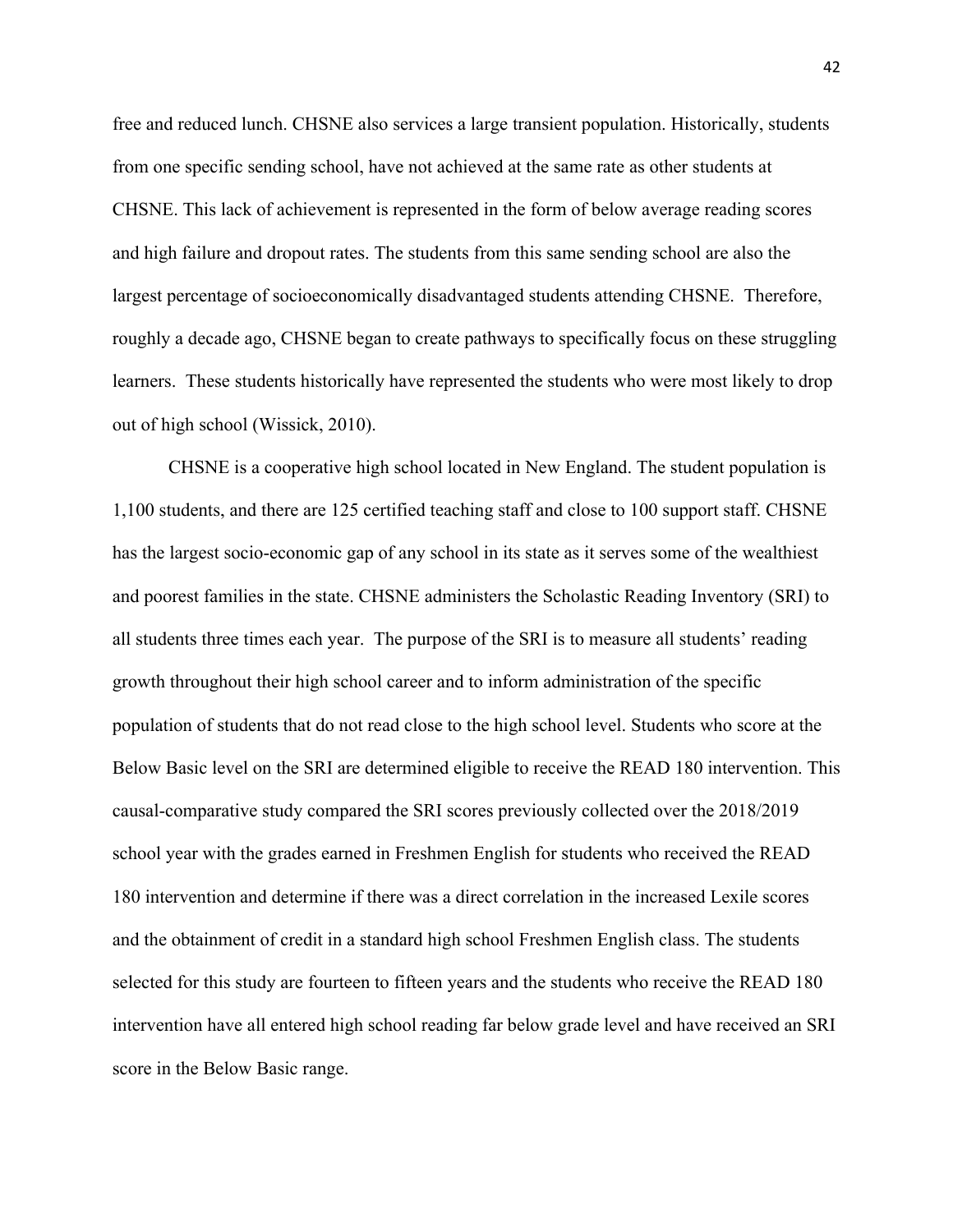free and reduced lunch. CHSNE also services a large transient population. Historically, students from one specific sending school, have not achieved at the same rate as other students at CHSNE. This lack of achievement is represented in the form of below average reading scores and high failure and dropout rates. The students from this same sending school are also the largest percentage of socioeconomically disadvantaged students attending CHSNE. Therefore, roughly a decade ago, CHSNE began to create pathways to specifically focus on these struggling learners. These students historically have represented the students who were most likely to drop out of high school (Wissick, 2010).

CHSNE is a cooperative high school located in New England. The student population is 1,100 students, and there are 125 certified teaching staff and close to 100 support staff. CHSNE has the largest socio-economic gap of any school in its state as it serves some of the wealthiest and poorest families in the state. CHSNE administers the Scholastic Reading Inventory (SRI) to all students three times each year. The purpose of the SRI is to measure all students' reading growth throughout their high school career and to inform administration of the specific population of students that do not read close to the high school level. Students who score at the Below Basic level on the SRI are determined eligible to receive the READ 180 intervention. This causal-comparative study compared the SRI scores previously collected over the 2018/2019 school year with the grades earned in Freshmen English for students who received the READ 180 intervention and determine if there was a direct correlation in the increased Lexile scores and the obtainment of credit in a standard high school Freshmen English class. The students selected for this study are fourteen to fifteen years and the students who receive the READ 180 intervention have all entered high school reading far below grade level and have received an SRI score in the Below Basic range.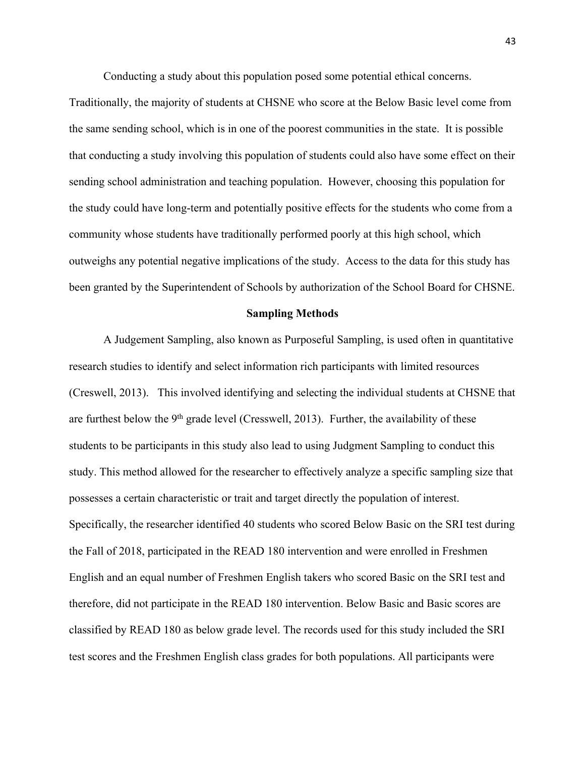Conducting a study about this population posed some potential ethical concerns. Traditionally, the majority of students at CHSNE who score at the Below Basic level come from the same sending school, which is in one of the poorest communities in the state. It is possible that conducting a study involving this population of students could also have some effect on their sending school administration and teaching population. However, choosing this population for the study could have long-term and potentially positive effects for the students who come from a community whose students have traditionally performed poorly at this high school, which outweighs any potential negative implications of the study. Access to the data for this study has been granted by the Superintendent of Schools by authorization of the School Board for CHSNE.

## Sampling Methods

A Judgement Sampling, also known as Purposeful Sampling, is used often in quantitative research studies to identify and select information rich participants with limited resources (Creswell, 2013). This involved identifying and selecting the individual students at CHSNE that are furthest below the 9th grade level (Cresswell, 2013). Further, the availability of these students to be participants in this study also lead to using Judgment Sampling to conduct this study. This method allowed for the researcher to effectively analyze a specific sampling size that possesses a certain characteristic or trait and target directly the population of interest. Specifically, the researcher identified 40 students who scored Below Basic on the SRI test during the Fall of 2018, participated in the READ 180 intervention and were enrolled in Freshmen English and an equal number of Freshmen English takers who scored Basic on the SRI test and therefore, did not participate in the READ 180 intervention. Below Basic and Basic scores are classified by READ 180 as below grade level. The records used for this study included the SRI test scores and the Freshmen English class grades for both populations. All participants were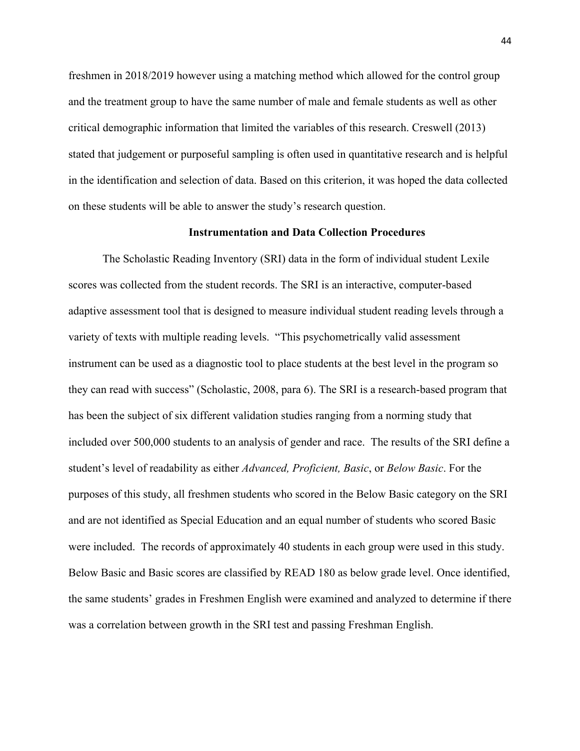freshmen in 2018/2019 however using a matching method which allowed for the control group and the treatment group to have the same number of male and female students as well as other critical demographic information that limited the variables of this research. Creswell (2013) stated that judgement or purposeful sampling is often used in quantitative research and is helpful in the identification and selection of data. Based on this criterion, it was hoped the data collected on these students will be able to answer the study's research question.

## Instrumentation and Data Collection Procedures

The Scholastic Reading Inventory (SRI) data in the form of individual student Lexile scores was collected from the student records. The SRI is an interactive, computer-based adaptive assessment tool that is designed to measure individual student reading levels through a variety of texts with multiple reading levels. "This psychometrically valid assessment instrument can be used as a diagnostic tool to place students at the best level in the program so they can read with success" (Scholastic, 2008, para 6). The SRI is a research-based program that has been the subject of six different validation studies ranging from a norming study that included over 500,000 students to an analysis of gender and race. The results of the SRI define a student's level of readability as either *Advanced, Proficient, Basic*, or *Below Basic*. For the purposes of this study, all freshmen students who scored in the Below Basic category on the SRI and are not identified as Special Education and an equal number of students who scored Basic were included. The records of approximately 40 students in each group were used in this study. Below Basic and Basic scores are classified by READ 180 as below grade level. Once identified, the same students' grades in Freshmen English were examined and analyzed to determine if there was a correlation between growth in the SRI test and passing Freshman English.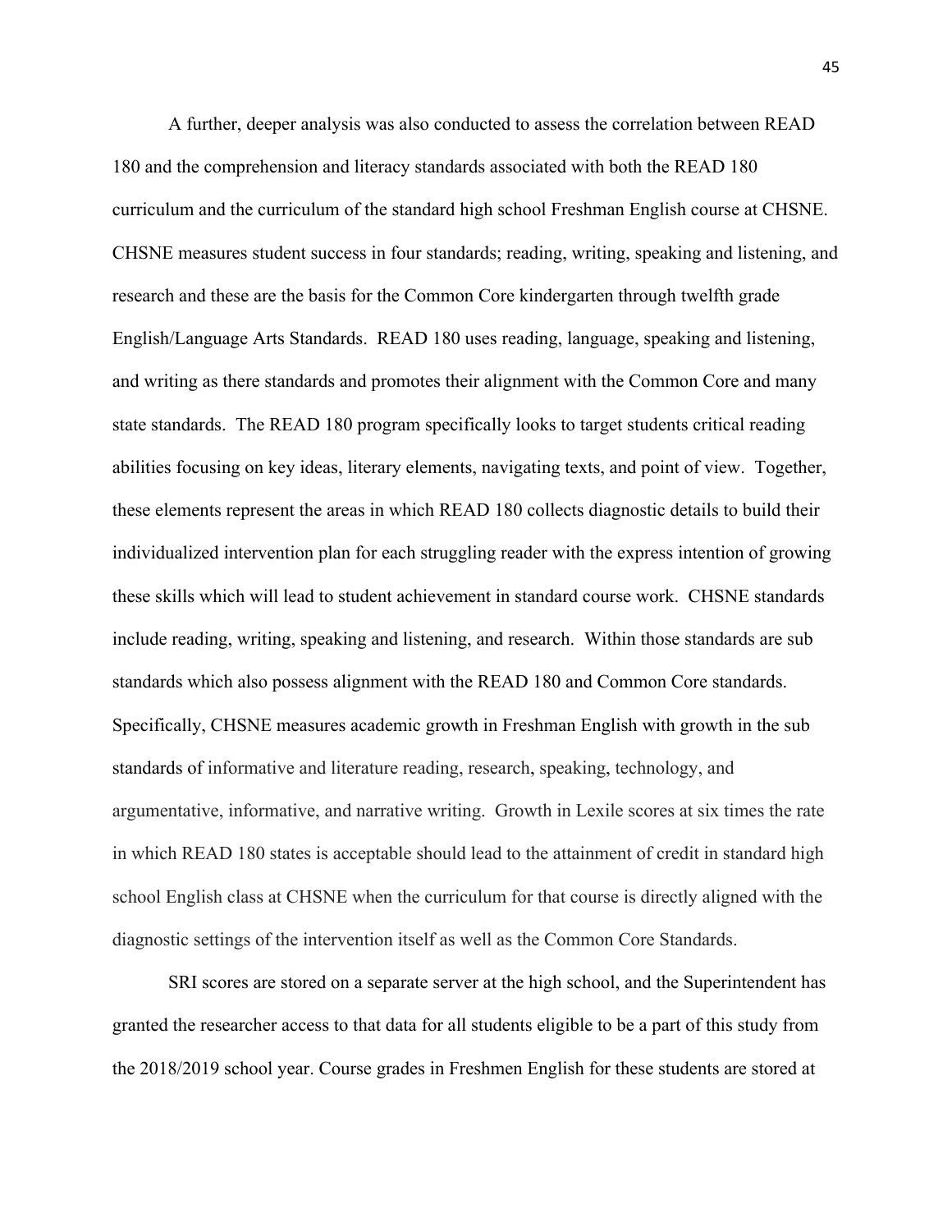A further, deeper analysis was also conducted to assess the correlation between READ 180 and the comprehension and literacy standards associated with both the READ 180 curriculum and the curriculum of the standard high school Freshman English course at CHSNE. CHSNE measures student success in four standards; reading, writing, speaking and listening, and research and these are the basis for the Common Core kindergarten through twelfth grade English/Language Arts Standards. READ 180 uses reading, language, speaking and listening, and writing as there standards and promotes their alignment with the Common Core and many state standards. The READ 180 program specifically looks to target students critical reading abilities focusing on key ideas, literary elements, navigating texts, and point of view. Together, these elements represent the areas in which READ 180 collects diagnostic details to build their individualized intervention plan for each struggling reader with the express intention of growing these skills which will lead to student achievement in standard course work. CHSNE standards include reading, writing, speaking and listening, and research. Within those standards are sub standards which also possess alignment with the READ 180 and Common Core standards. Specifically, CHSNE measures academic growth in Freshman English with growth in the sub standards of informative and literature reading, research, speaking, technology, and argumentative, informative, and narrative writing. Growth in Lexile scores at six times the rate in which READ 180 states is acceptable should lead to the attainment of credit in standard high school English class at CHSNE when the curriculum for that course is directly aligned with the diagnostic settings of the intervention itself as well as the Common Core Standards.

SRI scores are stored on a separate server at the high school, and the Superintendent has granted the researcher access to that data for all students eligible to be a part of this study from the 2018/2019 school year. Course grades in Freshmen English for these students are stored at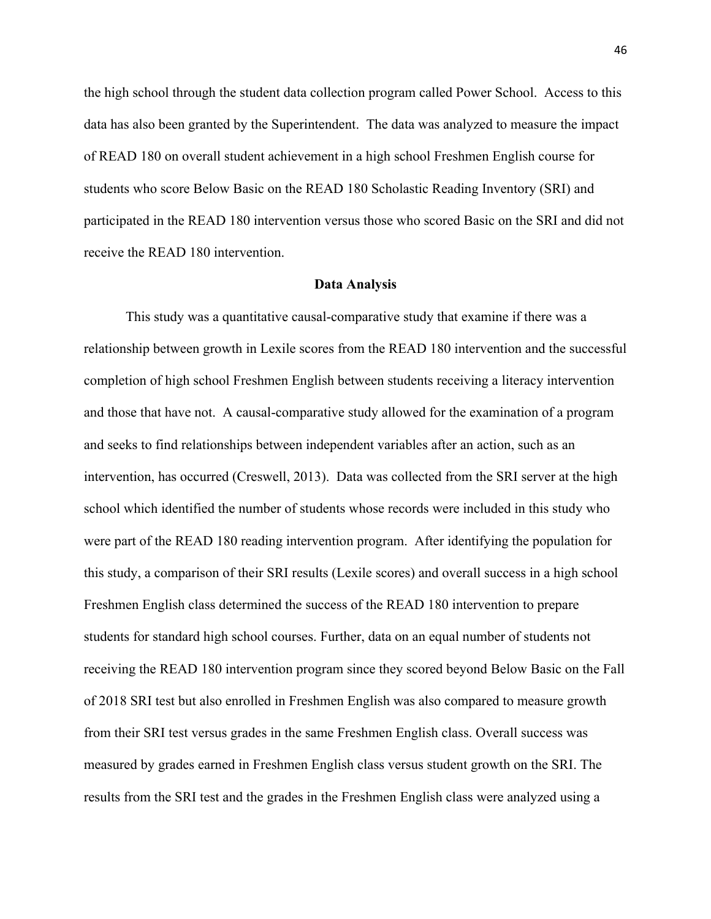the high school through the student data collection program called Power School. Access to this data has also been granted by the Superintendent. The data was analyzed to measure the impact of READ 180 on overall student achievement in a high school Freshmen English course for students who score Below Basic on the READ 180 Scholastic Reading Inventory (SRI) and participated in the READ 180 intervention versus those who scored Basic on the SRI and did not receive the READ 180 intervention.

**Data Analysis**

This study was a quantitative causal-comparative study that examine if there was a relationship between growth in Lexile scores from the READ 180 intervention and the successful completion of high school Freshmen English between students receiving a literacy intervention and those that have not. A causal-comparative study allowed for the examination of a program and seeks to find relationships between independent variables after an action, such as an intervention, has occurred (Creswell, 2013). Data was collected from the SRI server at the high school which identified the number of students whose records were included in this study who were part of the READ 180 reading intervention program. After identifying the population for this study, a comparison of their SRI results (Lexile scores) and overall success in a high school Freshmen English class determined the success of the READ 180 intervention to prepare students for standard high school courses. Further, data on an equal number of students not receiving the READ 180 intervention program since they scored beyond Below Basic on the Fall of 2018 SRI test but also enrolled in Freshmen English was also compared to measure growth from their SRI test versus grades in the same Freshmen English class. Overall success was measured by grades earned in Freshmen English class versus student growth on the SRI. The results from the SRI test and the grades in the Freshmen English class were analyzed using a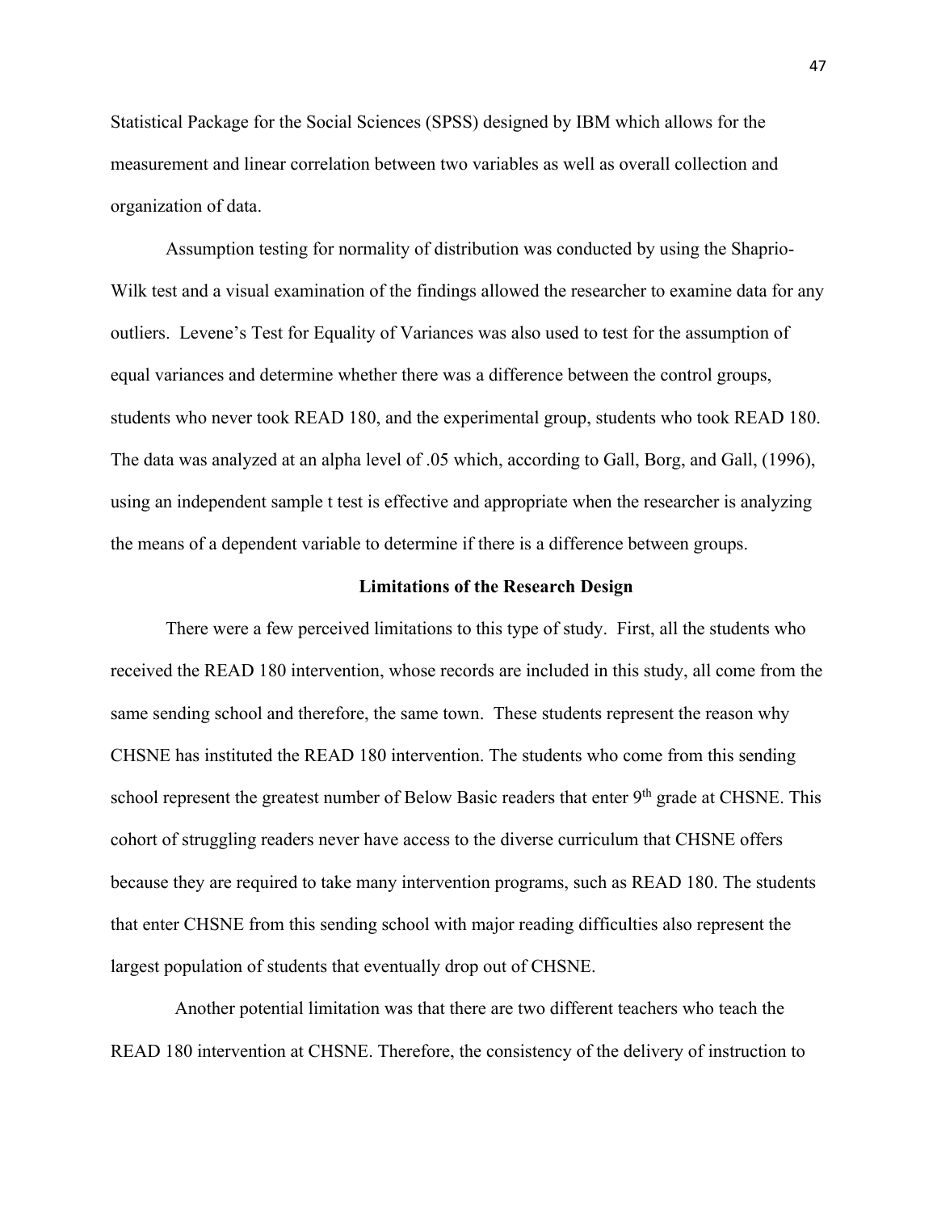Statistical Package for the Social Sciences (SPSS) designed by IBM which allows for the measurement and linear correlation between two variables as well as overall collection and organization of data.

Assumption testing for normality of distribution was conducted by using the Shaprio-Wilk test and a visual examination of the findings allowed the researcher to examine data for any outliers. Levene's Test for Equality of Variances was also used to test for the assumption of equal variances and determine whether there was a difference between the control groups, students who never took READ 180, and the experimental group, students who took READ 180. The data was analyzed at an alpha level of .05 which, according to Gall, Borg, and Gall, (1996), using an independent sample t test is effective and appropriate when the researcher is analyzing the means of a dependent variable to determine if there is a difference between groups.

## Limitations of the Research Design

There were a few perceived limitations to this type of study. First, all the students who received the READ 180 intervention, whose records are included in this study, all come from the same sending school and therefore, the same town. These students represent the reason why CHSNE has instituted the READ 180 intervention. The students who come from this sending school represent the greatest number of Below Basic readers that enter 9th grade at CHSNE. This cohort of struggling readers never have access to the diverse curriculum that CHSNE offers because they are required to take many intervention programs, such as READ 180. The students that enter CHSNE from this sending school with major reading difficulties also represent the largest population of students that eventually drop out of CHSNE.

Another potential limitation was that there are two different teachers who teach the READ 180 intervention at CHSNE. Therefore, the consistency of the delivery of instruction to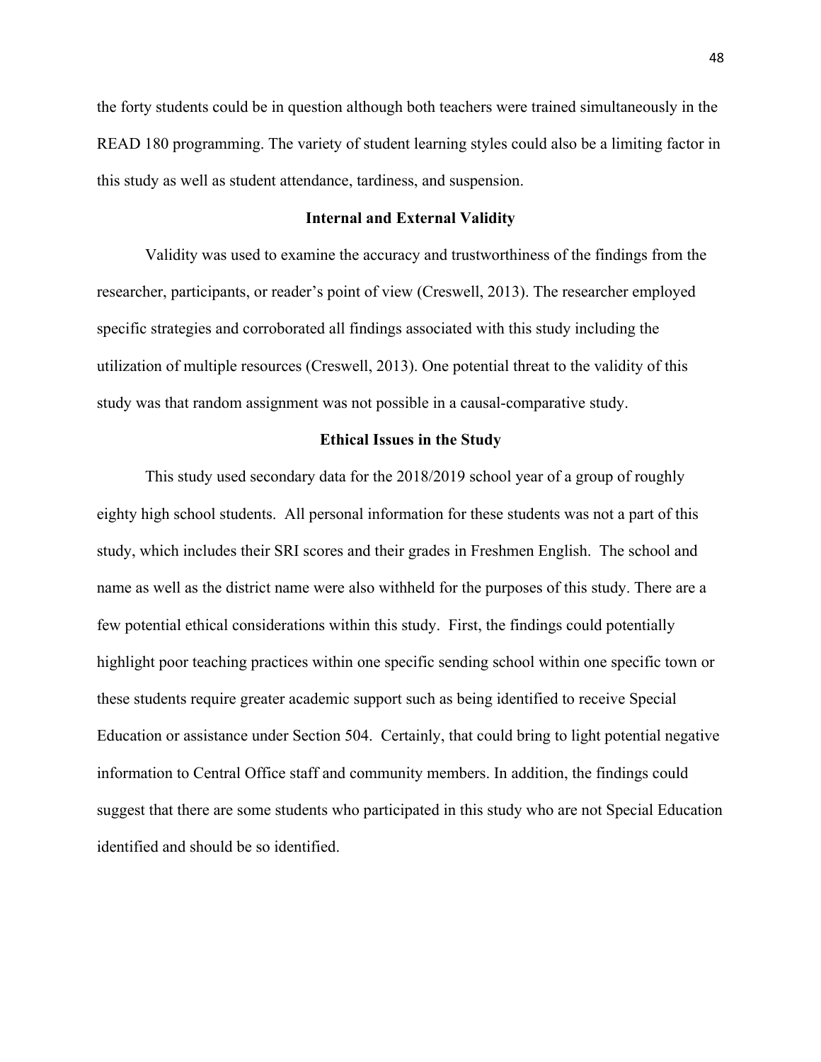the forty students could be in question although both teachers were trained simultaneously in the READ 180 programming. The variety of student learning styles could also be a limiting factor in this study as well as student attendance, tardiness, and suspension.

## Internal and External Validity

Validity was used to examine the accuracy and trustworthiness of the findings from the researcher, participants, or reader's point of view (Creswell, 2013). The researcher employed specific strategies and corroborated all findings associated with this study including the utilization of multiple resources (Creswell, 2013). One potential threat to the validity of this study was that random assignment was not possible in a causal-comparative study.

## Ethical Issues in the Study

This study used secondary data for the 2018/2019 school year of a group of roughly eighty high school students. All personal information for these students was not a part of this study, which includes their SRI scores and their grades in Freshmen English. The school and name as well as the district name were also withheld for the purposes of this study. There are a few potential ethical considerations within this study. First, the findings could potentially highlight poor teaching practices within one specific sending school within one specific town or these students require greater academic support such as being identified to receive Special Education or assistance under Section 504. Certainly, that could bring to light potential negative information to Central Office staff and community members. In addition, the findings could suggest that there are some students who participated in this study who are not Special Education identified and should be so identified.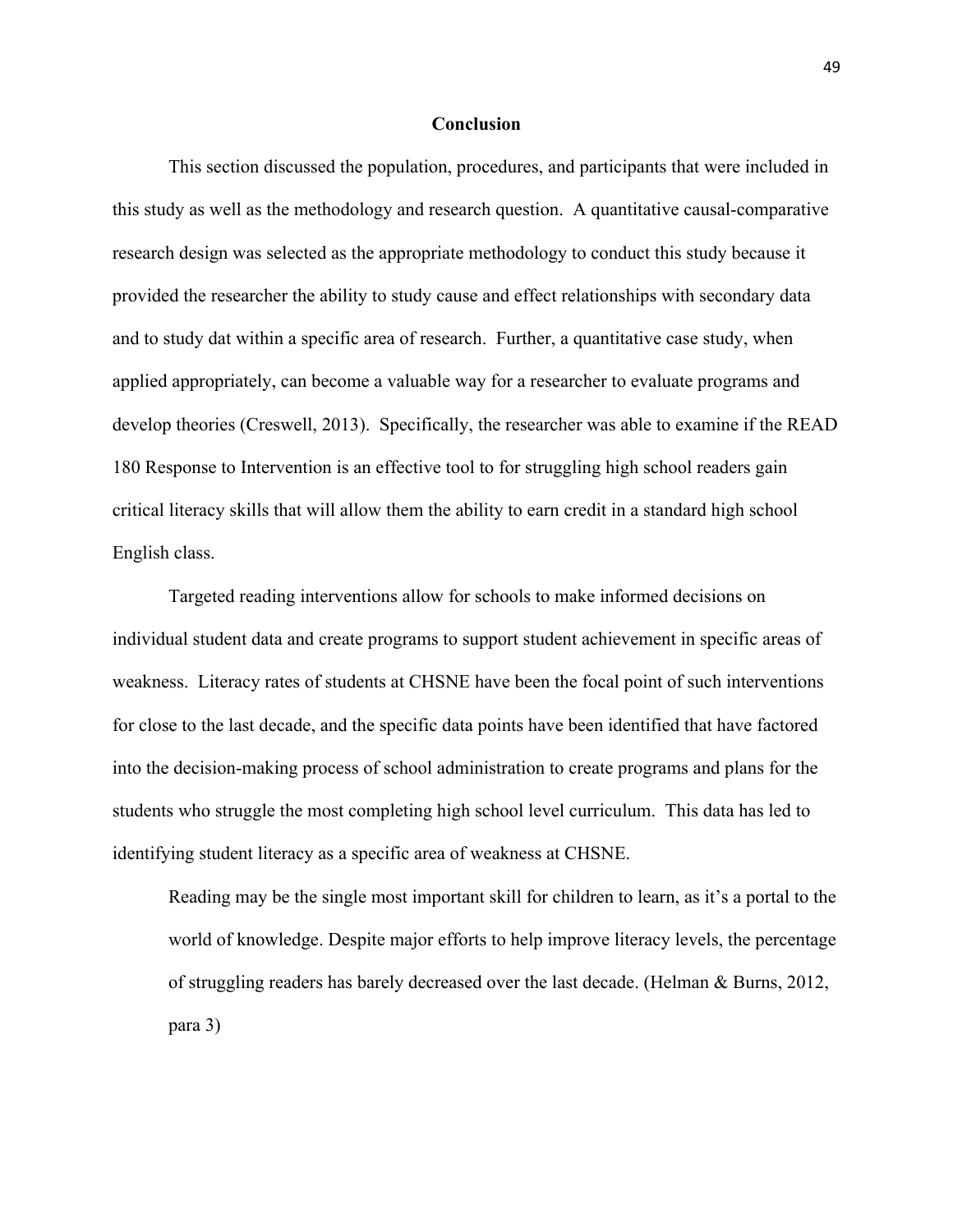## Conclusion

This section discussed the population, procedures, and participants that were included in this study as well as the methodology and research question. A quantitative causal-comparative research design was selected as the appropriate methodology to conduct this study because it provided the researcher the ability to study cause and effect relationships with secondary data and to study dat within a specific area of research. Further, a quantitative case study, when applied appropriately, can become a valuable way for a researcher to evaluate programs and develop theories (Creswell, 2013). Specifically, the researcher was able to examine if the READ 180 Response to Intervention is an effective tool to for struggling high school readers gain critical literacy skills that will allow them the ability to earn credit in a standard high school English class.

Targeted reading interventions allow for schools to make informed decisions on individual student data and create programs to support student achievement in specific areas of weakness. Literacy rates of students at CHSNE have been the focal point of such interventions for close to the last decade, and the specific data points have been identified that have factored into the decision-making process of school administration to create programs and plans for the students who struggle the most completing high school level curriculum. This data has led to identifying student literacy as a specific area of weakness at CHSNE.

> Reading may be the single most important skill for children to learn, as it's a portal to the world of knowledge. Despite major efforts to help improve literacy levels, the percentage of struggling readers has barely decreased over the last decade. (Helman & Burns, 2012, para 3)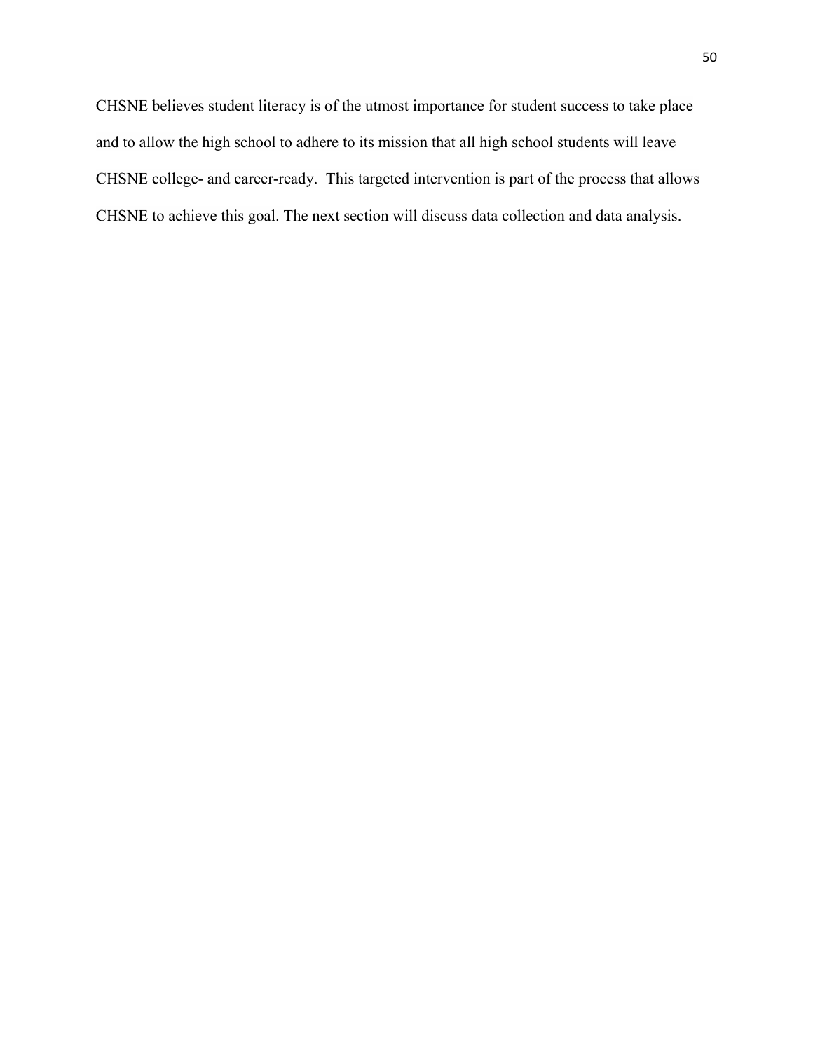CHSNE believes student literacy is of the utmost importance for student success to take place and to allow the high school to adhere to its mission that all high school students will leave CHSNE college- and career-ready. This targeted intervention is part of the process that allows CHSNE to achieve this goal. The next section will discuss data collection and data analysis.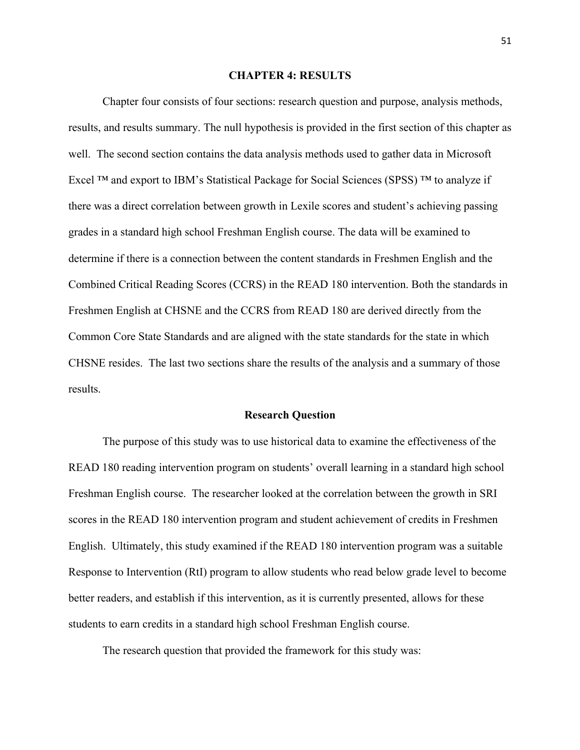# CHAPTER 4: RESULTS

Chapter four consists of four sections: research question and purpose, analysis methods, results, and results summary. The null hypothesis is provided in the first section of this chapter as well.  The second section contains the data analysis methods used to gather data in Microsoft Excel ™ and export to IBM's Statistical Package for Social Sciences (SPSS) ™ to analyze if there was a direct correlation between growth in Lexile scores and student's achieving passing grades in a standard high school Freshman English course. The data will be examined to determine if there is a connection between the content standards in Freshmen English and the Combined Critical Reading Scores (CCRS) in the READ 180 intervention. Both the standards in Freshmen English at CHSNE and the CCRS from READ 180 are derived directly from the Common Core State Standards and are aligned with the state standards for the state in which CHSNE resides.  The last two sections share the results of the analysis and a summary of those results.

## Research Question

The purpose of this study was to use historical data to examine the effectiveness of the READ 180 reading intervention program on students' overall learning in a standard high school Freshman English course.  The researcher looked at the correlation between the growth in SRI scores in the READ 180 intervention program and student achievement of credits in Freshmen English.  Ultimately, this study examined if the READ 180 intervention program was a suitable Response to Intervention (RtI) program to allow students who read below grade level to become better readers, and establish if this intervention, as it is currently presented, allows for these students to earn credits in a standard high school Freshman English course.

The research question that provided the framework for this study was: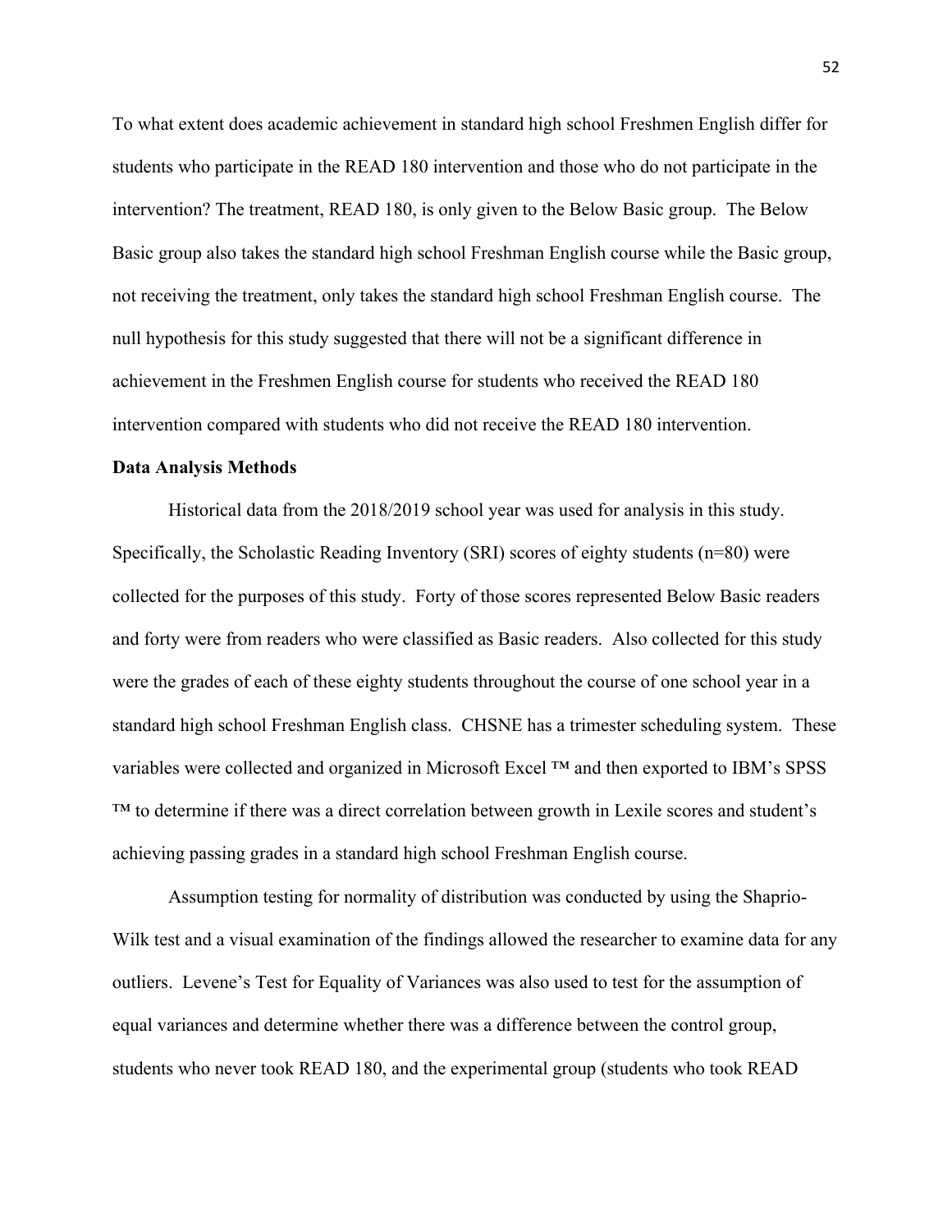To what extent does academic achievement in standard high school Freshmen English differ for students who participate in the READ 180 intervention and those who do not participate in the intervention? The treatment, READ 180, is only given to the Below Basic group. The Below Basic group also takes the standard high school Freshman English course while the Basic group, not receiving the treatment, only takes the standard high school Freshman English course. The null hypothesis for this study suggested that there will not be a significant difference in achievement in the Freshmen English course for students who received the READ 180 intervention compared with students who did not receive the READ 180 intervention.

**Data Analysis Methods**

Historical data from the 2018/2019 school year was used for analysis in this study. Specifically, the Scholastic Reading Inventory (SRI) scores of eighty students (n=80) were collected for the purposes of this study. Forty of those scores represented Below Basic readers and forty were from readers who were classified as Basic readers. Also collected for this study were the grades of each of these eighty students throughout the course of one school year in a standard high school Freshman English class. CHSNE has a trimester scheduling system. These variables were collected and organized in Microsoft Excel ™ and then exported to IBM's SPSS ™ to determine if there was a direct correlation between growth in Lexile scores and student's achieving passing grades in a standard high school Freshman English course.

Assumption testing for normality of distribution was conducted by using the Shaprio-Wilk test and a visual examination of the findings allowed the researcher to examine data for any outliers. Levene's Test for Equality of Variances was also used to test for the assumption of equal variances and determine whether there was a difference between the control group, students who never took READ 180, and the experimental group (students who took READ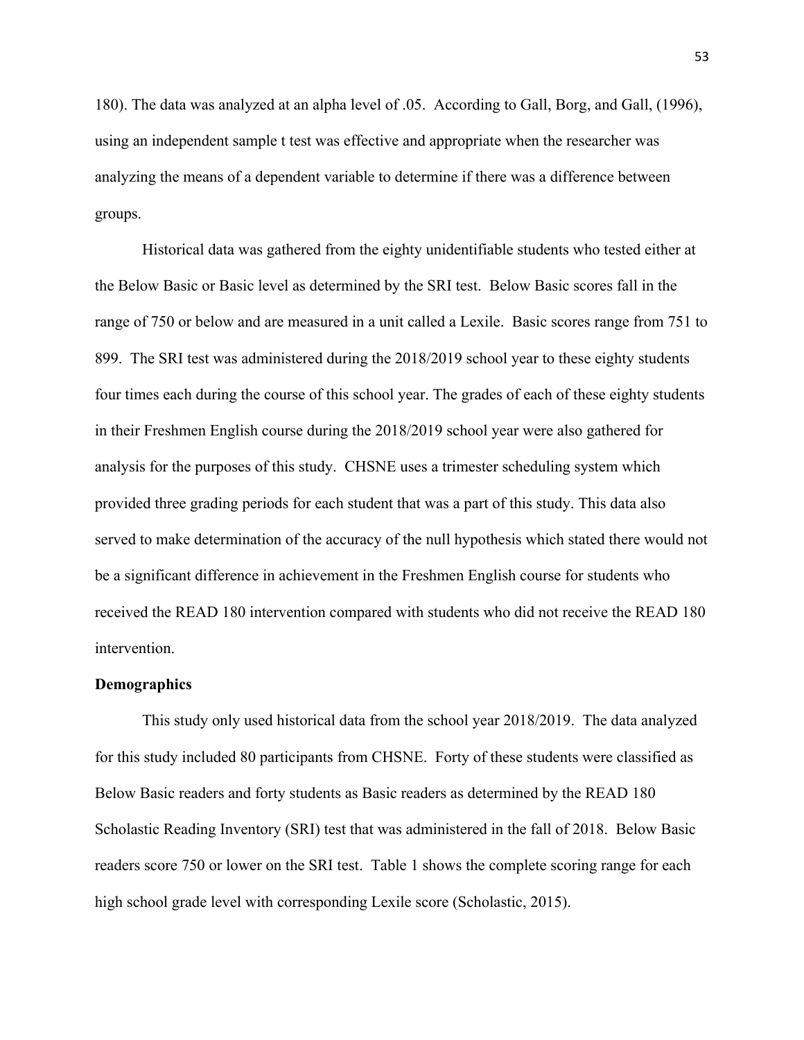180). The data was analyzed at an alpha level of .05. According to Gall, Borg, and Gall, (1996), using an independent sample t test was effective and appropriate when the researcher was analyzing the means of a dependent variable to determine if there was a difference between groups.

Historical data was gathered from the eighty unidentifiable students who tested either at the Below Basic or Basic level as determined by the SRI test. Below Basic scores fall in the range of 750 or below and are measured in a unit called a Lexile. Basic scores range from 751 to 899. The SRI test was administered during the 2018/2019 school year to these eighty students four times each during the course of this school year. The grades of each of these eighty students in their Freshmen English course during the 2018/2019 school year were also gathered for analysis for the purposes of this study. CHSNE uses a trimester scheduling system which provided three grading periods for each student that was a part of this study. This data also served to make determination of the accuracy of the null hypothesis which stated there would not be a significant difference in achievement in the Freshmen English course for students who received the READ 180 intervention compared with students who did not receive the READ 180 intervention.

**Demographics**

This study only used historical data from the school year 2018/2019. The data analyzed for this study included 80 participants from CHSNE. Forty of these students were classified as Below Basic readers and forty students as Basic readers as determined by the READ 180 Scholastic Reading Inventory (SRI) test that was administered in the fall of 2018. Below Basic readers score 750 or lower on the SRI test. Table 1 shows the complete scoring range for each high school grade level with corresponding Lexile score (Scholastic, 2015).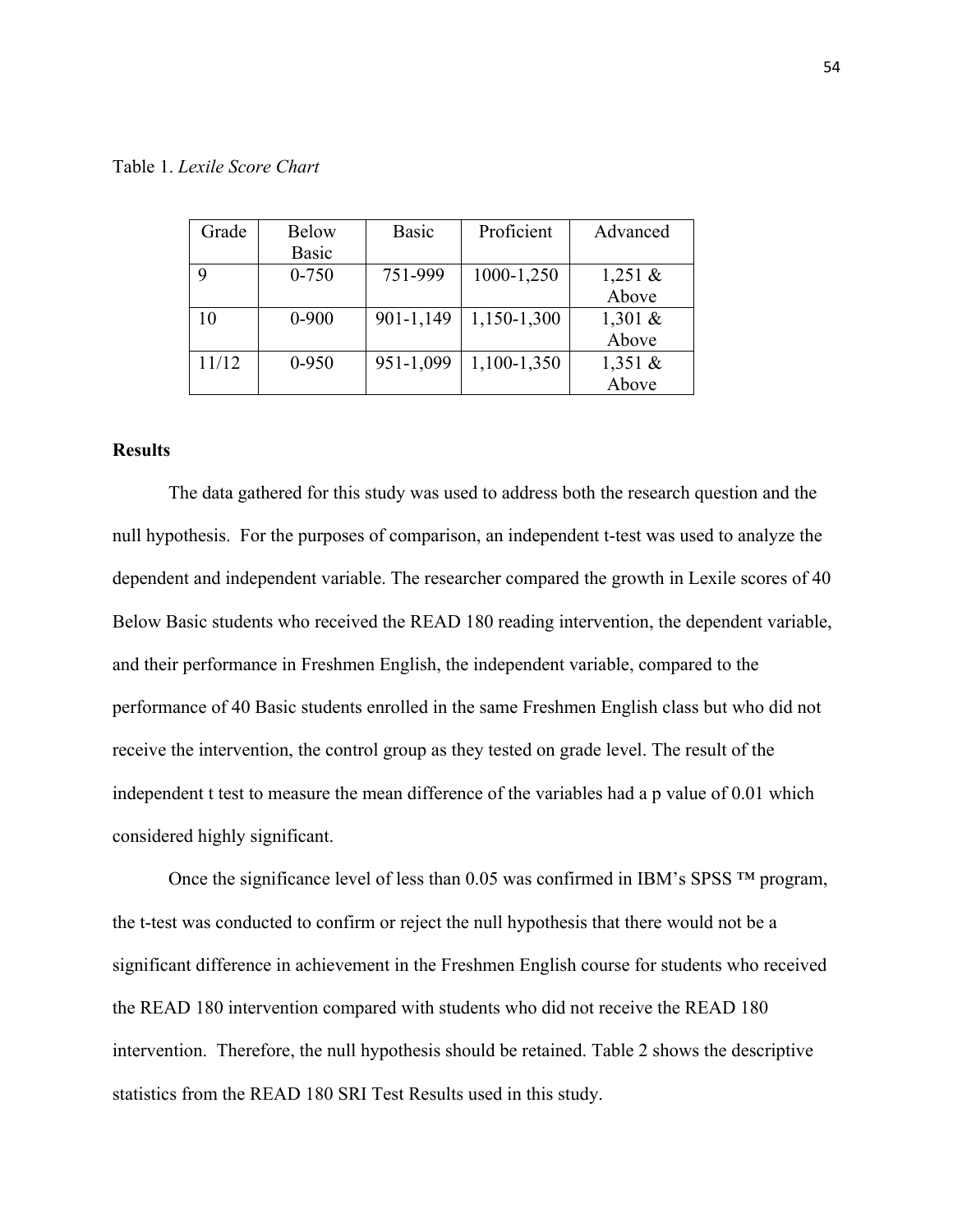Table 1. *Lexile Score Chart*

| Grade | Below Basic | Basic | Proficient | Advanced |
|---|---|---|---|---|
| 9 | 0-750 | 751-999 | 1000-1,250 | 1,251 & Above |
| 10 | 0-900 | 901-1,149 | 1,150-1,300 | 1,301 & Above |
| 11/12 | 0-950 | 951-1,099 | 1,100-1,350 | 1,351 & Above |

**Results**

The data gathered for this study was used to address both the research question and the null hypothesis. For the purposes of comparison, an independent t-test was used to analyze the dependent and independent variable. The researcher compared the growth in Lexile scores of 40 Below Basic students who received the READ 180 reading intervention, the dependent variable, and their performance in Freshmen English, the independent variable, compared to the performance of 40 Basic students enrolled in the same Freshmen English class but who did not receive the intervention, the control group as they tested on grade level. The result of the independent t test to measure the mean difference of the variables had a p value of 0.01 which considered highly significant.

Once the significance level of less than 0.05 was confirmed in IBM's SPSS ™ program, the t-test was conducted to confirm or reject the null hypothesis that there would not be a significant difference in achievement in the Freshmen English course for students who received the READ 180 intervention compared with students who did not receive the READ 180 intervention. Therefore, the null hypothesis should be retained. Table 2 shows the descriptive statistics from the READ 180 SRI Test Results used in this study.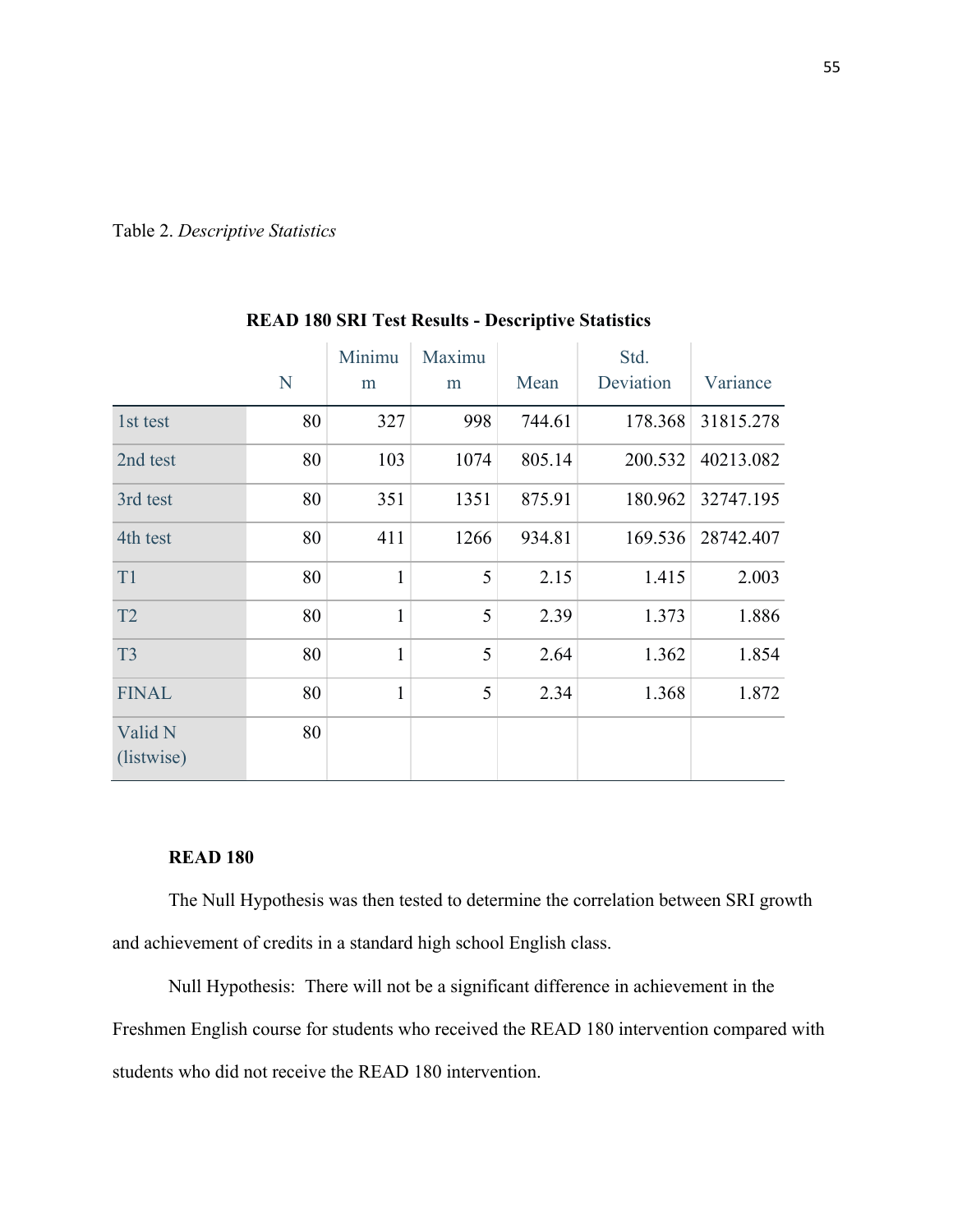Table 2. *Descriptive Statistics*

**READ 180 SRI Test Results - Descriptive Statistics**

| | N | Minimum | Maximum | Mean | Std. Deviation | Variance |
|---|---|---|---|---|---|---|
| 1st test | 80 | 327 | 998 | 744.61 | 178.368 | 31815.278 |
| 2nd test | 80 | 103 | 1074 | 805.14 | 200.532 | 40213.082 |
| 3rd test | 80 | 351 | 1351 | 875.91 | 180.962 | 32747.195 |
| 4th test | 80 | 411 | 1266 | 934.81 | 169.536 | 28742.407 |
| T1 | 80 | 1 | 5 | 2.15 | 1.415 | 2.003 |
| T2 | 80 | 1 | 5 | 2.39 | 1.373 | 1.886 |
| T3 | 80 | 1 | 5 | 2.64 | 1.362 | 1.854 |
| FINAL | 80 | 1 | 5 | 2.34 | 1.368 | 1.872 |
| Valid N (listwise) | 80 | | | | | |

**READ 180**

The Null Hypothesis was then tested to determine the correlation between SRI growth and achievement of credits in a standard high school English class.

Null Hypothesis: There will not be a significant difference in achievement in the Freshmen English course for students who received the READ 180 intervention compared with students who did not receive the READ 180 intervention.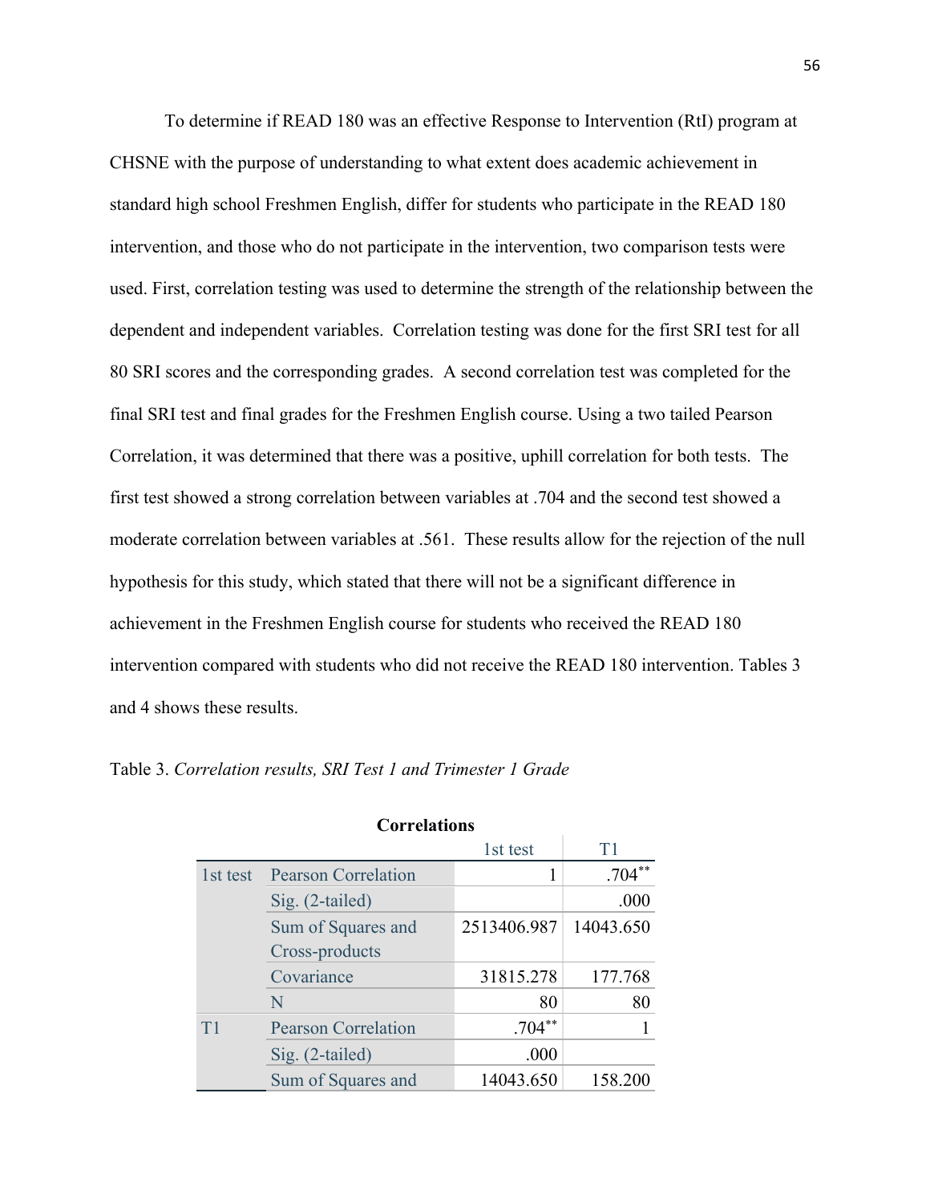To determine if READ 180 was an effective Response to Intervention (RtI) program at CHSNE with the purpose of understanding to what extent does academic achievement in standard high school Freshmen English, differ for students who participate in the READ 180 intervention, and those who do not participate in the intervention, two comparison tests were used. First, correlation testing was used to determine the strength of the relationship between the dependent and independent variables. Correlation testing was done for the first SRI test for all 80 SRI scores and the corresponding grades. A second correlation test was completed for the final SRI test and final grades for the Freshmen English course. Using a two tailed Pearson Correlation, it was determined that there was a positive, uphill correlation for both tests. The first test showed a strong correlation between variables at .704 and the second test showed a moderate correlation between variables at .561. These results allow for the rejection of the null hypothesis for this study, which stated that there will not be a significant difference in achievement in the Freshmen English course for students who received the READ 180 intervention compared with students who did not receive the READ 180 intervention. Tables 3 and 4 shows these results.

Table 3. *Correlation results, SRI Test 1 and Trimester 1 Grade*

**Correlations**

| | | 1st test | T1 |
|---|---|---|---|
| 1st test | Pearson Correlation | 1 | .704** |
| | Sig. (2-tailed) | | .000 |
| | Sum of Squares and Cross-products | 2513406.987 | 14043.650 |
| | Covariance | 31815.278 | 177.768 |
| | N | 80 | 80 |
| T1 | Pearson Correlation | .704** | 1 |
| | Sig. (2-tailed) | .000 | |
| | Sum of Squares and | 14043.650 | 158.200 |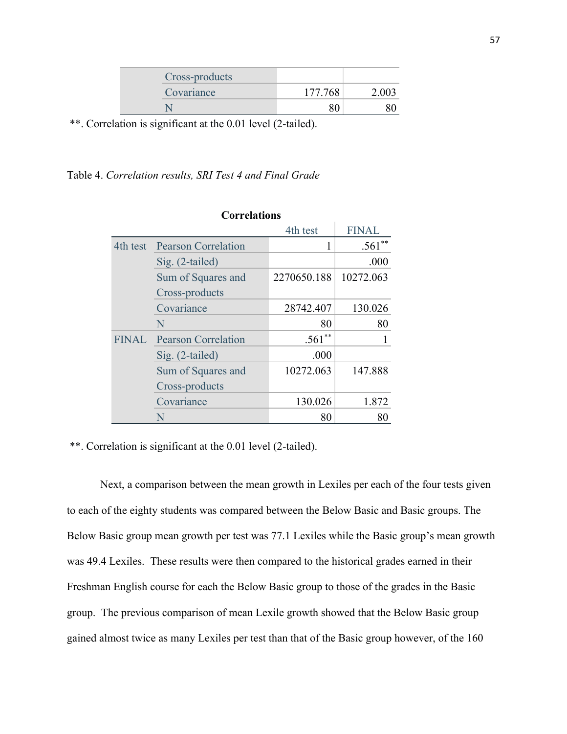| | | | |
|---|---|---|---|
| | Cross-products | | |
| | Covariance | 177.768 | 2.003 |
| | N | 80 | 80 |

**. Correlation is significant at the 0.01 level (2-tailed).

Table 4. *Correlation results, SRI Test 4 and Final Grade*

**Correlations**

| | | 4th test | FINAL |
|---|---|---|---|
| 4th test | Pearson Correlation | 1 | .561** |
| | Sig. (2-tailed) | | .000 |
| | Sum of Squares and Cross-products | 2270650.188 | 10272.063 |
| | Covariance | 28742.407 | 130.026 |
| | N | 80 | 80 |
| FINAL | Pearson Correlation | .561** | 1 |
| | Sig. (2-tailed) | .000 | |
| | Sum of Squares and Cross-products | 10272.063 | 147.888 |
| | Covariance | 130.026 | 1.872 |
| | N | 80 | 80 |

**. Correlation is significant at the 0.01 level (2-tailed).

Next, a comparison between the mean growth in Lexiles per each of the four tests given to each of the eighty students was compared between the Below Basic and Basic groups. The Below Basic group mean growth per test was 77.1 Lexiles while the Basic group's mean growth was 49.4 Lexiles. These results were then compared to the historical grades earned in their Freshman English course for each the Below Basic group to those of the grades in the Basic group. The previous comparison of mean Lexile growth showed that the Below Basic group gained almost twice as many Lexiles per test than that of the Basic group however, of the 160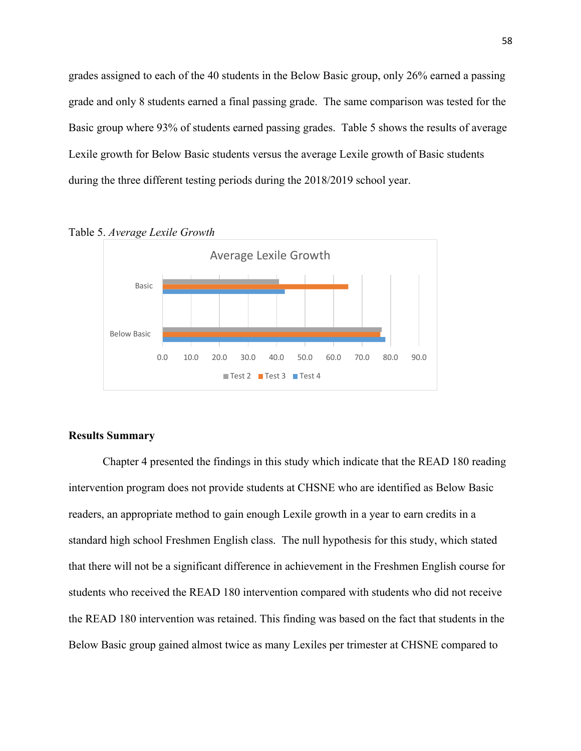grades assigned to each of the 40 students in the Below Basic group, only 26% earned a passing grade and only 8 students earned a final passing grade. The same comparison was tested for the Basic group where 93% of students earned passing grades. Table 5 shows the results of average Lexile growth for Below Basic students versus the average Lexile growth of Basic students during the three different testing periods during the 2018/2019 school year.

Table 5. *Average Lexile Growth*

### Results Summary

Chapter 4 presented the findings in this study which indicate that the READ 180 reading intervention program does not provide students at CHSNE who are identified as Below Basic readers, an appropriate method to gain enough Lexile growth in a year to earn credits in a standard high school Freshmen English class. The null hypothesis for this study, which stated that there will not be a significant difference in achievement in the Freshmen English course for students who received the READ 180 intervention compared with students who did not receive the READ 180 intervention was retained. This finding was based on the fact that students in the Below Basic group gained almost twice as many Lexiles per trimester at CHSNE compared to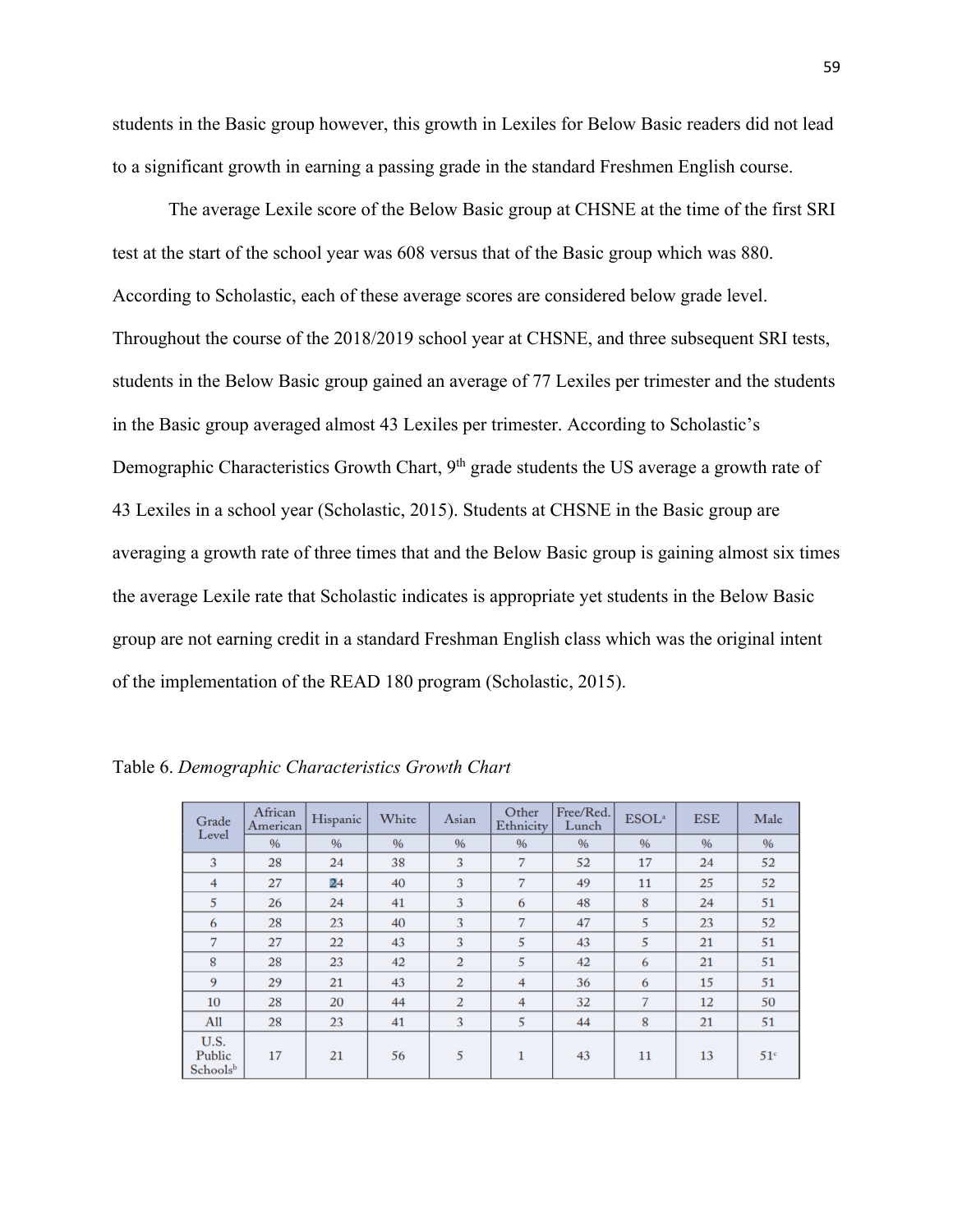students in the Basic group however, this growth in Lexiles for Below Basic readers did not lead to a significant growth in earning a passing grade in the standard Freshmen English course.

The average Lexile score of the Below Basic group at CHSNE at the time of the first SRI test at the start of the school year was 608 versus that of the Basic group which was 880. According to Scholastic, each of these average scores are considered below grade level. Throughout the course of the 2018/2019 school year at CHSNE, and three subsequent SRI tests, students in the Below Basic group gained an average of 77 Lexiles per trimester and the students in the Basic group averaged almost 43 Lexiles per trimester. According to Scholastic's Demographic Characteristics Growth Chart, 9th grade students the US average a growth rate of 43 Lexiles in a school year (Scholastic, 2015). Students at CHSNE in the Basic group are averaging a growth rate of three times that and the Below Basic group is gaining almost six times the average Lexile rate that Scholastic indicates is appropriate yet students in the Below Basic group are not earning credit in a standard Freshman English class which was the original intent of the implementation of the READ 180 program (Scholastic, 2015).

Table 6. *Demographic Characteristics Growth Chart*

| Grade Level | African American | Hispanic | White | Asian | Other Ethnicity | Free/Red. Lunch | ESOL[a] | ESE | Male |
|---|---|---|---|---|---|---|---|---|---|
| | % | % | % | % | % | % | % | % | % |
| 3 | 28 | 24 | 38 | 3 | 7 | 52 | 17 | 24 | 52 |
| 4 | 27 | 24 | 40 | 3 | 7 | 49 | 11 | 25 | 52 |
| 5 | 26 | 24 | 41 | 3 | 6 | 48 | 8 | 24 | 51 |
| 6 | 28 | 23 | 40 | 3 | 7 | 47 | 5 | 23 | 52 |
| 7 | 27 | 22 | 43 | 3 | 5 | 43 | 5 | 21 | 51 |
| 8 | 28 | 23 | 42 | 2 | 5 | 42 | 6 | 21 | 51 |
| 9 | 29 | 21 | 43 | 2 | 4 | 36 | 6 | 15 | 51 |
| 10 | 28 | 20 | 44 | 2 | 4 | 32 | 7 | 12 | 50 |
| All | 28 | 23 | 41 | 3 | 5 | 44 | 8 | 21 | 51 |
| U.S. Public Schools[b] | 17 | 21 | 56 | 5 | 1 | 43 | 11 | 13 | 51[c] |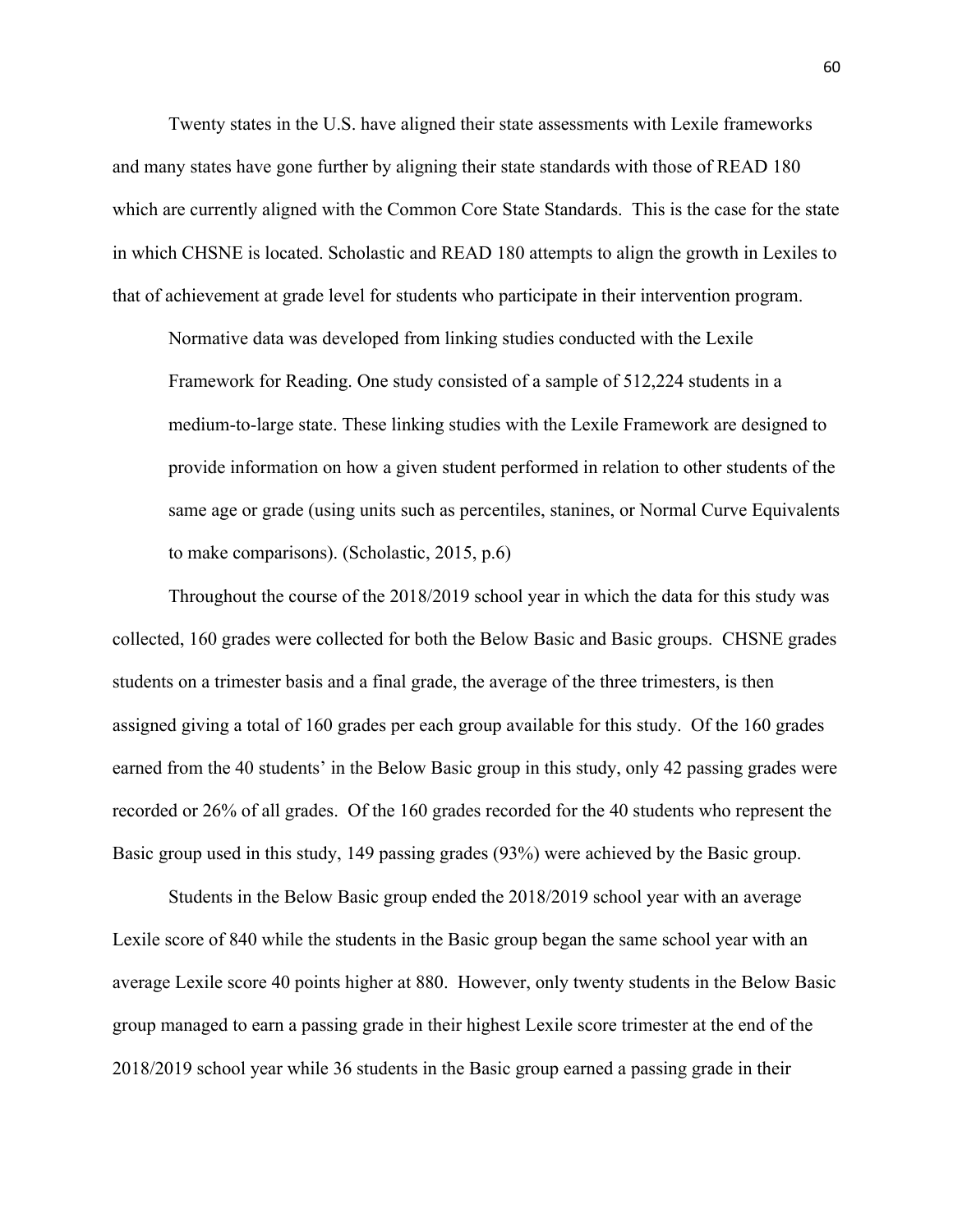Twenty states in the U.S. have aligned their state assessments with Lexile frameworks and many states have gone further by aligning their state standards with those of READ 180 which are currently aligned with the Common Core State Standards. This is the case for the state in which CHSNE is located. Scholastic and READ 180 attempts to align the growth in Lexiles to that of achievement at grade level for students who participate in their intervention program.

> Normative data was developed from linking studies conducted with the Lexile Framework for Reading. One study consisted of a sample of 512,224 students in a medium-to-large state. These linking studies with the Lexile Framework are designed to provide information on how a given student performed in relation to other students of the same age or grade (using units such as percentiles, stanines, or Normal Curve Equivalents to make comparisons). (Scholastic, 2015, p.6)

Throughout the course of the 2018/2019 school year in which the data for this study was collected, 160 grades were collected for both the Below Basic and Basic groups. CHSNE grades students on a trimester basis and a final grade, the average of the three trimesters, is then assigned giving a total of 160 grades per each group available for this study. Of the 160 grades earned from the 40 students' in the Below Basic group in this study, only 42 passing grades were recorded or 26% of all grades. Of the 160 grades recorded for the 40 students who represent the Basic group used in this study, 149 passing grades (93%) were achieved by the Basic group.

Students in the Below Basic group ended the 2018/2019 school year with an average Lexile score of 840 while the students in the Basic group began the same school year with an average Lexile score 40 points higher at 880. However, only twenty students in the Below Basic group managed to earn a passing grade in their highest Lexile score trimester at the end of the 2018/2019 school year while 36 students in the Basic group earned a passing grade in their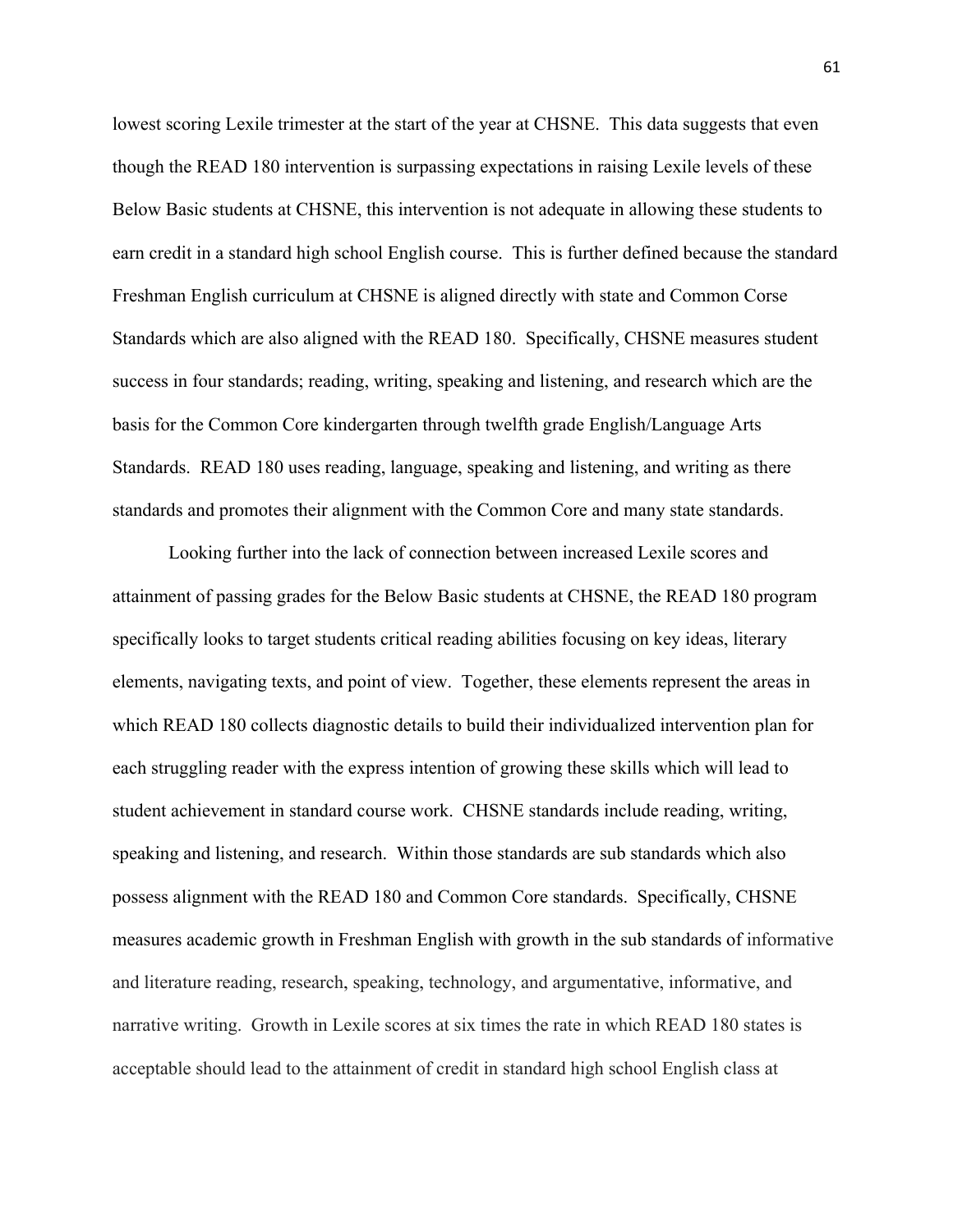lowest scoring Lexile trimester at the start of the year at CHSNE. This data suggests that even though the READ 180 intervention is surpassing expectations in raising Lexile levels of these Below Basic students at CHSNE, this intervention is not adequate in allowing these students to earn credit in a standard high school English course. This is further defined because the standard Freshman English curriculum at CHSNE is aligned directly with state and Common Corse Standards which are also aligned with the READ 180. Specifically, CHSNE measures student success in four standards; reading, writing, speaking and listening, and research which are the basis for the Common Core kindergarten through twelfth grade English/Language Arts Standards. READ 180 uses reading, language, speaking and listening, and writing as there standards and promotes their alignment with the Common Core and many state standards.

Looking further into the lack of connection between increased Lexile scores and attainment of passing grades for the Below Basic students at CHSNE, the READ 180 program specifically looks to target students critical reading abilities focusing on key ideas, literary elements, navigating texts, and point of view. Together, these elements represent the areas in which READ 180 collects diagnostic details to build their individualized intervention plan for each struggling reader with the express intention of growing these skills which will lead to student achievement in standard course work. CHSNE standards include reading, writing, speaking and listening, and research. Within those standards are sub standards which also possess alignment with the READ 180 and Common Core standards. Specifically, CHSNE measures academic growth in Freshman English with growth in the sub standards of informative and literature reading, research, speaking, technology, and argumentative, informative, and narrative writing. Growth in Lexile scores at six times the rate in which READ 180 states is acceptable should lead to the attainment of credit in standard high school English class at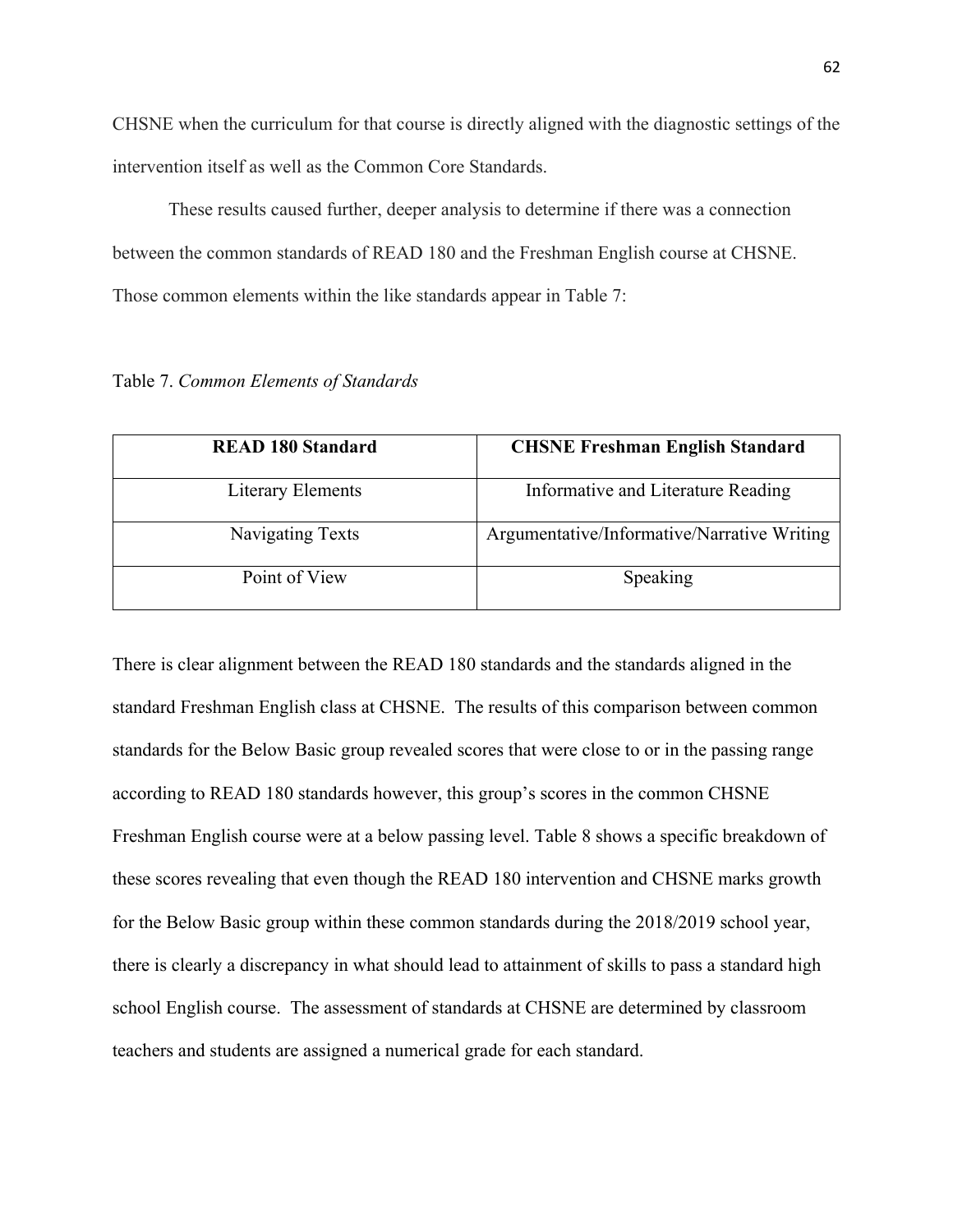CHSNE when the curriculum for that course is directly aligned with the diagnostic settings of the intervention itself as well as the Common Core Standards.

These results caused further, deeper analysis to determine if there was a connection between the common standards of READ 180 and the Freshman English course at CHSNE. Those common elements within the like standards appear in Table 7:

Table 7. *Common Elements of Standards*

| READ 180 Standard | CHSNE Freshman English Standard |
| --- | --- |
| Literary Elements | Informative and Literature Reading |
| Navigating Texts | Argumentative/Informative/Narrative Writing |
| Point of View | Speaking |

There is clear alignment between the READ 180 standards and the standards aligned in the standard Freshman English class at CHSNE. The results of this comparison between common standards for the Below Basic group revealed scores that were close to or in the passing range according to READ 180 standards however, this group's scores in the common CHSNE Freshman English course were at a below passing level. Table 8 shows a specific breakdown of these scores revealing that even though the READ 180 intervention and CHSNE marks growth for the Below Basic group within these common standards during the 2018/2019 school year, there is clearly a discrepancy in what should lead to attainment of skills to pass a standard high school English course. The assessment of standards at CHSNE are determined by classroom teachers and students are assigned a numerical grade for each standard.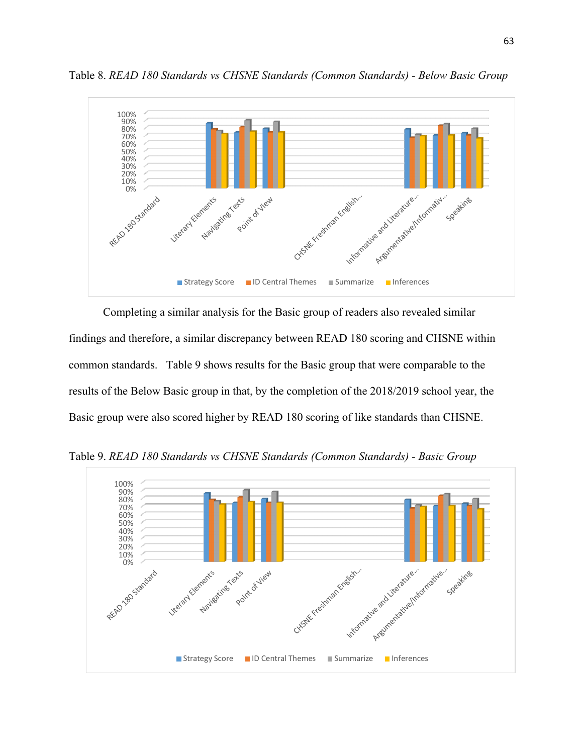Table 8. *READ 180 Standards vs CHSNE Standards (Common Standards) - Below Basic Group*

Completing a similar analysis for the Basic group of readers also revealed similar findings and therefore, a similar discrepancy between READ 180 scoring and CHSNE within common standards. Table 9 shows results for the Basic group that were comparable to the results of the Below Basic group in that, by the completion of the 2018/2019 school year, the Basic group were also scored higher by READ 180 scoring of like standards than CHSNE.

Table 9. *READ 180 Standards vs CHSNE Standards (Common Standards) - Basic Group*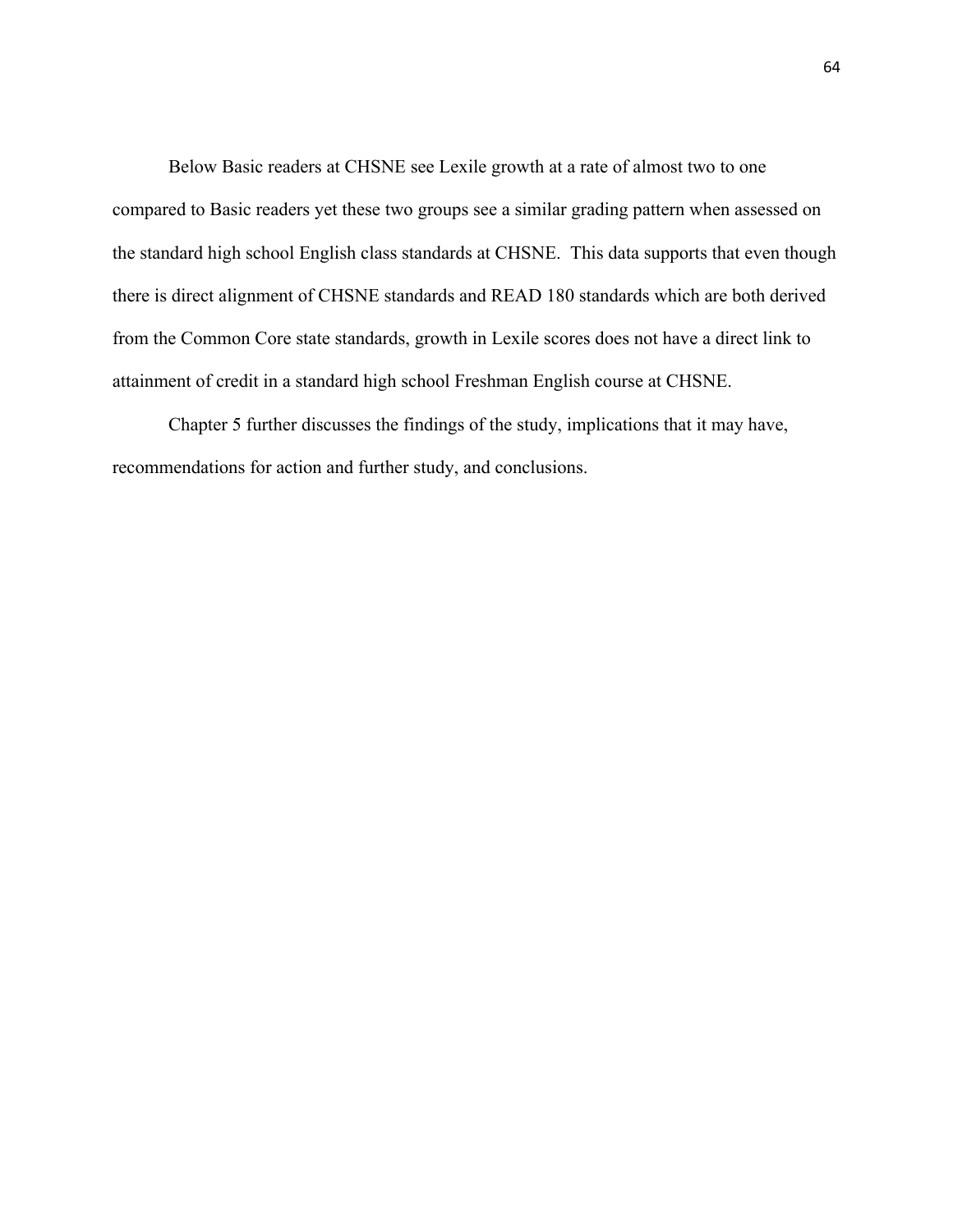Below Basic readers at CHSNE see Lexile growth at a rate of almost two to one compared to Basic readers yet these two groups see a similar grading pattern when assessed on the standard high school English class standards at CHSNE. This data supports that even though there is direct alignment of CHSNE standards and READ 180 standards which are both derived from the Common Core state standards, growth in Lexile scores does not have a direct link to attainment of credit in a standard high school Freshman English course at CHSNE.

Chapter 5 further discusses the findings of the study, implications that it may have, recommendations for action and further study, and conclusions.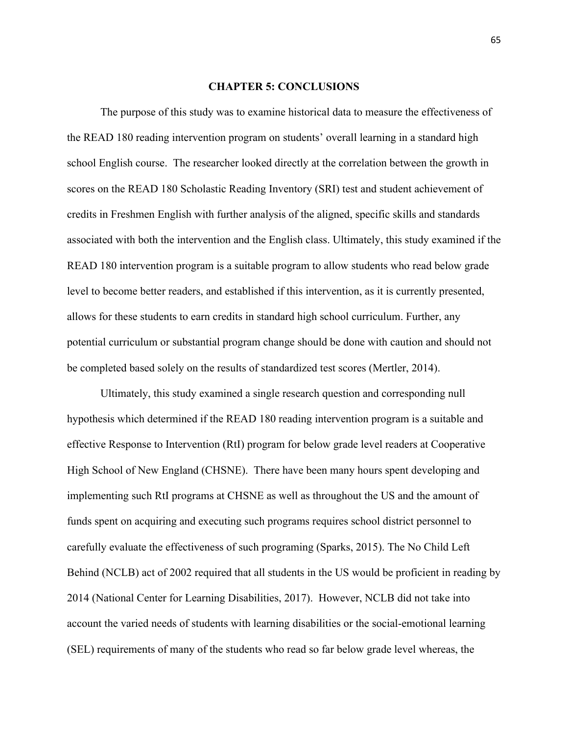# CHAPTER 5: CONCLUSIONS

The purpose of this study was to examine historical data to measure the effectiveness of the READ 180 reading intervention program on students' overall learning in a standard high school English course. The researcher looked directly at the correlation between the growth in scores on the READ 180 Scholastic Reading Inventory (SRI) test and student achievement of credits in Freshmen English with further analysis of the aligned, specific skills and standards associated with both the intervention and the English class. Ultimately, this study examined if the READ 180 intervention program is a suitable program to allow students who read below grade level to become better readers, and established if this intervention, as it is currently presented, allows for these students to earn credits in standard high school curriculum. Further, any potential curriculum or substantial program change should be done with caution and should not be completed based solely on the results of standardized test scores (Mertler, 2014).

Ultimately, this study examined a single research question and corresponding null hypothesis which determined if the READ 180 reading intervention program is a suitable and effective Response to Intervention (RtI) program for below grade level readers at Cooperative High School of New England (CHSNE). There have been many hours spent developing and implementing such RtI programs at CHSNE as well as throughout the US and the amount of funds spent on acquiring and executing such programs requires school district personnel to carefully evaluate the effectiveness of such programing (Sparks, 2015). The No Child Left Behind (NCLB) act of 2002 required that all students in the US would be proficient in reading by 2014 (National Center for Learning Disabilities, 2017). However, NCLB did not take into account the varied needs of students with learning disabilities or the social-emotional learning (SEL) requirements of many of the students who read so far below grade level whereas, the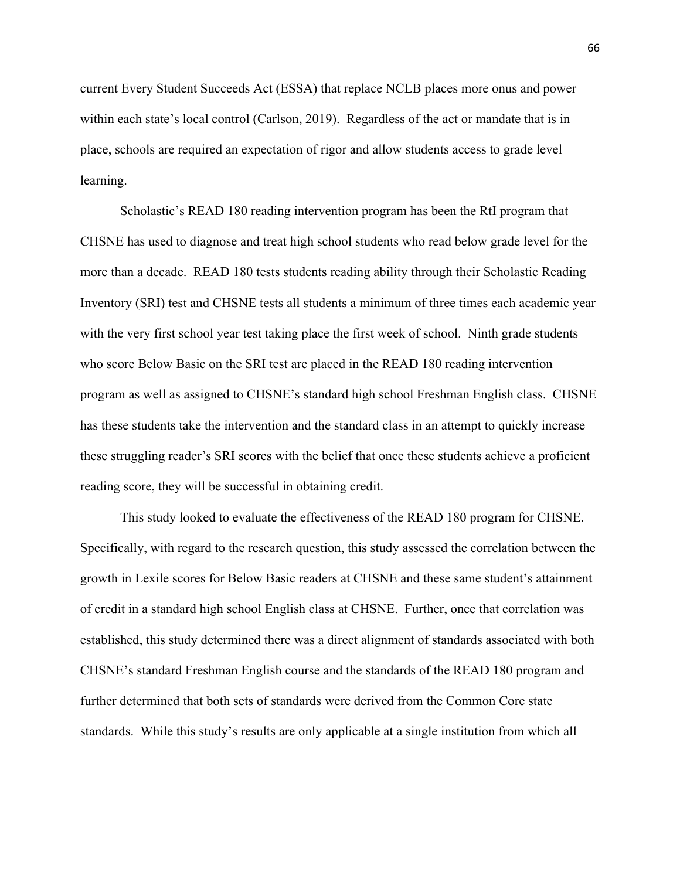current Every Student Succeeds Act (ESSA) that replace NCLB places more onus and power within each state's local control (Carlson, 2019). Regardless of the act or mandate that is in place, schools are required an expectation of rigor and allow students access to grade level learning.

Scholastic's READ 180 reading intervention program has been the RtI program that CHSNE has used to diagnose and treat high school students who read below grade level for the more than a decade. READ 180 tests students reading ability through their Scholastic Reading Inventory (SRI) test and CHSNE tests all students a minimum of three times each academic year with the very first school year test taking place the first week of school. Ninth grade students who score Below Basic on the SRI test are placed in the READ 180 reading intervention program as well as assigned to CHSNE's standard high school Freshman English class. CHSNE has these students take the intervention and the standard class in an attempt to quickly increase these struggling reader's SRI scores with the belief that once these students achieve a proficient reading score, they will be successful in obtaining credit.

This study looked to evaluate the effectiveness of the READ 180 program for CHSNE. Specifically, with regard to the research question, this study assessed the correlation between the growth in Lexile scores for Below Basic readers at CHSNE and these same student's attainment of credit in a standard high school English class at CHSNE. Further, once that correlation was established, this study determined there was a direct alignment of standards associated with both CHSNE's standard Freshman English course and the standards of the READ 180 program and further determined that both sets of standards were derived from the Common Core state standards. While this study's results are only applicable at a single institution from which all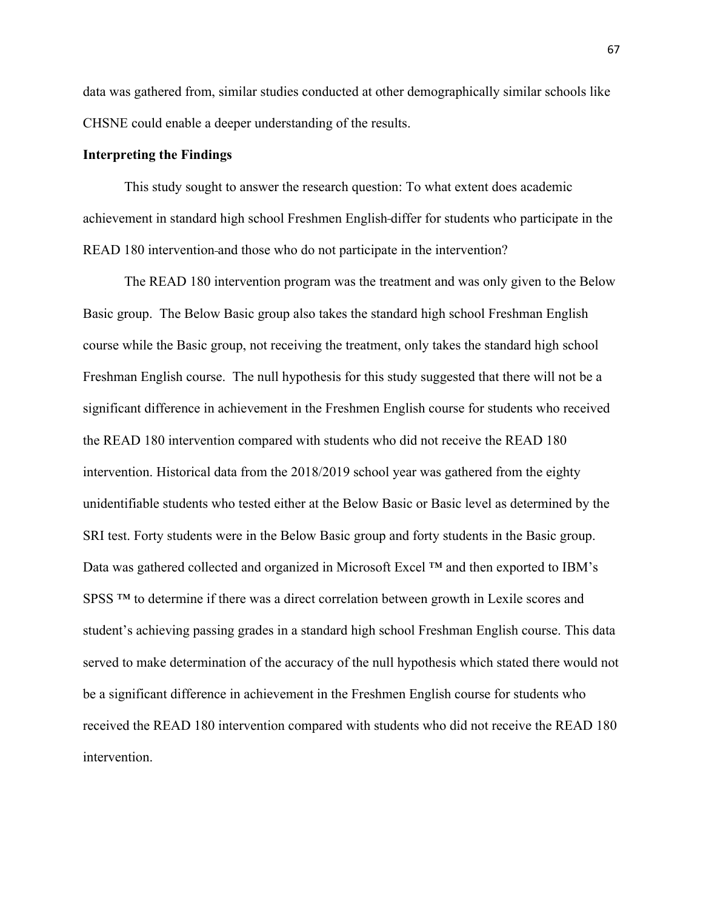data was gathered from, similar studies conducted at other demographically similar schools like CHSNE could enable a deeper understanding of the results.

**Interpreting the Findings**

This study sought to answer the research question: To what extent does academic achievement in standard high school Freshmen English differ for students who participate in the READ 180 intervention and those who do not participate in the intervention?

The READ 180 intervention program was the treatment and was only given to the Below Basic group. The Below Basic group also takes the standard high school Freshman English course while the Basic group, not receiving the treatment, only takes the standard high school Freshman English course. The null hypothesis for this study suggested that there will not be a significant difference in achievement in the Freshmen English course for students who received the READ 180 intervention compared with students who did not receive the READ 180 intervention. Historical data from the 2018/2019 school year was gathered from the eighty unidentifiable students who tested either at the Below Basic or Basic level as determined by the SRI test. Forty students were in the Below Basic group and forty students in the Basic group. Data was gathered collected and organized in Microsoft Excel ™ and then exported to IBM's SPSS ™ to determine if there was a direct correlation between growth in Lexile scores and student's achieving passing grades in a standard high school Freshman English course. This data served to make determination of the accuracy of the null hypothesis which stated there would not be a significant difference in achievement in the Freshmen English course for students who received the READ 180 intervention compared with students who did not receive the READ 180 intervention.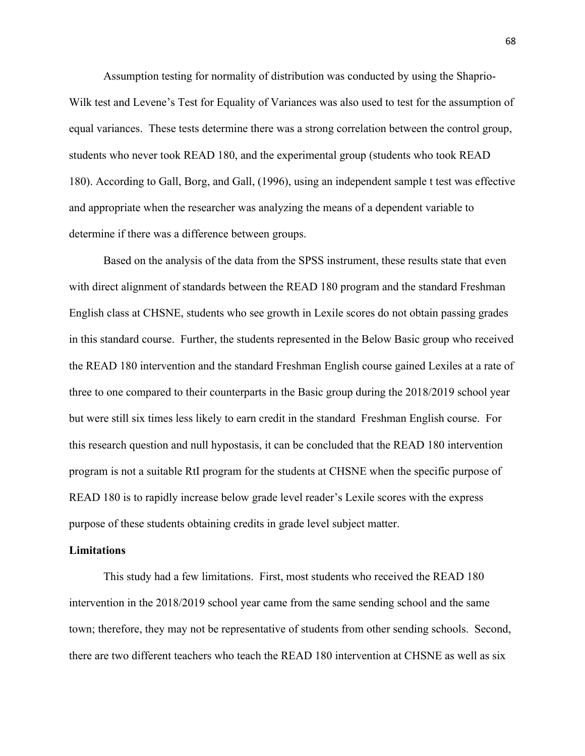Assumption testing for normality of distribution was conducted by using the Shaprio-Wilk test and Levene's Test for Equality of Variances was also used to test for the assumption of equal variances. These tests determine there was a strong correlation between the control group, students who never took READ 180, and the experimental group (students who took READ 180). According to Gall, Borg, and Gall, (1996), using an independent sample t test was effective and appropriate when the researcher was analyzing the means of a dependent variable to determine if there was a difference between groups.

Based on the analysis of the data from the SPSS instrument, these results state that even with direct alignment of standards between the READ 180 program and the standard Freshman English class at CHSNE, students who see growth in Lexile scores do not obtain passing grades in this standard course. Further, the students represented in the Below Basic group who received the READ 180 intervention and the standard Freshman English course gained Lexiles at a rate of three to one compared to their counterparts in the Basic group during the 2018/2019 school year but were still six times less likely to earn credit in the standard Freshman English course. For this research question and null hypostasis, it can be concluded that the READ 180 intervention program is not a suitable RtI program for the students at CHSNE when the specific purpose of READ 180 is to rapidly increase below grade level reader's Lexile scores with the express purpose of these students obtaining credits in grade level subject matter.

**Limitations**

This study had a few limitations. First, most students who received the READ 180 intervention in the 2018/2019 school year came from the same sending school and the same town; therefore, they may not be representative of students from other sending schools. Second, there are two different teachers who teach the READ 180 intervention at CHSNE as well as six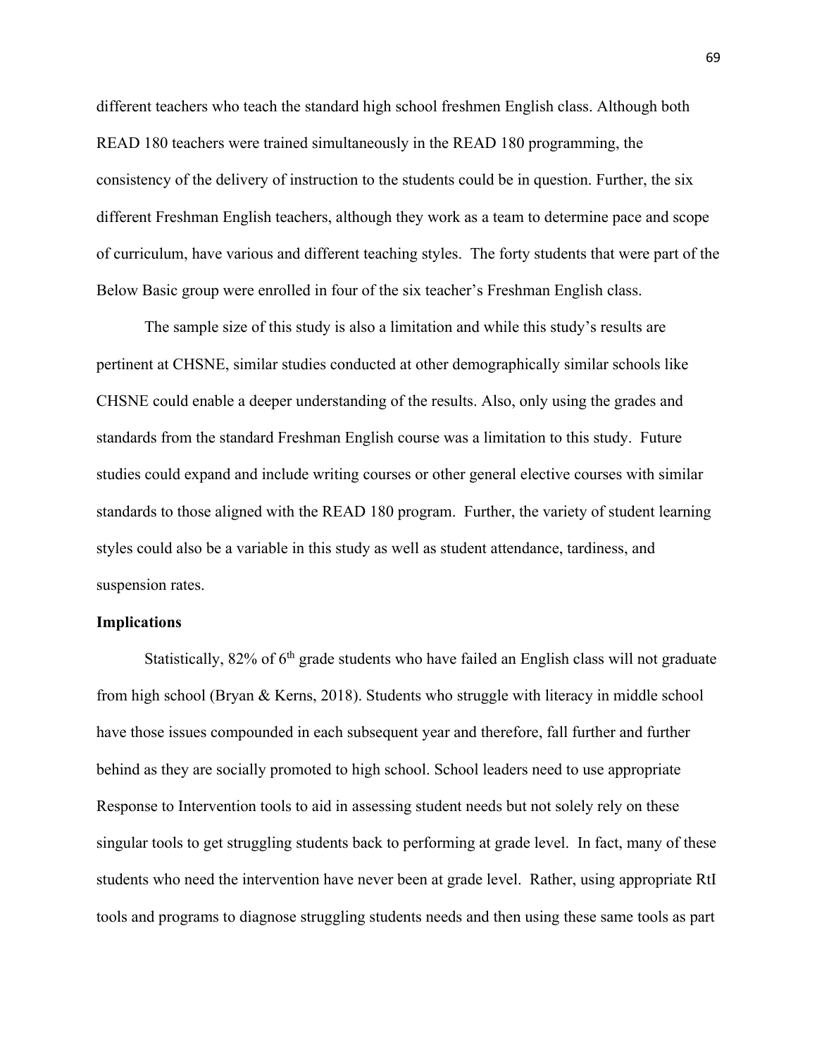different teachers who teach the standard high school freshmen English class. Although both READ 180 teachers were trained simultaneously in the READ 180 programming, the consistency of the delivery of instruction to the students could be in question. Further, the six different Freshman English teachers, although they work as a team to determine pace and scope of curriculum, have various and different teaching styles. The forty students that were part of the Below Basic group were enrolled in four of the six teacher's Freshman English class.

The sample size of this study is also a limitation and while this study's results are pertinent at CHSNE, similar studies conducted at other demographically similar schools like CHSNE could enable a deeper understanding of the results. Also, only using the grades and standards from the standard Freshman English course was a limitation to this study. Future studies could expand and include writing courses or other general elective courses with similar standards to those aligned with the READ 180 program. Further, the variety of student learning styles could also be a variable in this study as well as student attendance, tardiness, and suspension rates.

**Implications**

Statistically, 82% of 6th grade students who have failed an English class will not graduate from high school (Bryan & Kerns, 2018). Students who struggle with literacy in middle school have those issues compounded in each subsequent year and therefore, fall further and further behind as they are socially promoted to high school. School leaders need to use appropriate Response to Intervention tools to aid in assessing student needs but not solely rely on these singular tools to get struggling students back to performing at grade level. In fact, many of these students who need the intervention have never been at grade level. Rather, using appropriate RtI tools and programs to diagnose struggling students needs and then using these same tools as part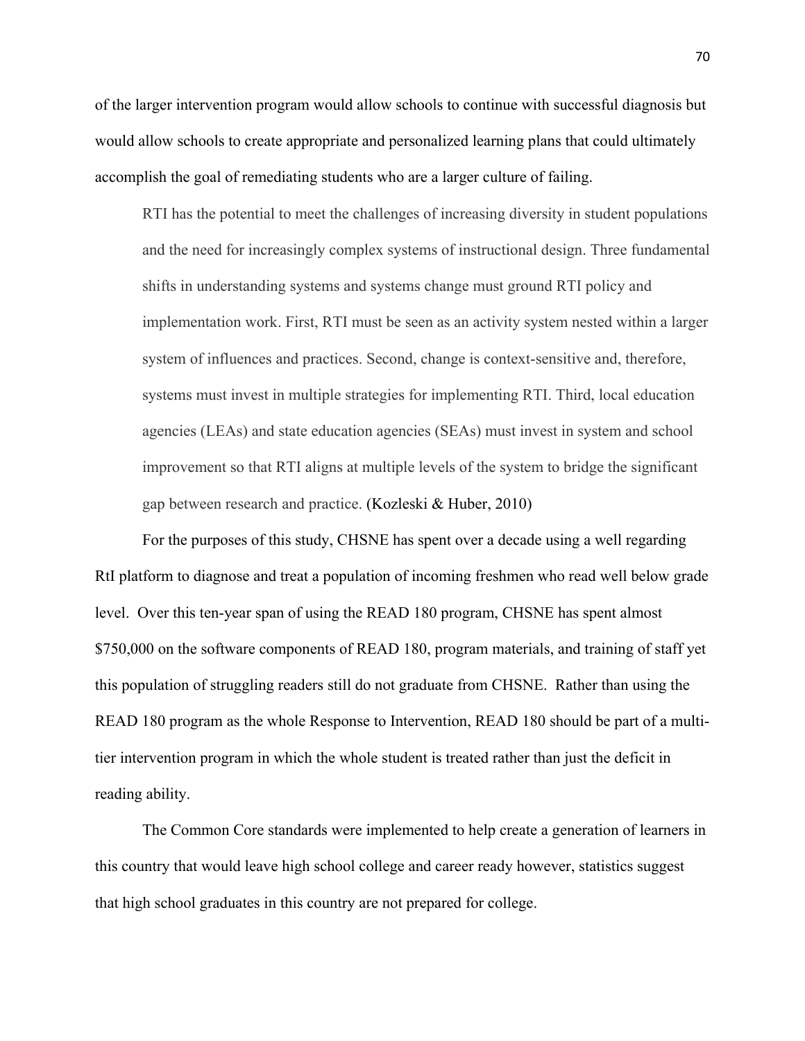of the larger intervention program would allow schools to continue with successful diagnosis but would allow schools to create appropriate and personalized learning plans that could ultimately accomplish the goal of remediating students who are a larger culture of failing.

> RTI has the potential to meet the challenges of increasing diversity in student populations and the need for increasingly complex systems of instructional design. Three fundamental shifts in understanding systems and systems change must ground RTI policy and implementation work. First, RTI must be seen as an activity system nested within a larger system of influences and practices. Second, change is context-sensitive and, therefore, systems must invest in multiple strategies for implementing RTI. Third, local education agencies (LEAs) and state education agencies (SEAs) must invest in system and school improvement so that RTI aligns at multiple levels of the system to bridge the significant gap between research and practice. (Kozleski & Huber, 2010)

For the purposes of this study, CHSNE has spent over a decade using a well regarding RtI platform to diagnose and treat a population of incoming freshmen who read well below grade level. Over this ten-year span of using the READ 180 program, CHSNE has spent almost $750,000 on the software components of READ 180, program materials, and training of staff yet this population of struggling readers still do not graduate from CHSNE. Rather than using the READ 180 program as the whole Response to Intervention, READ 180 should be part of a multi-tier intervention program in which the whole student is treated rather than just the deficit in reading ability.

The Common Core standards were implemented to help create a generation of learners in this country that would leave high school college and career ready however, statistics suggest that high school graduates in this country are not prepared for college.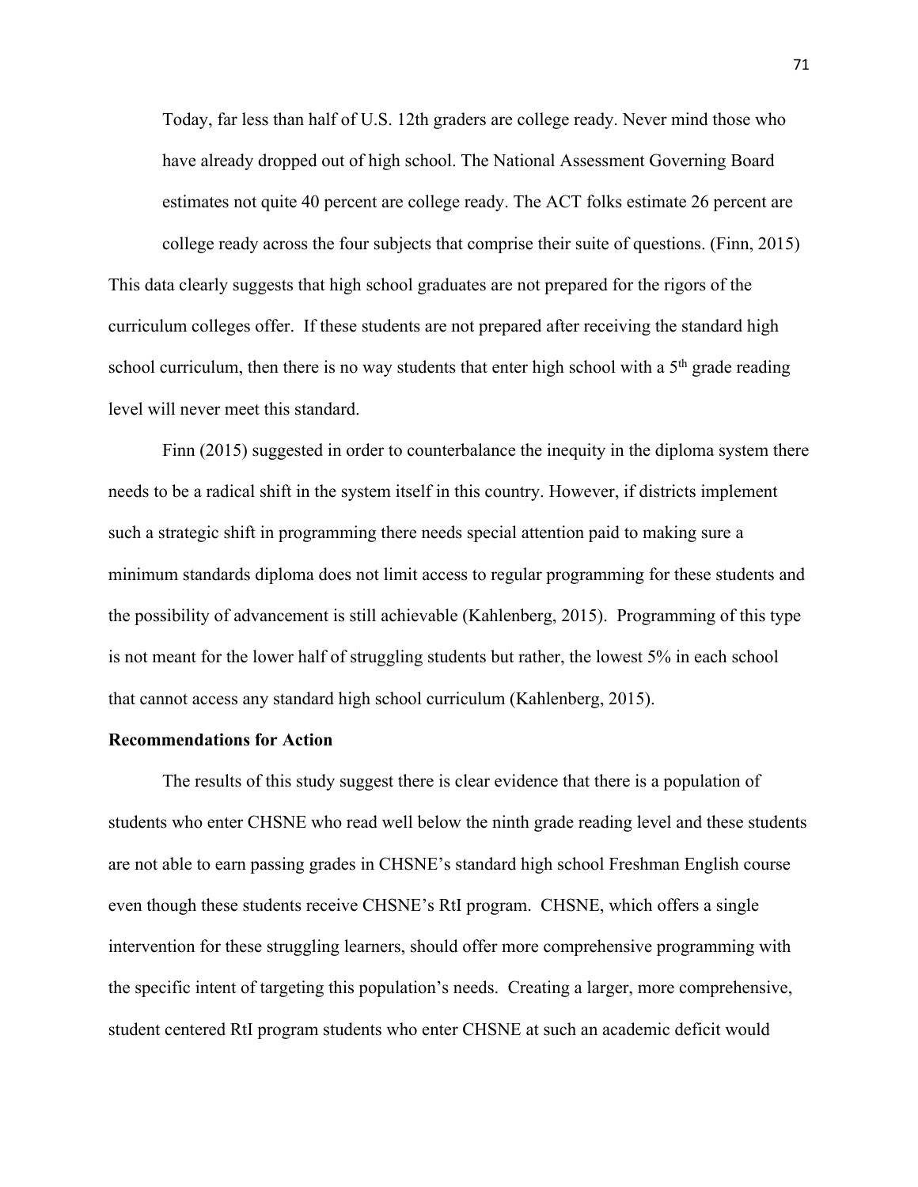> Today, far less than half of U.S. 12th graders are college ready. Never mind those who have already dropped out of high school. The National Assessment Governing Board estimates not quite 40 percent are college ready. The ACT folks estimate 26 percent are college ready across the four subjects that comprise their suite of questions. (Finn, 2015)

This data clearly suggests that high school graduates are not prepared for the rigors of the curriculum colleges offer. If these students are not prepared after receiving the standard high school curriculum, then there is no way students that enter high school with a 5th grade reading level will never meet this standard.

Finn (2015) suggested in order to counterbalance the inequity in the diploma system there needs to be a radical shift in the system itself in this country. However, if districts implement such a strategic shift in programming there needs special attention paid to making sure a minimum standards diploma does not limit access to regular programming for these students and the possibility of advancement is still achievable (Kahlenberg, 2015). Programming of this type is not meant for the lower half of struggling students but rather, the lowest 5% in each school that cannot access any standard high school curriculum (Kahlenberg, 2015).

**Recommendations for Action**

The results of this study suggest there is clear evidence that there is a population of students who enter CHSNE who read well below the ninth grade reading level and these students are not able to earn passing grades in CHSNE's standard high school Freshman English course even though these students receive CHSNE's RtI program. CHSNE, which offers a single intervention for these struggling learners, should offer more comprehensive programming with the specific intent of targeting this population's needs. Creating a larger, more comprehensive, student centered RtI program students who enter CHSNE at such an academic deficit would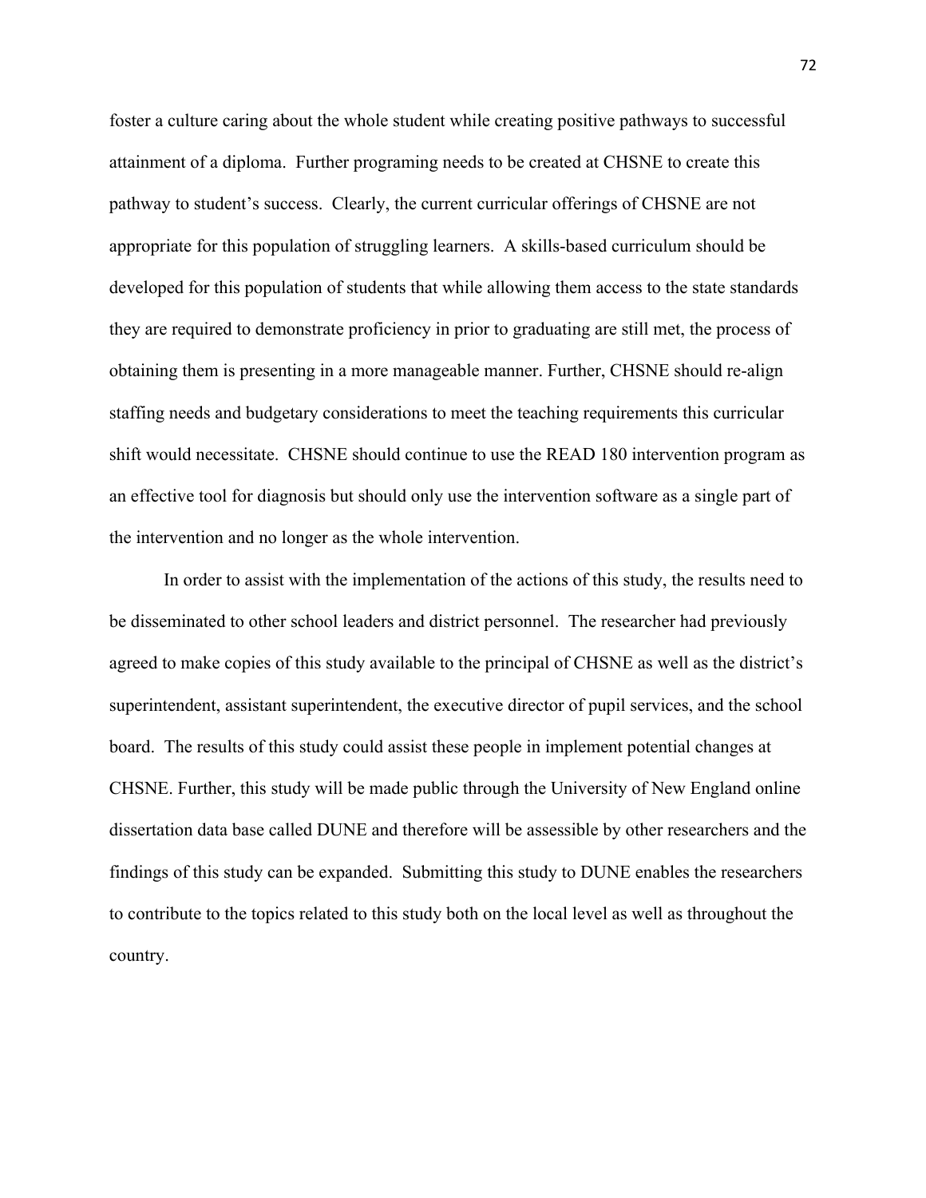foster a culture caring about the whole student while creating positive pathways to successful attainment of a diploma. Further programing needs to be created at CHSNE to create this pathway to student's success. Clearly, the current curricular offerings of CHSNE are not appropriate for this population of struggling learners. A skills-based curriculum should be developed for this population of students that while allowing them access to the state standards they are required to demonstrate proficiency in prior to graduating are still met, the process of obtaining them is presenting in a more manageable manner. Further, CHSNE should re-align staffing needs and budgetary considerations to meet the teaching requirements this curricular shift would necessitate. CHSNE should continue to use the READ 180 intervention program as an effective tool for diagnosis but should only use the intervention software as a single part of the intervention and no longer as the whole intervention.

In order to assist with the implementation of the actions of this study, the results need to be disseminated to other school leaders and district personnel. The researcher had previously agreed to make copies of this study available to the principal of CHSNE as well as the district's superintendent, assistant superintendent, the executive director of pupil services, and the school board. The results of this study could assist these people in implement potential changes at CHSNE. Further, this study will be made public through the University of New England online dissertation data base called DUNE and therefore will be assessible by other researchers and the findings of this study can be expanded. Submitting this study to DUNE enables the researchers to contribute to the topics related to this study both on the local level as well as throughout the country.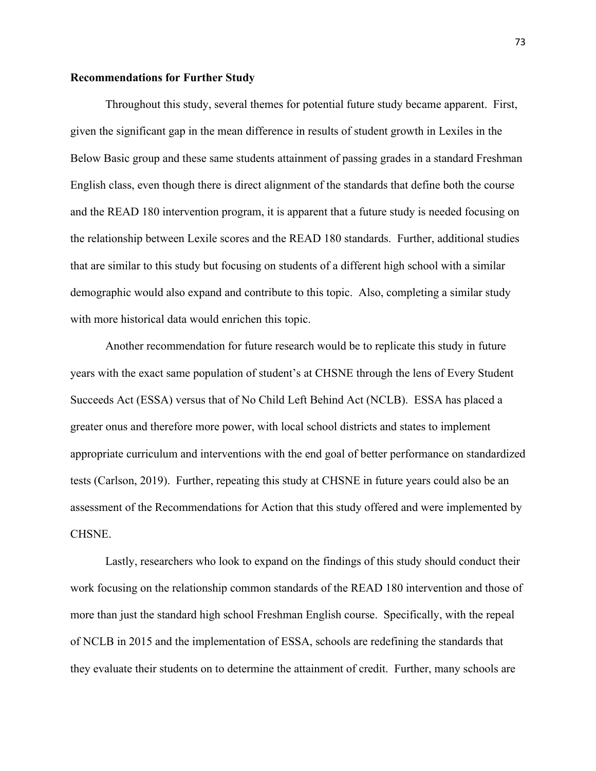**Recommendations for Further Study**

Throughout this study, several themes for potential future study became apparent. First, given the significant gap in the mean difference in results of student growth in Lexiles in the Below Basic group and these same students attainment of passing grades in a standard Freshman English class, even though there is direct alignment of the standards that define both the course and the READ 180 intervention program, it is apparent that a future study is needed focusing on the relationship between Lexile scores and the READ 180 standards. Further, additional studies that are similar to this study but focusing on students of a different high school with a similar demographic would also expand and contribute to this topic. Also, completing a similar study with more historical data would enrichen this topic.

Another recommendation for future research would be to replicate this study in future years with the exact same population of student's at CHSNE through the lens of Every Student Succeeds Act (ESSA) versus that of No Child Left Behind Act (NCLB). ESSA has placed a greater onus and therefore more power, with local school districts and states to implement appropriate curriculum and interventions with the end goal of better performance on standardized tests (Carlson, 2019). Further, repeating this study at CHSNE in future years could also be an assessment of the Recommendations for Action that this study offered and were implemented by CHSNE.

Lastly, researchers who look to expand on the findings of this study should conduct their work focusing on the relationship common standards of the READ 180 intervention and those of more than just the standard high school Freshman English course. Specifically, with the repeal of NCLB in 2015 and the implementation of ESSA, schools are redefining the standards that they evaluate their students on to determine the attainment of credit. Further, many schools are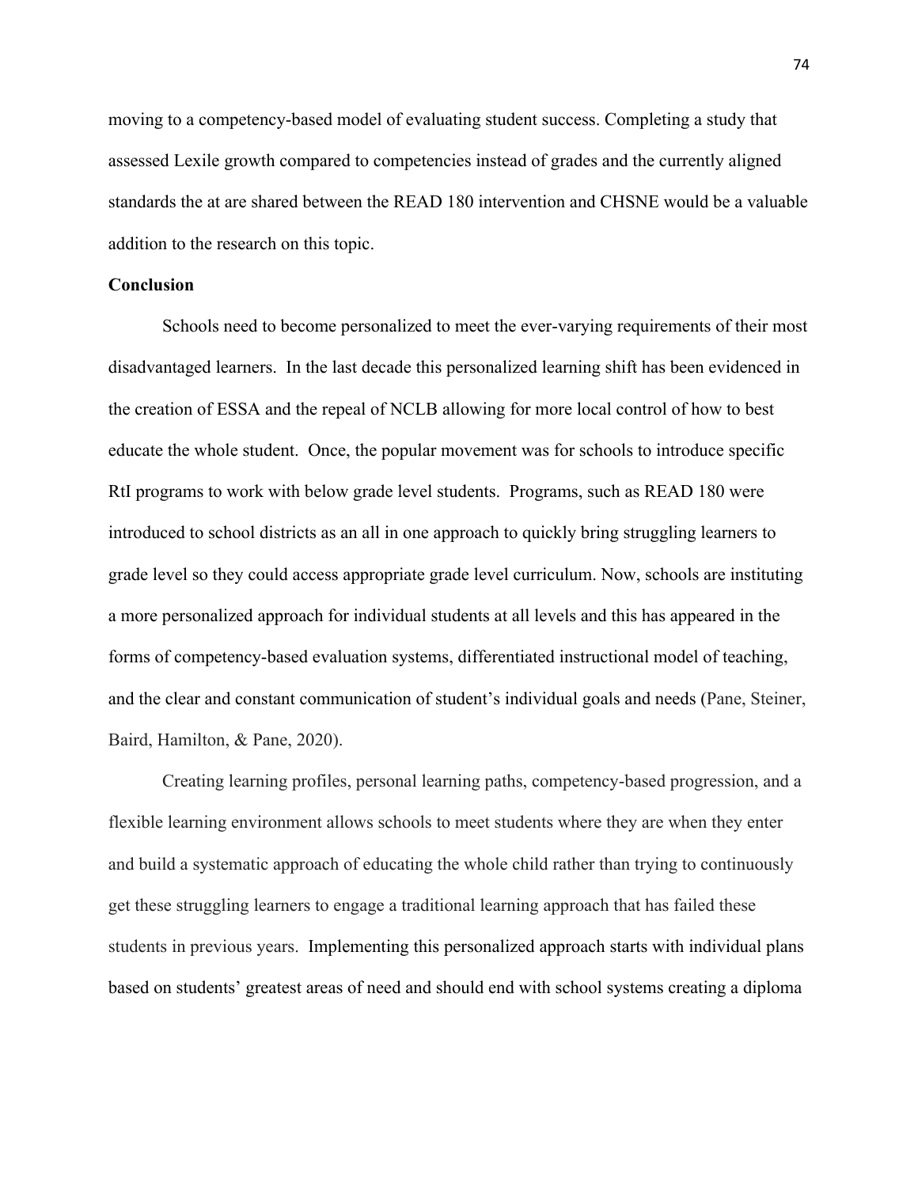moving to a competency-based model of evaluating student success. Completing a study that assessed Lexile growth compared to competencies instead of grades and the currently aligned standards the at are shared between the READ 180 intervention and CHSNE would be a valuable addition to the research on this topic.

**Conclusion**

Schools need to become personalized to meet the ever-varying requirements of their most disadvantaged learners. In the last decade this personalized learning shift has been evidenced in the creation of ESSA and the repeal of NCLB allowing for more local control of how to best educate the whole student. Once, the popular movement was for schools to introduce specific RtI programs to work with below grade level students. Programs, such as READ 180 were introduced to school districts as an all in one approach to quickly bring struggling learners to grade level so they could access appropriate grade level curriculum. Now, schools are instituting a more personalized approach for individual students at all levels and this has appeared in the forms of competency-based evaluation systems, differentiated instructional model of teaching, and the clear and constant communication of student's individual goals and needs (Pane, Steiner, Baird, Hamilton, & Pane, 2020).

Creating learning profiles, personal learning paths, competency-based progression, and a flexible learning environment allows schools to meet students where they are when they enter and build a systematic approach of educating the whole child rather than trying to continuously get these struggling learners to engage a traditional learning approach that has failed these students in previous years. Implementing this personalized approach starts with individual plans based on students' greatest areas of need and should end with school systems creating a diploma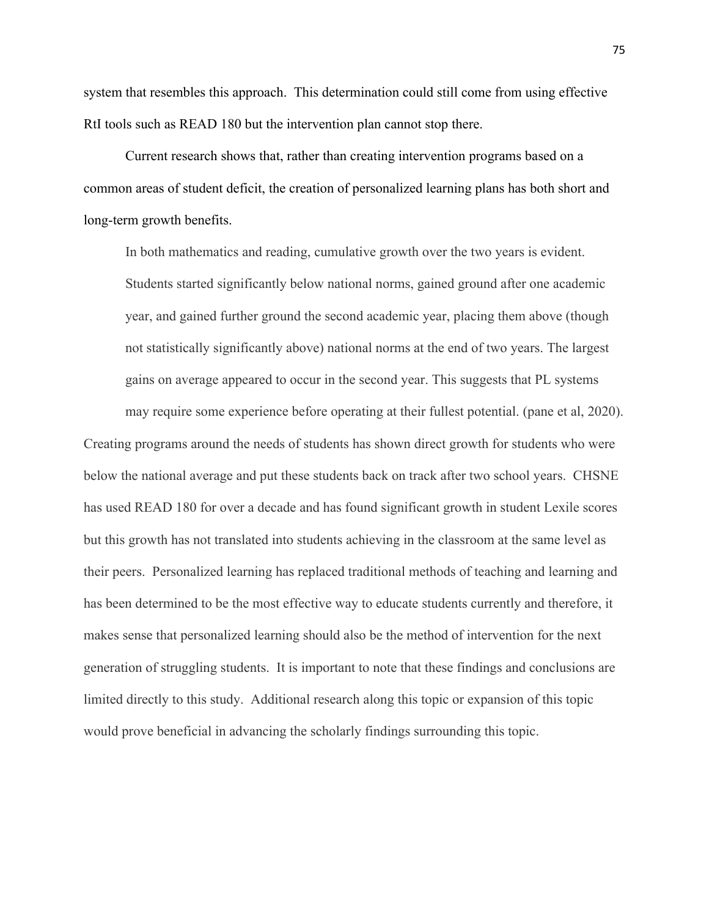system that resembles this approach. This determination could still come from using effective RtI tools such as READ 180 but the intervention plan cannot stop there.

Current research shows that, rather than creating intervention programs based on a common areas of student deficit, the creation of personalized learning plans has both short and long-term growth benefits.

> In both mathematics and reading, cumulative growth over the two years is evident. Students started significantly below national norms, gained ground after one academic year, and gained further ground the second academic year, placing them above (though not statistically significantly above) national norms at the end of two years. The largest gains on average appeared to occur in the second year. This suggests that PL systems may require some experience before operating at their fullest potential. (pane et al, 2020).

Creating programs around the needs of students has shown direct growth for students who were below the national average and put these students back on track after two school years. CHSNE has used READ 180 for over a decade and has found significant growth in student Lexile scores but this growth has not translated into students achieving in the classroom at the same level as their peers. Personalized learning has replaced traditional methods of teaching and learning and has been determined to be the most effective way to educate students currently and therefore, it makes sense that personalized learning should also be the method of intervention for the next generation of struggling students. It is important to note that these findings and conclusions are limited directly to this study. Additional research along this topic or expansion of this topic would prove beneficial in advancing the scholarly findings surrounding this topic.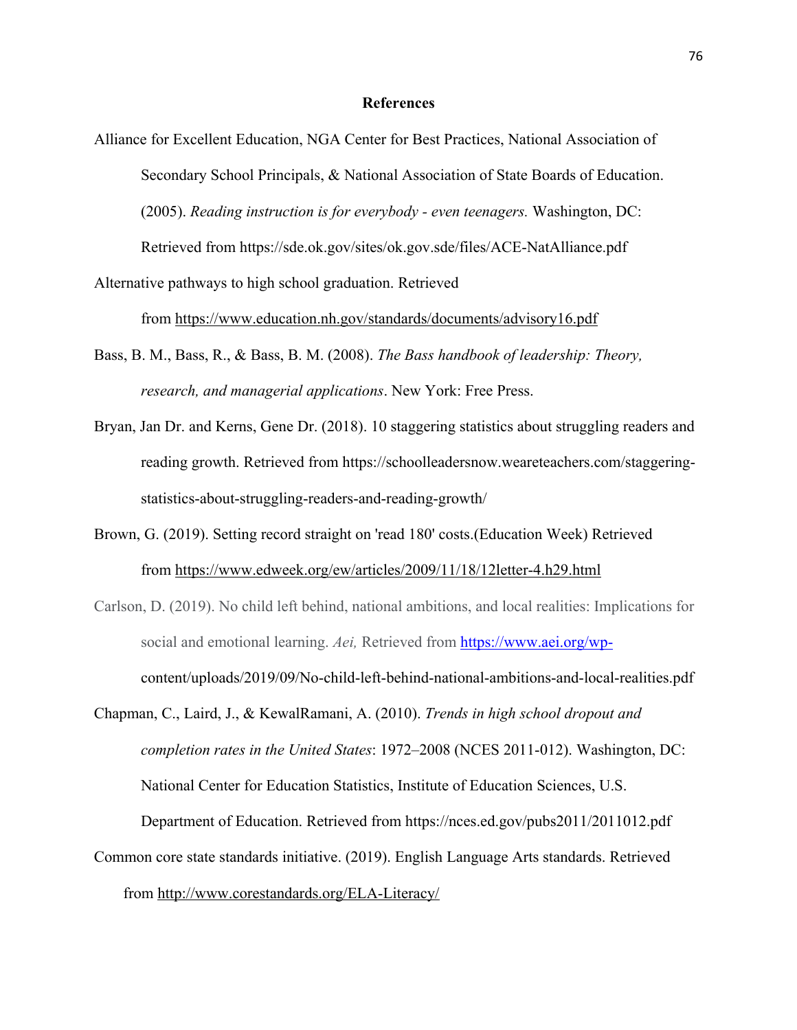# References

Alliance for Excellent Education, NGA Center for Best Practices, National Association of Secondary School Principals, & National Association of State Boards of Education. (2005). *Reading instruction is for everybody - even teenagers.* Washington, DC: Retrieved from https://sde.ok.gov/sites/ok.gov.sde/files/ACE-NatAlliance.pdf

Alternative pathways to high school graduation. Retrieved from https://www.education.nh.gov/standards/documents/advisory16.pdf

Bass, B. M., Bass, R., & Bass, B. M. (2008). *The Bass handbook of leadership: Theory, research, and managerial applications*. New York: Free Press.

Bryan, Jan Dr. and Kerns, Gene Dr. (2018). 10 staggering statistics about struggling readers and reading growth. Retrieved from https://schoolleadersnow.weareteachers.com/staggering-statistics-about-struggling-readers-and-reading-growth/

Brown, G. (2019). Setting record straight on 'read 180' costs.(Education Week) Retrieved from https://www.edweek.org/ew/articles/2009/11/18/12letter-4.h29.html

Carlson, D. (2019). No child left behind, national ambitions, and local realities: Implications for social and emotional learning. *Aei,* Retrieved from https://www.aei.org/wp-content/uploads/2019/09/No-child-left-behind-national-ambitions-and-local-realities.pdf

Chapman, C., Laird, J., & KewalRamani, A. (2010). *Trends in high school dropout and completion rates in the United States*: 1972–2008 (NCES 2011-012). Washington, DC: National Center for Education Statistics, Institute of Education Sciences, U.S. Department of Education. Retrieved from https://nces.ed.gov/pubs2011/2011012.pdf

Common core state standards initiative. (2019). English Language Arts standards. Retrieved from http://www.corestandards.org/ELA-Literacy/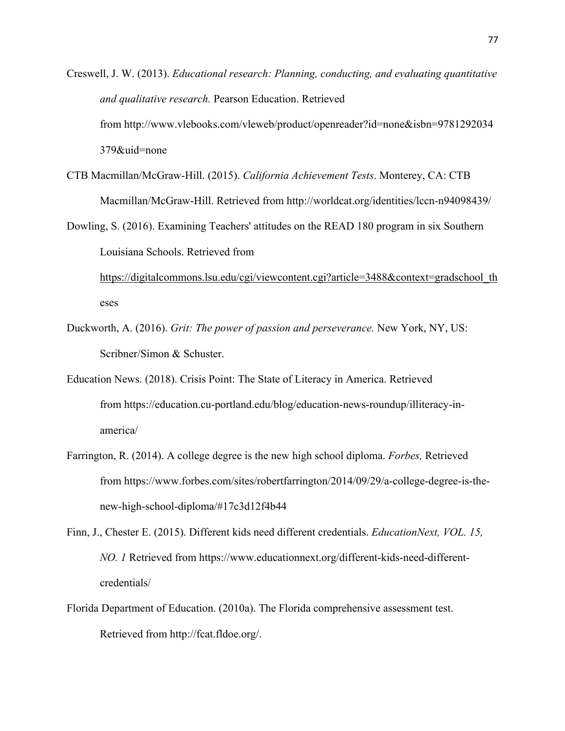Creswell, J. W. (2013). *Educational research: Planning, conducting, and evaluating quantitative and qualitative research.* Pearson Education. Retrieved from http://www.vlebooks.com/vleweb/product/openreader?id=none&isbn=9781292034379&uid=none

CTB Macmillan/McGraw-Hill. (2015). *California Achievement Tests*. Monterey, CA: CTB Macmillan/McGraw-Hill. Retrieved from http://worldcat.org/identities/lccn-n94098439/

Dowling, S. (2016). Examining Teachers' attitudes on the READ 180 program in six Southern Louisiana Schools. Retrieved from https://digitalcommons.lsu.edu/cgi/viewcontent.cgi?article=3488&context=gradschool_theses

Duckworth, A. (2016). *Grit: The power of passion and perseverance.* New York, NY, US: Scribner/Simon & Schuster.

Education News. (2018). Crisis Point: The State of Literacy in America. Retrieved from https://education.cu-portland.edu/blog/education-news-roundup/illiteracy-in-america/

Farrington, R. (2014). A college degree is the new high school diploma. *Forbes,* Retrieved from https://www.forbes.com/sites/robertfarrington/2014/09/29/a-college-degree-is-the-new-high-school-diploma/#17c3d12f4b44

Finn, J., Chester E. (2015). Different kids need different credentials. *EducationNext, VOL. 15, NO. 1* Retrieved from https://www.educationnext.org/different-kids-need-different-credentials/

Florida Department of Education. (2010a). The Florida comprehensive assessment test. Retrieved from http://fcat.fldoe.org/.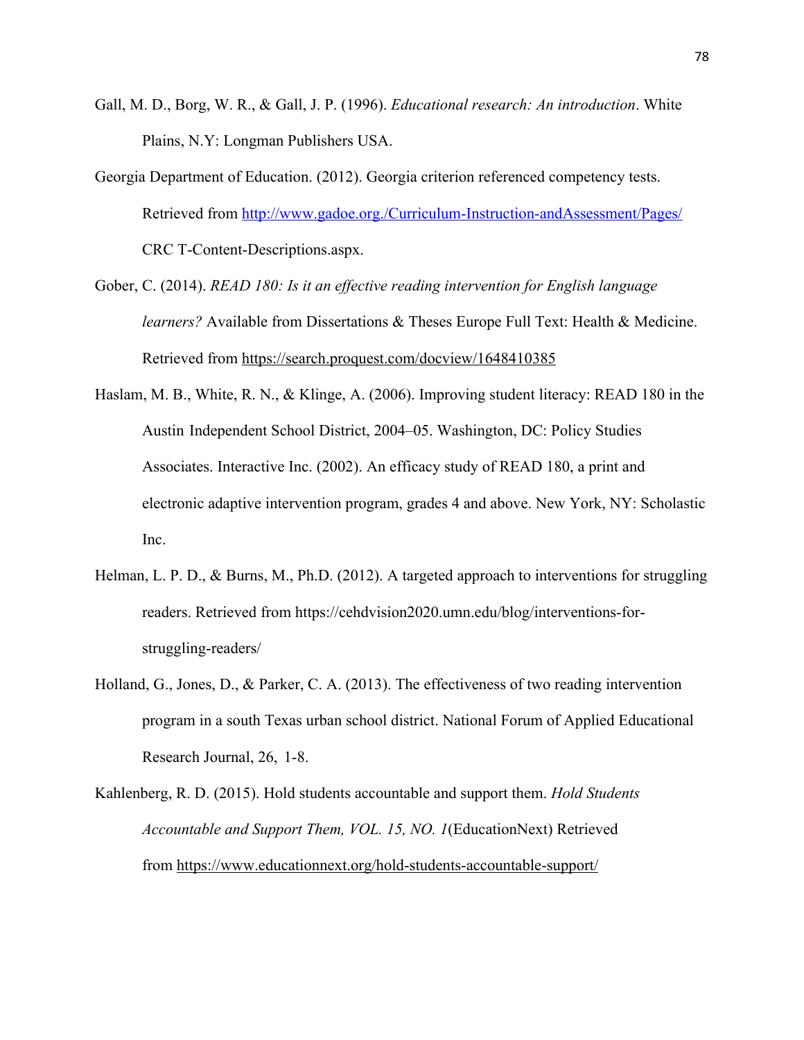Gall, M. D., Borg, W. R., & Gall, J. P. (1996). *Educational research: An introduction*. White Plains, N.Y: Longman Publishers USA.

Georgia Department of Education. (2012). Georgia criterion referenced competency tests. Retrieved from http://www.gadoe.org./Curriculum-Instruction-andAssessment/Pages/ CRC T-Content-Descriptions.aspx.

Gober, C. (2014). *READ 180: Is it an effective reading intervention for English language learners?* Available from Dissertations & Theses Europe Full Text: Health & Medicine. Retrieved from https://search.proquest.com/docview/1648410385

Haslam, M. B., White, R. N., & Klinge, A. (2006). Improving student literacy: READ 180 in the Austin Independent School District, 2004–05. Washington, DC: Policy Studies Associates. Interactive Inc. (2002). An efficacy study of READ 180, a print and electronic adaptive intervention program, grades 4 and above. New York, NY: Scholastic Inc.

Helman, L. P. D., & Burns, M., Ph.D. (2012). A targeted approach to interventions for struggling readers. Retrieved from https://cehdvision2020.umn.edu/blog/interventions-for-struggling-readers/

Holland, G., Jones, D., & Parker, C. A. (2013). The effectiveness of two reading intervention program in a south Texas urban school district. National Forum of Applied Educational Research Journal, 26, 1-8.

Kahlenberg, R. D. (2015). Hold students accountable and support them. *Hold Students Accountable and Support Them, VOL. 15, NO. 1*(EducationNext) Retrieved from https://www.educationnext.org/hold-students-accountable-support/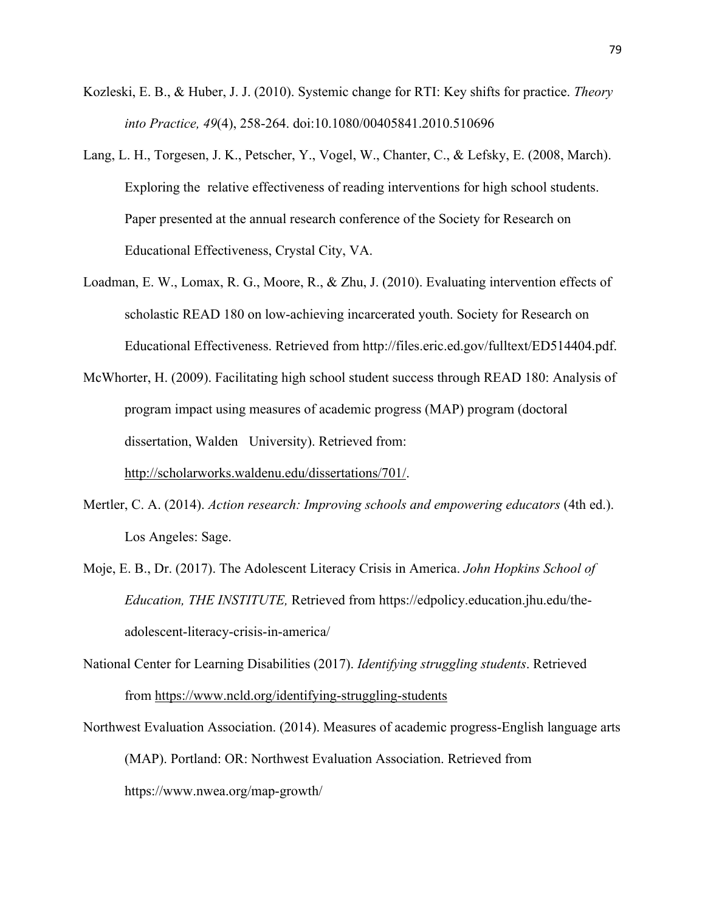Kozleski, E. B., & Huber, J. J. (2010). Systemic change for RTI: Key shifts for practice. *Theory into Practice, 49*(4), 258-264. doi:10.1080/00405841.2010.510696

Lang, L. H., Torgesen, J. K., Petscher, Y., Vogel, W., Chanter, C., & Lefsky, E. (2008, March). Exploring the relative effectiveness of reading interventions for high school students. Paper presented at the annual research conference of the Society for Research on Educational Effectiveness, Crystal City, VA.

Loadman, E. W., Lomax, R. G., Moore, R., & Zhu, J. (2010). Evaluating intervention effects of scholastic READ 180 on low-achieving incarcerated youth. Society for Research on Educational Effectiveness. Retrieved from http://files.eric.ed.gov/fulltext/ED514404.pdf.

McWhorter, H. (2009). Facilitating high school student success through READ 180: Analysis of program impact using measures of academic progress (MAP) program (doctoral dissertation, Walden University). Retrieved from: http://scholarworks.waldenu.edu/dissertations/701/.

Mertler, C. A. (2014). *Action research: Improving schools and empowering educators* (4th ed.). Los Angeles: Sage.

Moje, E. B., Dr. (2017). The Adolescent Literacy Crisis in America. *John Hopkins School of Education, THE INSTITUTE,* Retrieved from https://edpolicy.education.jhu.edu/the-adolescent-literacy-crisis-in-america/

National Center for Learning Disabilities (2017). *Identifying struggling students*. Retrieved from https://www.ncld.org/identifying-struggling-students

Northwest Evaluation Association. (2014). Measures of academic progress-English language arts (MAP). Portland: OR: Northwest Evaluation Association. Retrieved from https://www.nwea.org/map-growth/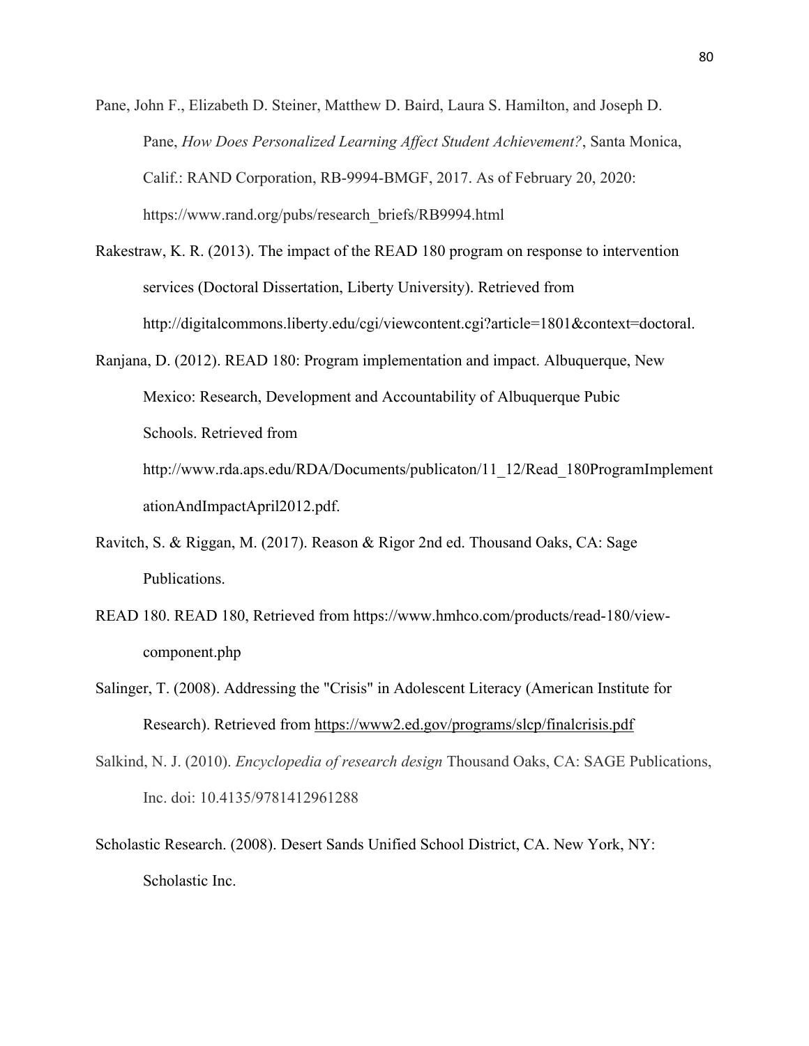Pane, John F., Elizabeth D. Steiner, Matthew D. Baird, Laura S. Hamilton, and Joseph D. Pane, *How Does Personalized Learning Affect Student Achievement?*, Santa Monica, Calif.: RAND Corporation, RB-9994-BMGF, 2017. As of February 20, 2020: https://www.rand.org/pubs/research_briefs/RB9994.html

Rakestraw, K. R. (2013). The impact of the READ 180 program on response to intervention services (Doctoral Dissertation, Liberty University). Retrieved from http://digitalcommons.liberty.edu/cgi/viewcontent.cgi?article=1801&context=doctoral.

Ranjana, D. (2012). READ 180: Program implementation and impact. Albuquerque, New Mexico: Research, Development and Accountability of Albuquerque Pubic Schools. Retrieved from http://www.rda.aps.edu/RDA/Documents/publicaton/11_12/Read_180ProgramImplementationAndImpactApril2012.pdf.

Ravitch, S. & Riggan, M. (2017). Reason & Rigor 2nd ed. Thousand Oaks, CA: Sage Publications.

READ 180. READ 180, Retrieved from https://www.hmhco.com/products/read-180/view-component.php

Salinger, T. (2008). Addressing the "Crisis" in Adolescent Literacy (American Institute for Research). Retrieved from https://www2.ed.gov/programs/slcp/finalcrisis.pdf

Salkind, N. J. (2010). *Encyclopedia of research design* Thousand Oaks, CA: SAGE Publications, Inc. doi: 10.4135/9781412961288

Scholastic Research. (2008). Desert Sands Unified School District, CA. New York, NY: Scholastic Inc.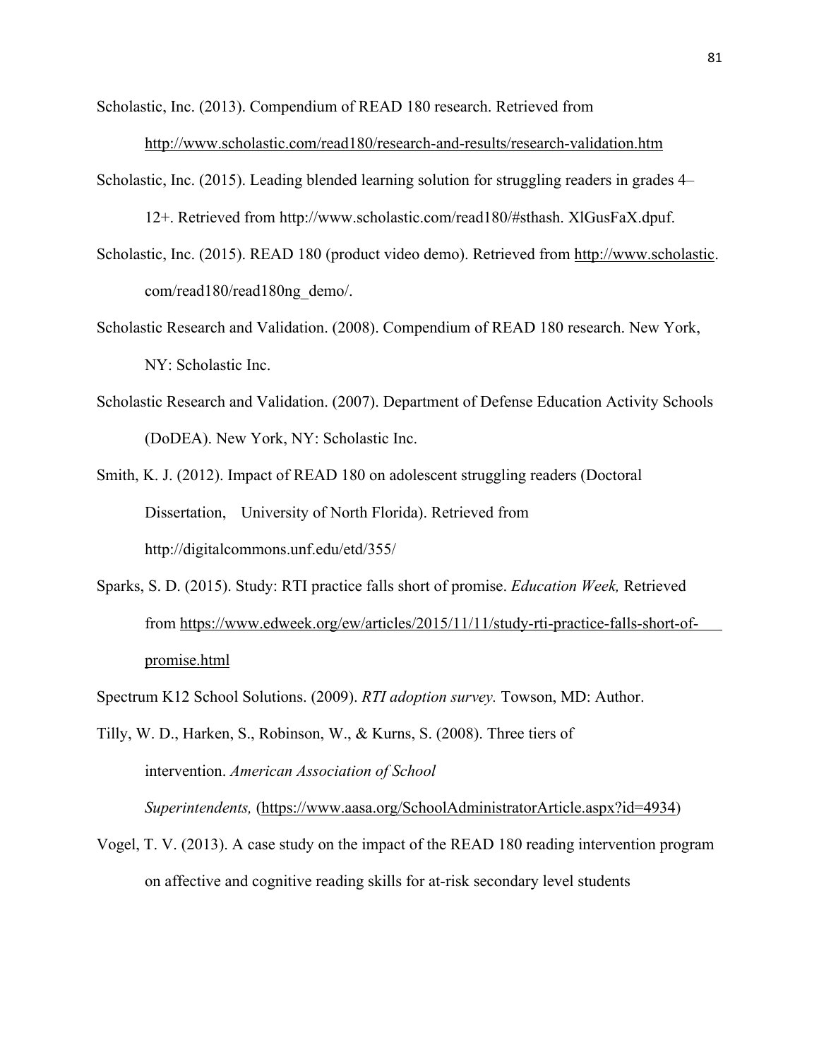Scholastic, Inc. (2013). Compendium of READ 180 research. Retrieved from http://www.scholastic.com/read180/research-and-results/research-validation.htm

Scholastic, Inc. (2015). Leading blended learning solution for struggling readers in grades 4–12+. Retrieved from http://www.scholastic.com/read180/#sthash. XlGusFaX.dpuf.

Scholastic, Inc. (2015). READ 180 (product video demo). Retrieved from http://www.scholastic. com/read180/read180ng_demo/.

Scholastic Research and Validation. (2008). Compendium of READ 180 research. New York, NY: Scholastic Inc.

Scholastic Research and Validation. (2007). Department of Defense Education Activity Schools (DoDEA). New York, NY: Scholastic Inc.

Smith, K. J. (2012). Impact of READ 180 on adolescent struggling readers (Doctoral Dissertation, University of North Florida). Retrieved from http://digitalcommons.unf.edu/etd/355/

Sparks, S. D. (2015). Study: RTI practice falls short of promise. *Education Week,* Retrieved from https://www.edweek.org/ew/articles/2015/11/11/study-rti-practice-falls-short-of-promise.html

Spectrum K12 School Solutions. (2009). *RTI adoption survey.* Towson, MD: Author.

Tilly, W. D., Harken, S., Robinson, W., & Kurns, S. (2008). Three tiers of intervention. *American Association of School Superintendents,* (https://www.aasa.org/SchoolAdministratorArticle.aspx?id=4934)

Vogel, T. V. (2013). A case study on the impact of the READ 180 reading intervention program on affective and cognitive reading skills for at-risk secondary level students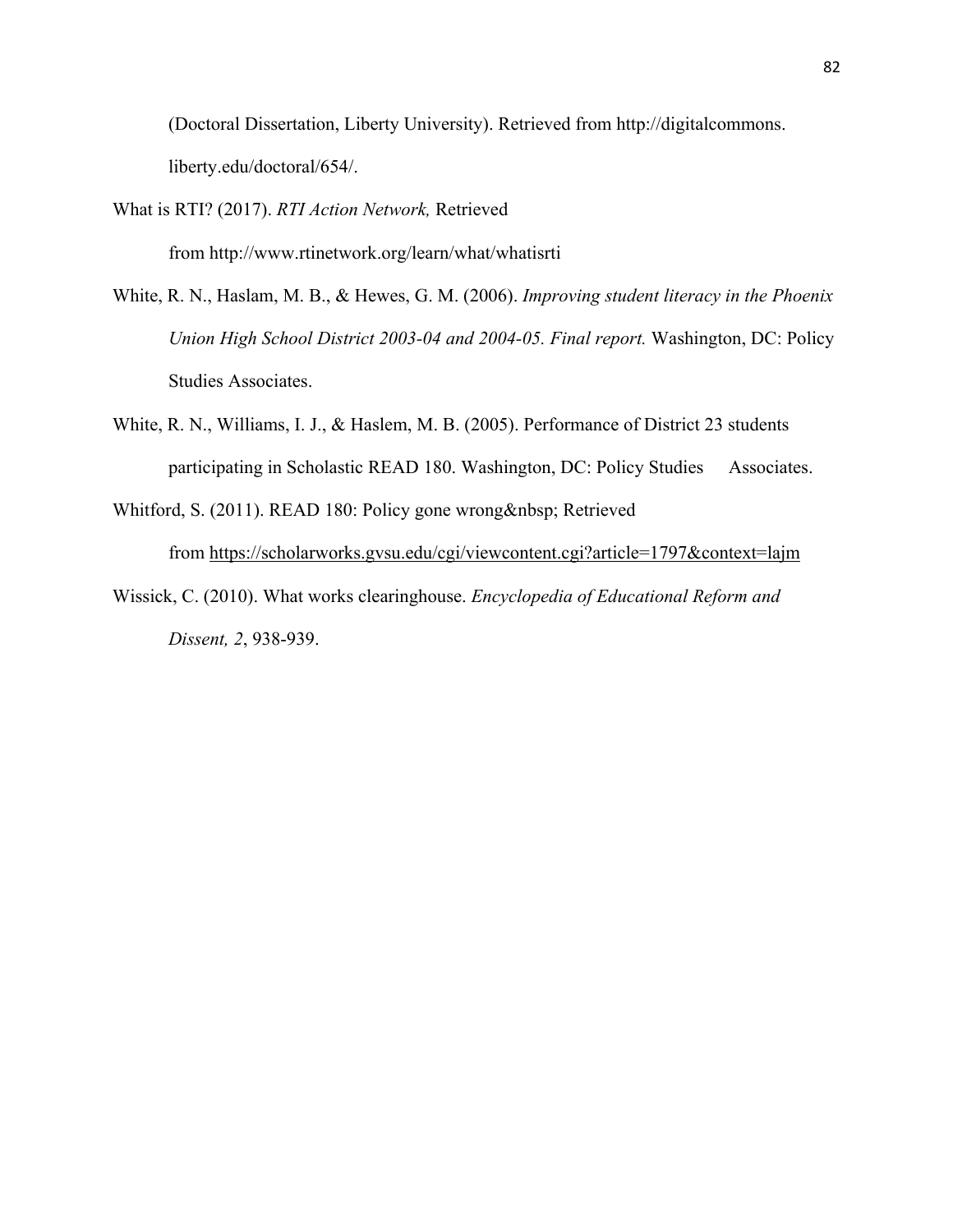(Doctoral Dissertation, Liberty University). Retrieved from http://digitalcommons. liberty.edu/doctoral/654/.

What is RTI? (2017). *RTI Action Network,* Retrieved from http://www.rtinetwork.org/learn/what/whatisrti

White, R. N., Haslam, M. B., & Hewes, G. M. (2006). *Improving student literacy in the Phoenix Union High School District 2003-04 and 2004-05. Final report.* Washington, DC: Policy Studies Associates.

White, R. N., Williams, I. J., & Haslem, M. B. (2005). Performance of District 23 students participating in Scholastic READ 180. Washington, DC: Policy Studies Associates.

Whitford, S. (2011). READ 180: Policy gone wrong&nbsp; Retrieved from https://scholarworks.gvsu.edu/cgi/viewcontent.cgi?article=1797&context=lajm

Wissick, C. (2010). What works clearinghouse. *Encyclopedia of Educational Reform and Dissent, 2*, 938-939.